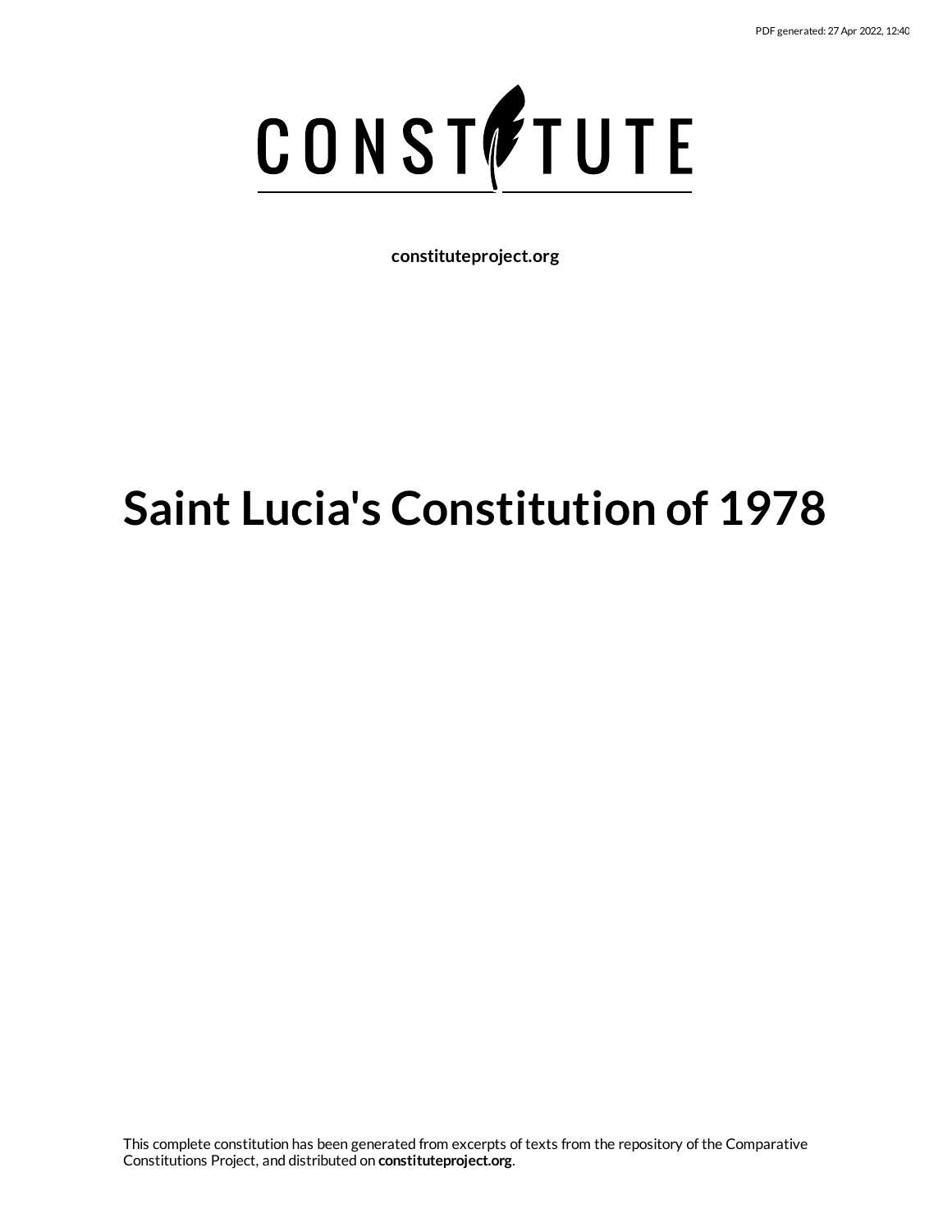PDF generated: 27 Apr 2022, 12:40

CONSTITUTE

**constituteproject.org**

# Saint Lucia's Constitution of 1978

This complete constitution has been generated from excerpts of texts from the repository of the Comparative Constitutions Project, and distributed on **constituteproject.org**.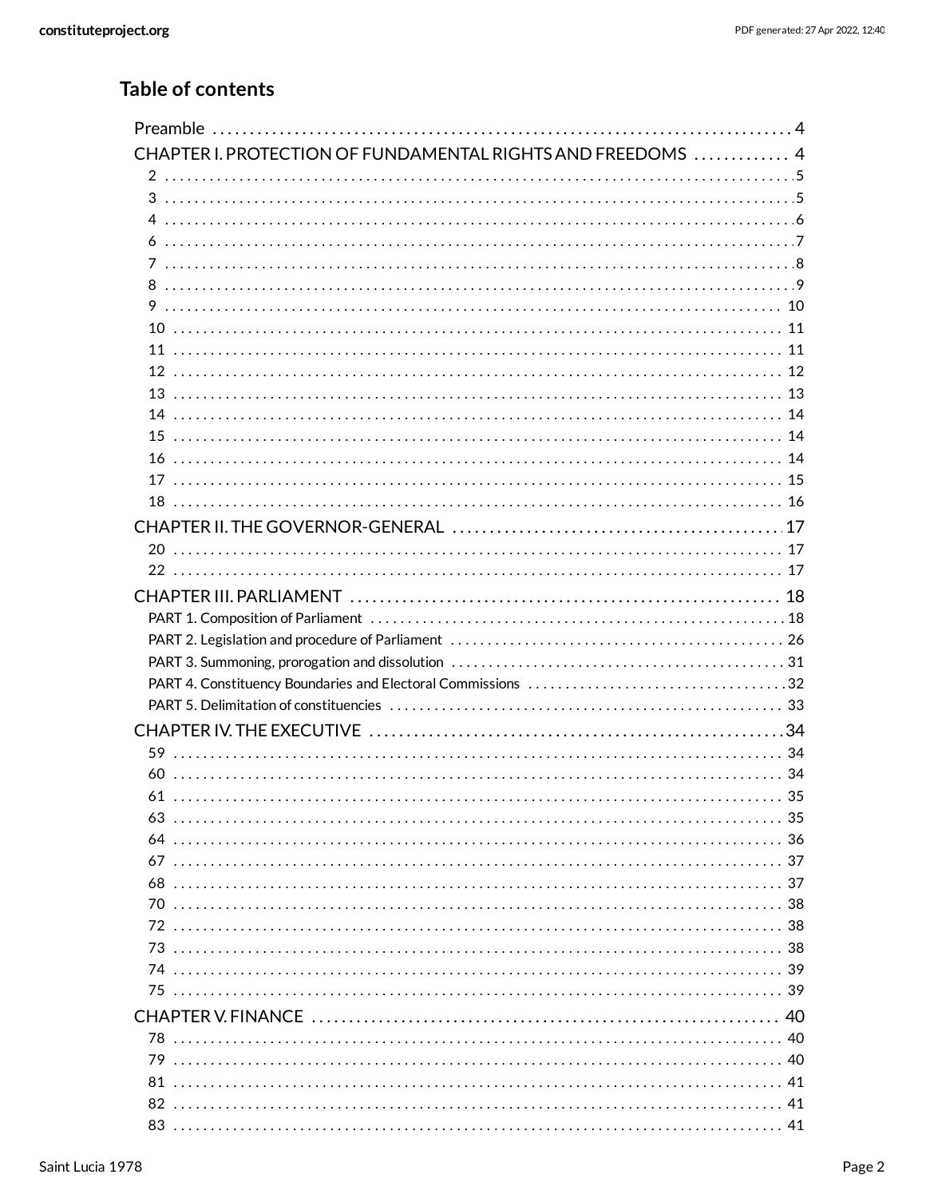## Table of contents

- Preamble ........ 4
- CHAPTER I. PROTECTION OF FUNDAMENTAL RIGHTS AND FREEDOMS ........ 4
  - 2 ........ 5
  - 3 ........ 5
  - 4 ........ 6
  - 6 ........ 7
  - 7 ........ 8
  - 8 ........ 9
  - 9 ........ 10
  - 10 ........ 11
  - 11 ........ 11
  - 12 ........ 12
  - 13 ........ 13
  - 14 ........ 14
  - 15 ........ 14
  - 16 ........ 14
  - 17 ........ 15
  - 18 ........ 16
- CHAPTER II. THE GOVERNOR-GENERAL ........ 17
  - 20 ........ 17
  - 22 ........ 17
- CHAPTER III. PARLIAMENT ........ 18
  - PART 1. Composition of Parliament ........ 18
  - PART 2. Legislation and procedure of Parliament ........ 26
  - PART 3. Summoning, prorogation and dissolution ........ 31
  - PART 4. Constituency Boundaries and Electoral Commissions ........ 32
  - PART 5. Delimitation of constituencies ........ 33
- CHAPTER IV. THE EXECUTIVE ........ 34
  - 59 ........ 34
  - 60 ........ 34
  - 61 ........ 35
  - 63 ........ 35
  - 64 ........ 36
  - 67 ........ 37
  - 68 ........ 37
  - 70 ........ 38
  - 72 ........ 38
  - 73 ........ 38
  - 74 ........ 39
  - 75 ........ 39
- CHAPTER V. FINANCE ........ 40
  - 78 ........ 40
  - 79 ........ 40
  - 81 ........ 41
  - 82 ........ 41
  - 83 ........ 41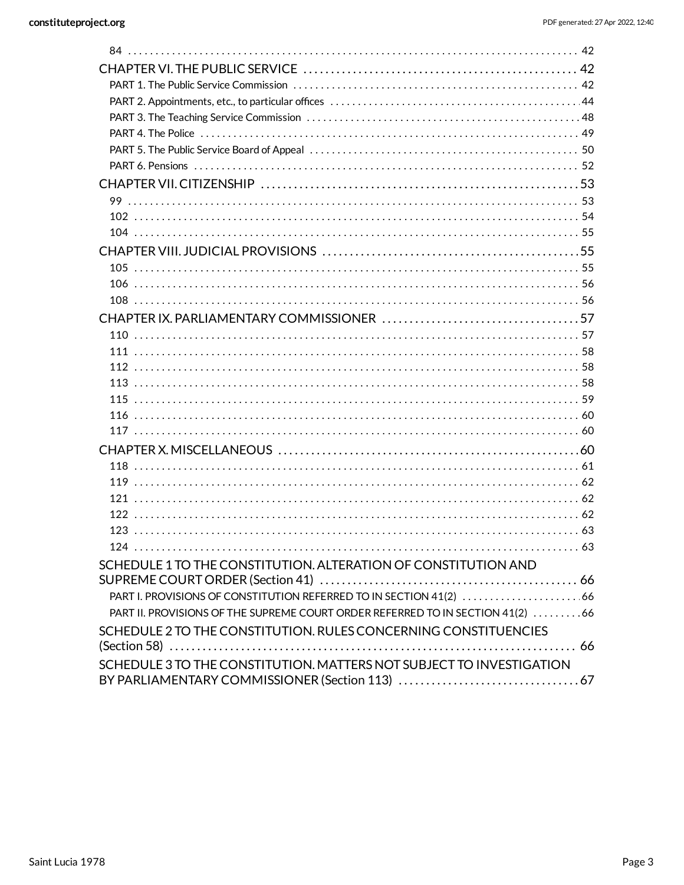84 . . . . . . . . . . . . . . . . . . . . . . . . . . . . . . . . . . . . . . . . . . . . . . . . . . . . . . . . . . . . . . . . . . . . . . . . . . . . 42

CHAPTER VI. THE PUBLIC SERVICE . . . . . . . . . . . . . . . . . . . . . . . . . . . . . . . . . . . . . . . . . . . . . . . . 42

PART 1. The Public Service Commission . . . . . . . . . . . . . . . . . . . . . . . . . . . . . . . . . . . . . . . . . . . . 42

PART 2. Appointments, etc., to particular offices . . . . . . . . . . . . . . . . . . . . . . . . . . . . . . . . . . . . . . . . 44

PART 3. The Teaching Service Commission . . . . . . . . . . . . . . . . . . . . . . . . . . . . . . . . . . . . . . . . . . . 48

PART 4. The Police . . . . . . . . . . . . . . . . . . . . . . . . . . . . . . . . . . . . . . . . . . . . . . . . . . . . . . . . . . . . 49

PART 5. The Public Service Board of Appeal . . . . . . . . . . . . . . . . . . . . . . . . . . . . . . . . . . . . . . . . . . 50

PART 6. Pensions . . . . . . . . . . . . . . . . . . . . . . . . . . . . . . . . . . . . . . . . . . . . . . . . . . . . . . . . . . . . . 52

CHAPTER VII. CITIZENSHIP . . . . . . . . . . . . . . . . . . . . . . . . . . . . . . . . . . . . . . . . . . . . . . . . . . . . . . 53

99 . . . . . . . . . . . . . . . . . . . . . . . . . . . . . . . . . . . . . . . . . . . . . . . . . . . . . . . . . . . . . . . . . . . . . . . . . . . . 53

102 . . . . . . . . . . . . . . . . . . . . . . . . . . . . . . . . . . . . . . . . . . . . . . . . . . . . . . . . . . . . . . . . . . . . . . . . . . 54

104 . . . . . . . . . . . . . . . . . . . . . . . . . . . . . . . . . . . . . . . . . . . . . . . . . . . . . . . . . . . . . . . . . . . . . . . . . . 55

CHAPTER VIII. JUDICIAL PROVISIONS . . . . . . . . . . . . . . . . . . . . . . . . . . . . . . . . . . . . . . . . . . . . . . 55

105 . . . . . . . . . . . . . . . . . . . . . . . . . . . . . . . . . . . . . . . . . . . . . . . . . . . . . . . . . . . . . . . . . . . . . . . . . . 55

106 . . . . . . . . . . . . . . . . . . . . . . . . . . . . . . . . . . . . . . . . . . . . . . . . . . . . . . . . . . . . . . . . . . . . . . . . . . 56

108 . . . . . . . . . . . . . . . . . . . . . . . . . . . . . . . . . . . . . . . . . . . . . . . . . . . . . . . . . . . . . . . . . . . . . . . . . . 56

CHAPTER IX. PARLIAMENTARY COMMISSIONER . . . . . . . . . . . . . . . . . . . . . . . . . . . . . . . . . . . 57

110 . . . . . . . . . . . . . . . . . . . . . . . . . . . . . . . . . . . . . . . . . . . . . . . . . . . . . . . . . . . . . . . . . . . . . . . . . . 57

111 . . . . . . . . . . . . . . . . . . . . . . . . . . . . . . . . . . . . . . . . . . . . . . . . . . . . . . . . . . . . . . . . . . . . . . . . . . 58

112 . . . . . . . . . . . . . . . . . . . . . . . . . . . . . . . . . . . . . . . . . . . . . . . . . . . . . . . . . . . . . . . . . . . . . . . . . . 58

113 . . . . . . . . . . . . . . . . . . . . . . . . . . . . . . . . . . . . . . . . . . . . . . . . . . . . . . . . . . . . . . . . . . . . . . . . . . 58

115 . . . . . . . . . . . . . . . . . . . . . . . . . . . . . . . . . . . . . . . . . . . . . . . . . . . . . . . . . . . . . . . . . . . . . . . . . . 59

116 . . . . . . . . . . . . . . . . . . . . . . . . . . . . . . . . . . . . . . . . . . . . . . . . . . . . . . . . . . . . . . . . . . . . . . . . . . 60

117 . . . . . . . . . . . . . . . . . . . . . . . . . . . . . . . . . . . . . . . . . . . . . . . . . . . . . . . . . . . . . . . . . . . . . . . . . . 60

CHAPTER X. MISCELLANEOUS . . . . . . . . . . . . . . . . . . . . . . . . . . . . . . . . . . . . . . . . . . . . . . . . . . . . 60

118 . . . . . . . . . . . . . . . . . . . . . . . . . . . . . . . . . . . . . . . . . . . . . . . . . . . . . . . . . . . . . . . . . . . . . . . . . . 61

119 . . . . . . . . . . . . . . . . . . . . . . . . . . . . . . . . . . . . . . . . . . . . . . . . . . . . . . . . . . . . . . . . . . . . . . . . . . 62

121 . . . . . . . . . . . . . . . . . . . . . . . . . . . . . . . . . . . . . . . . . . . . . . . . . . . . . . . . . . . . . . . . . . . . . . . . . . 62

122 . . . . . . . . . . . . . . . . . . . . . . . . . . . . . . . . . . . . . . . . . . . . . . . . . . . . . . . . . . . . . . . . . . . . . . . . . . 62

123 . . . . . . . . . . . . . . . . . . . . . . . . . . . . . . . . . . . . . . . . . . . . . . . . . . . . . . . . . . . . . . . . . . . . . . . . . . 63

124 . . . . . . . . . . . . . . . . . . . . . . . . . . . . . . . . . . . . . . . . . . . . . . . . . . . . . . . . . . . . . . . . . . . . . . . . . . 63

SCHEDULE 1 TO THE CONSTITUTION. ALTERATION OF CONSTITUTION AND SUPREME COURT ORDER (Section 41) . . . . . . . . . . . . . . . . . . . . . . . . . . . . . . . . . . . . . . . . . . . . . . 66

PART I. PROVISIONS OF CONSTITUTION REFERRED TO IN SECTION 41(2) . . . . . . . . . . . . . . . . . . . . . . 66

PART II. PROVISIONS OF THE SUPREME COURT ORDER REFERRED TO IN SECTION 41(2) . . . . . . . . . 66

SCHEDULE 2 TO THE CONSTITUTION. RULES CONCERNING CONSTITUENCIES (Section 58) . . . . . . . . . . . . . . . . . . . . . . . . . . . . . . . . . . . . . . . . . . . . . . . . . . . . . . . . . . . . . . . . . . . . . 66

SCHEDULE 3 TO THE CONSTITUTION. MATTERS NOT SUBJECT TO INVESTIGATION BY PARLIAMENTARY COMMISSIONER (Section 113) . . . . . . . . . . . . . . . . . . . . . . . . . . . . . . . . 67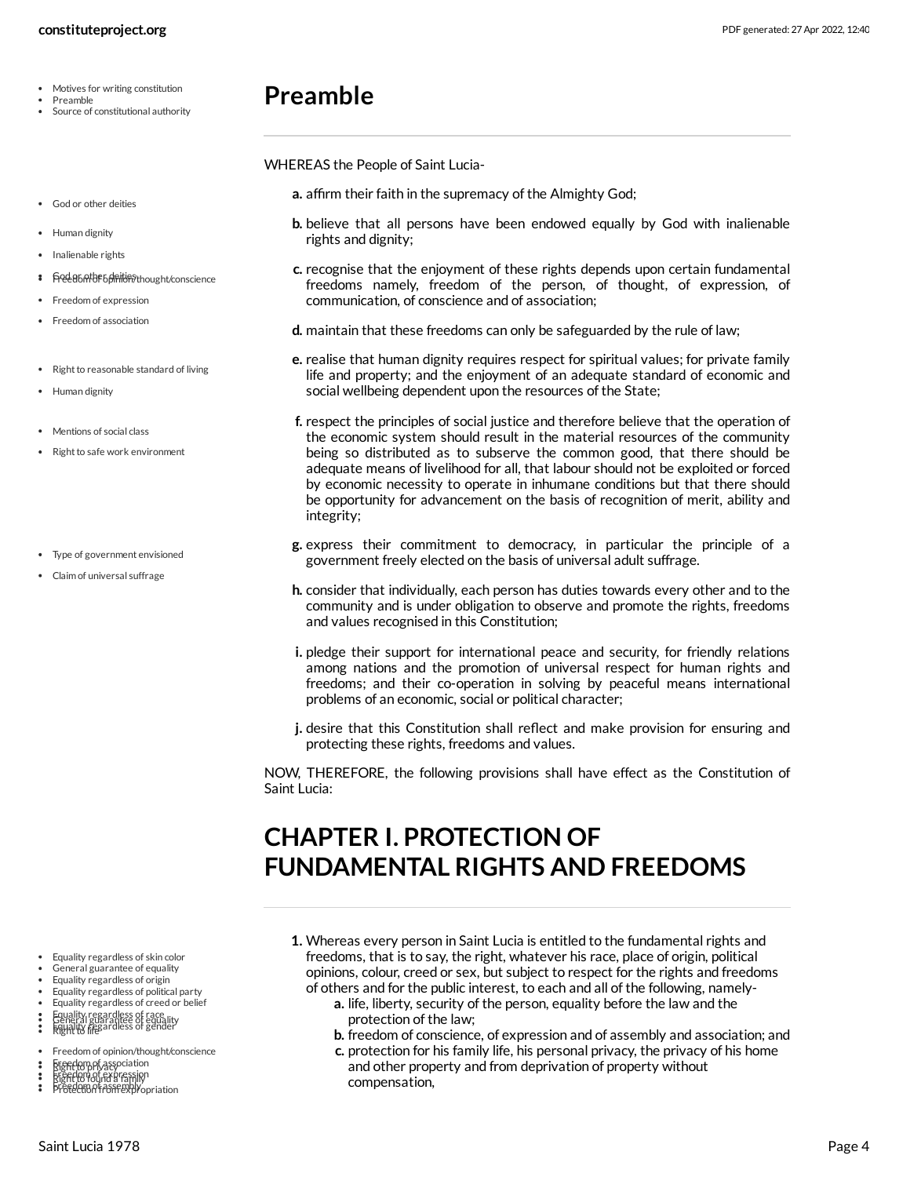## Preamble

WHEREAS the People of Saint Lucia-

a. affirm their faith in the supremacy of the Almighty God;

b. believe that all persons have been endowed equally by God with inalienable rights and dignity;

c. recognise that the enjoyment of these rights depends upon certain fundamental freedoms namely, freedom of the person, of thought, of expression, of communication, of conscience and of association;

d. maintain that these freedoms can only be safeguarded by the rule of law;

e. realise that human dignity requires respect for spiritual values; for private family life and property; and the enjoyment of an adequate standard of economic and social wellbeing dependent upon the resources of the State;

f. respect the principles of social justice and therefore believe that the operation of the economic system should result in the material resources of the community being so distributed as to subserve the common good, that there should be adequate means of livelihood for all, that labour should not be exploited or forced by economic necessity to operate in inhumane conditions but that there should be opportunity for advancement on the basis of recognition of merit, ability and integrity;

g. express their commitment to democracy, in particular the principle of a government freely elected on the basis of universal adult suffrage.

h. consider that individually, each person has duties towards every other and to the community and is under obligation to observe and promote the rights, freedoms and values recognised in this Constitution;

i. pledge their support for international peace and security, for friendly relations among nations and the promotion of universal respect for human rights and freedoms; and their co-operation in solving by peaceful means international problems of an economic, social or political character;

j. desire that this Constitution shall reflect and make provision for ensuring and protecting these rights, freedoms and values.

NOW, THEREFORE, the following provisions shall have effect as the Constitution of Saint Lucia:

## CHAPTER I. PROTECTION OF FUNDAMENTAL RIGHTS AND FREEDOMS

1. Whereas every person in Saint Lucia is entitled to the fundamental rights and freedoms, that is to say, the right, whatever his race, place of origin, political opinions, colour, creed or sex, but subject to respect for the rights and freedoms of others and for the public interest, to each and all of the following, namely-
   a. life, liberty, security of the person, equality before the law and the protection of the law;
   b. freedom of conscience, of expression and of assembly and association; and
   c. protection for his family life, his personal privacy, the privacy of his home and other property and from deprivation of property without compensation,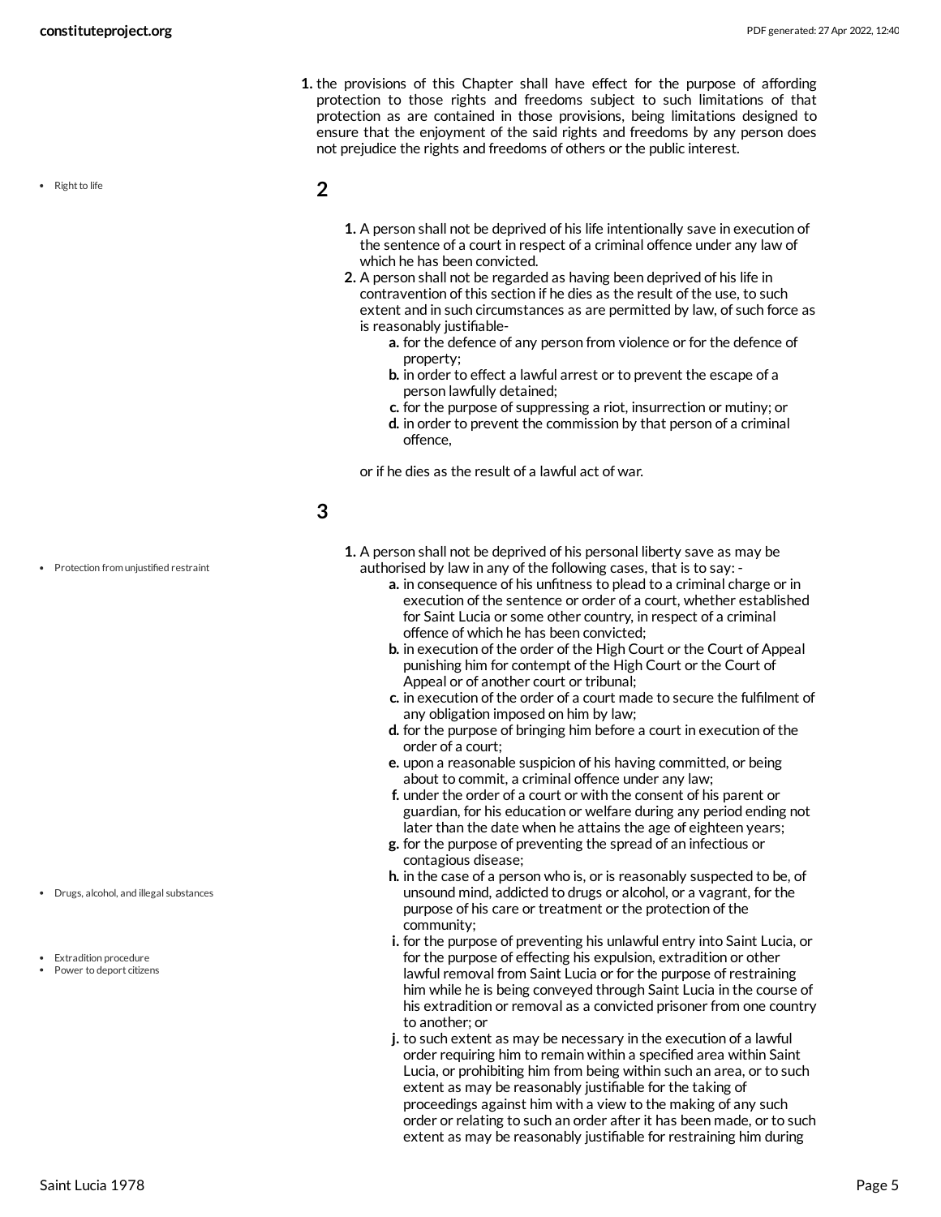1. the provisions of this Chapter shall have effect for the purpose of affording protection to those rights and freedoms subject to such limitations of that protection as are contained in those provisions, being limitations designed to ensure that the enjoyment of the said rights and freedoms by any person does not prejudice the rights and freedoms of others or the public interest.

- Right to life

## 2

1. A person shall not be deprived of his life intentionally save in execution of the sentence of a court in respect of a criminal offence under any law of which he has been convicted.
2. A person shall not be regarded as having been deprived of his life in contravention of this section if he dies as the result of the use, to such extent and in such circumstances as are permitted by law, of such force as is reasonably justifiable-
   a. for the defence of any person from violence or for the defence of property;
   b. in order to effect a lawful arrest or to prevent the escape of a person lawfully detained;
   c. for the purpose of suppressing a riot, insurrection or mutiny; or
   d. in order to prevent the commission by that person of a criminal offence,

   or if he dies as the result of a lawful act of war.

## 3

- Protection from unjustified restraint

1. A person shall not be deprived of his personal liberty save as may be authorised by law in any of the following cases, that is to say: -
   a. in consequence of his unfitness to plead to a criminal charge or in execution of the sentence or order of a court, whether established for Saint Lucia or some other country, in respect of a criminal offence of which he has been convicted;
   b. in execution of the order of the High Court or the Court of Appeal punishing him for contempt of the High Court or the Court of Appeal or of another court or tribunal;
   c. in execution of the order of a court made to secure the fulfilment of any obligation imposed on him by law;
   d. for the purpose of bringing him before a court in execution of the order of a court;
   e. upon a reasonable suspicion of his having committed, or being about to commit, a criminal offence under any law;
   f. under the order of a court or with the consent of his parent or guardian, for his education or welfare during any period ending not later than the date when he attains the age of eighteen years;
   g. for the purpose of preventing the spread of an infectious or contagious disease;
   h. in the case of a person who is, or is reasonably suspected to be, of unsound mind, addicted to drugs or alcohol, or a vagrant, for the purpose of his care or treatment or the protection of the community;
   i. for the purpose of preventing his unlawful entry into Saint Lucia, or for the purpose of effecting his expulsion, extradition or other lawful removal from Saint Lucia or for the purpose of restraining him while he is being conveyed through Saint Lucia in the course of his extradition or removal as a convicted prisoner from one country to another; or
   j. to such extent as may be necessary in the execution of a lawful order requiring him to remain within a specified area within Saint Lucia, or prohibiting him from being within such an area, or to such extent as may be reasonably justifiable for the taking of proceedings against him with a view to the making of any such order or relating to such an order after it has been made, or to such extent as may be reasonably justifiable for restraining him during

- Drugs, alcohol, and illegal substances
- Extradition procedure
- Power to deport citizens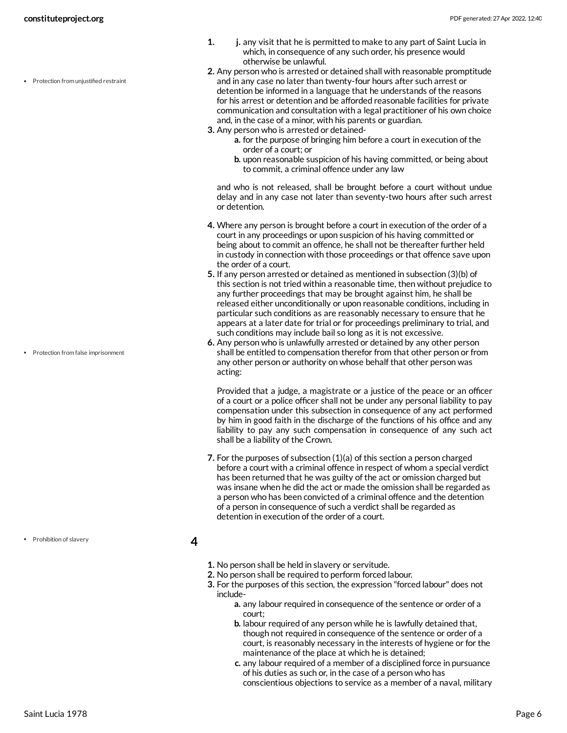1. j. any visit that he is permitted to make to any part of Saint Lucia in which, in consequence of any such order, his presence would otherwise be unlawful.

2. Any person who is arrested or detained shall with reasonable promptitude and in any case no later than twenty-four hours after such arrest or detention be informed in a language that he understands of the reasons for his arrest or detention and be afforded reasonable facilities for private communication and consultation with a legal practitioner of his own choice and, in the case of a minor, with his parents or guardian.

- Protection from unjustified restraint

3. Any person who is arrested or detained-
   a. for the purpose of bringing him before a court in execution of the order of a court; or
   b. upon reasonable suspicion of his having committed, or being about to commit, a criminal offence under any law

   and who is not released, shall be brought before a court without undue delay and in any case not later than seventy-two hours after such arrest or detention.

4. Where any person is brought before a court in execution of the order of a court in any proceedings or upon suspicion of his having committed or being about to commit an offence, he shall not be thereafter further held in custody in connection with those proceedings or that offence save upon the order of a court.

5. If any person arrested or detained as mentioned in subsection (3)(b) of this section is not tried within a reasonable time, then without prejudice to any further proceedings that may be brought against him, he shall be released either unconditionally or upon reasonable conditions, including in particular such conditions as are reasonably necessary to ensure that he appears at a later date for trial or for proceedings preliminary to trial, and such conditions may include bail so long as it is not excessive.

6. Any person who is unlawfully arrested or detained by any other person shall be entitled to compensation therefor from that other person or from any other person or authority on whose behalf that other person was acting:

   - Protection from false imprisonment

   Provided that a judge, a magistrate or a justice of the peace or an officer of a court or a police officer shall not be under any personal liability to pay compensation under this subsection in consequence of any act performed by him in good faith in the discharge of the functions of his office and any liability to pay any such compensation in consequence of any such act shall be a liability of the Crown.

7. For the purposes of subsection (1)(a) of this section a person charged before a court with a criminal offence in respect of whom a special verdict has been returned that he was guilty of the act or omission charged but was insane when he did the act or made the omission shall be regarded as a person who has been convicted of a criminal offence and the detention of a person in consequence of such a verdict shall be regarded as detention in execution of the order of a court.

## 4

- Prohibition of slavery

1. No person shall be held in slavery or servitude.
2. No person shall be required to perform forced labour.
3. For the purposes of this section, the expression "forced labour" does not include-
   a. any labour required in consequence of the sentence or order of a court;
   b. labour required of any person while he is lawfully detained that, though not required in consequence of the sentence or order of a court, is reasonably necessary in the interests of hygiene or for the maintenance of the place at which he is detained;
   c. any labour required of a member of a disciplined force in pursuance of his duties as such or, in the case of a person who has conscientious objections to service as a member of a naval, military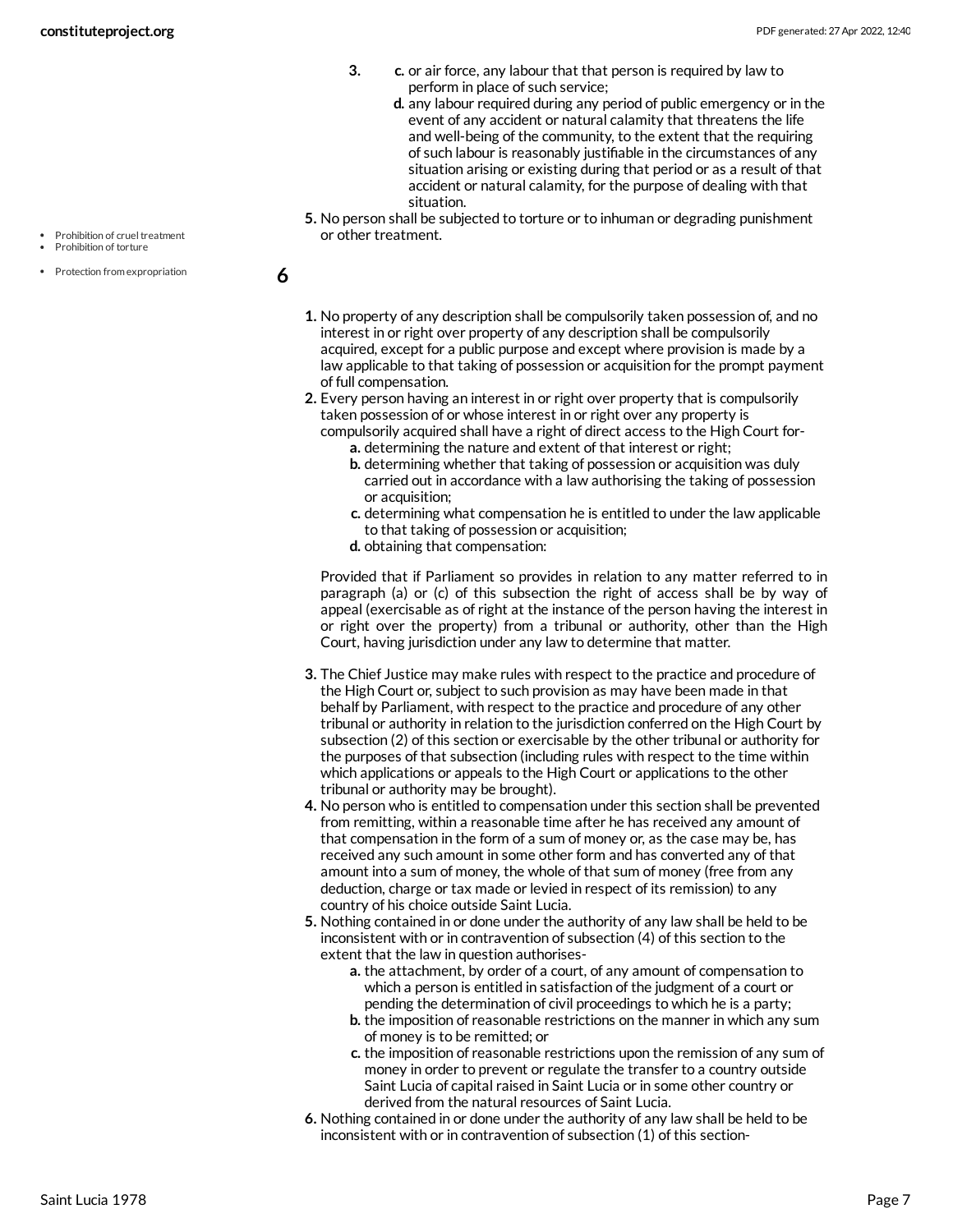3. 
    c. or air force, any labour that that person is required by law to perform in place of such service;
    d. any labour required during any period of public emergency or in the event of any accident or natural calamity that threatens the life and well-being of the community, to the extent that the requiring of such labour is reasonably justifiable in the circumstances of any situation arising or existing during that period or as a result of that accident or natural calamity, for the purpose of dealing with that situation.

5. No person shall be subjected to torture or to inhuman or degrading punishment or other treatment.

- Prohibition of cruel treatment
- Prohibition of torture
- Protection from expropriation

## 6

1. No property of any description shall be compulsorily taken possession of, and no interest in or right over property of any description shall be compulsorily acquired, except for a public purpose and except where provision is made by a law applicable to that taking of possession or acquisition for the prompt payment of full compensation.
2. Every person having an interest in or right over property that is compulsorily taken possession of or whose interest in or right over any property is compulsorily acquired shall have a right of direct access to the High Court for-
    a. determining the nature and extent of that interest or right;
    b. determining whether that taking of possession or acquisition was duly carried out in accordance with a law authorising the taking of possession or acquisition;
    c. determining what compensation he is entitled to under the law applicable to that taking of possession or acquisition;
    d. obtaining that compensation:

    Provided that if Parliament so provides in relation to any matter referred to in paragraph (a) or (c) of this subsection the right of access shall be by way of appeal (exercisable as of right at the instance of the person having the interest in or right over the property) from a tribunal or authority, other than the High Court, having jurisdiction under any law to determine that matter.

3. The Chief Justice may make rules with respect to the practice and procedure of the High Court or, subject to such provision as may have been made in that behalf by Parliament, with respect to the practice and procedure of any other tribunal or authority in relation to the jurisdiction conferred on the High Court by subsection (2) of this section or exercisable by the other tribunal or authority for the purposes of that subsection (including rules with respect to the time within which applications or appeals to the High Court or applications to the other tribunal or authority may be brought).
4. No person who is entitled to compensation under this section shall be prevented from remitting, within a reasonable time after he has received any amount of that compensation in the form of a sum of money or, as the case may be, has received any such amount in some other form and has converted any of that amount into a sum of money, the whole of that sum of money (free from any deduction, charge or tax made or levied in respect of its remission) to any country of his choice outside Saint Lucia.
5. Nothing contained in or done under the authority of any law shall be held to be inconsistent with or in contravention of subsection (4) of this section to the extent that the law in question authorises-
    a. the attachment, by order of a court, of any amount of compensation to which a person is entitled in satisfaction of the judgment of a court or pending the determination of civil proceedings to which he is a party;
    b. the imposition of reasonable restrictions on the manner in which any sum of money is to be remitted; or
    c. the imposition of reasonable restrictions upon the remission of any sum of money in order to prevent or regulate the transfer to a country outside Saint Lucia of capital raised in Saint Lucia or in some other country or derived from the natural resources of Saint Lucia.
6. Nothing contained in or done under the authority of any law shall be held to be inconsistent with or in contravention of subsection (1) of this section-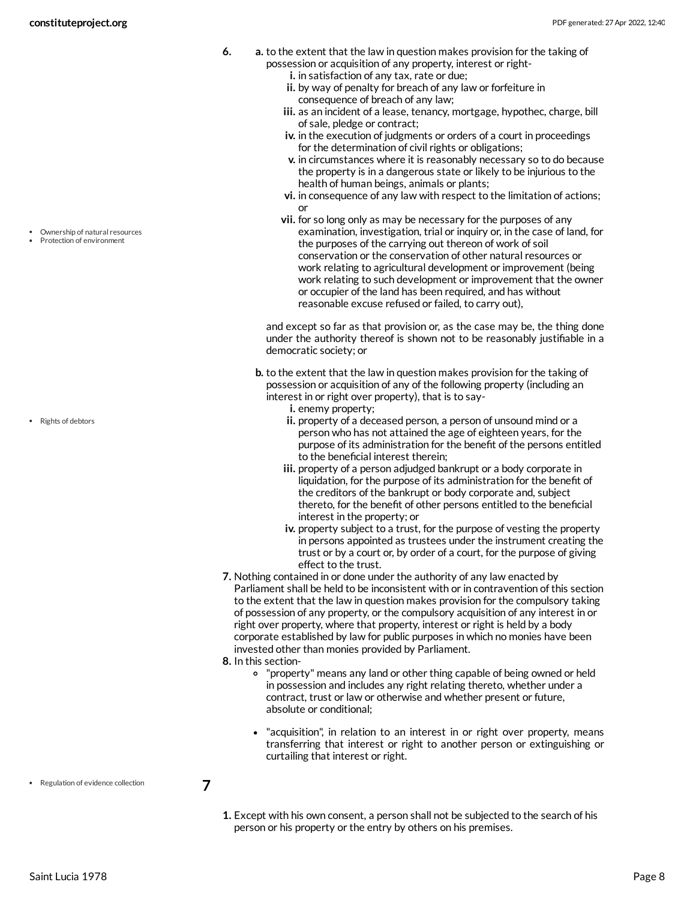6. a. to the extent that the law in question makes provision for the taking of possession or acquisition of any property, interest or right-
   i. in satisfaction of any tax, rate or due;
   ii. by way of penalty for breach of any law or forfeiture in consequence of breach of any law;
   iii. as an incident of a lease, tenancy, mortgage, hypothec, charge, bill of sale, pledge or contract;
   iv. in the execution of judgments or orders of a court in proceedings for the determination of civil rights or obligations;
   v. in circumstances where it is reasonably necessary so to do because the property is in a dangerous state or likely to be injurious to the health of human beings, animals or plants;
   vi. in consequence of any law with respect to the limitation of actions; or
   vii. for so long only as may be necessary for the purposes of any examination, investigation, trial or inquiry or, in the case of land, for the purposes of the carrying out thereon of work of soil conservation or the conservation of other natural resources or work relating to agricultural development or improvement (being work relating to such development or improvement that the owner or occupier of the land has been required, and has without reasonable excuse refused or failed, to carry out),

   and except so far as that provision or, as the case may be, the thing done under the authority thereof is shown not to be reasonably justifiable in a democratic society; or

   b. to the extent that the law in question makes provision for the taking of possession or acquisition of any of the following property (including an interest in or right over property), that is to say-
   i. enemy property;
   ii. property of a deceased person, a person of unsound mind or a person who has not attained the age of eighteen years, for the purpose of its administration for the benefit of the persons entitled to the beneficial interest therein;
   iii. property of a person adjudged bankrupt or a body corporate in liquidation, for the purpose of its administration for the benefit of the creditors of the bankrupt or body corporate and, subject thereto, for the benefit of other persons entitled to the beneficial interest in the property; or
   iv. property subject to a trust, for the purpose of vesting the property in persons appointed as trustees under the instrument creating the trust or by a court or, by order of a court, for the purpose of giving effect to the trust.

7. Nothing contained in or done under the authority of any law enacted by Parliament shall be held to be inconsistent with or in contravention of this section to the extent that the law in question makes provision for the compulsory taking of possession of any property, or the compulsory acquisition of any interest in or right over property, where that property, interest or right is held by a body corporate established by law for public purposes in which no monies have been invested other than monies provided by Parliament.

8. In this section-
   - "property" means any land or other thing capable of being owned or held in possession and includes any right relating thereto, whether under a contract, trust or law or otherwise and whether present or future, absolute or conditional;
   - "acquisition", in relation to an interest in or right over property, means transferring that interest or right to another person or extinguishing or curtailing that interest or right.

## 7

1. Except with his own consent, a person shall not be subjected to the search of his person or his property or the entry by others on his premises.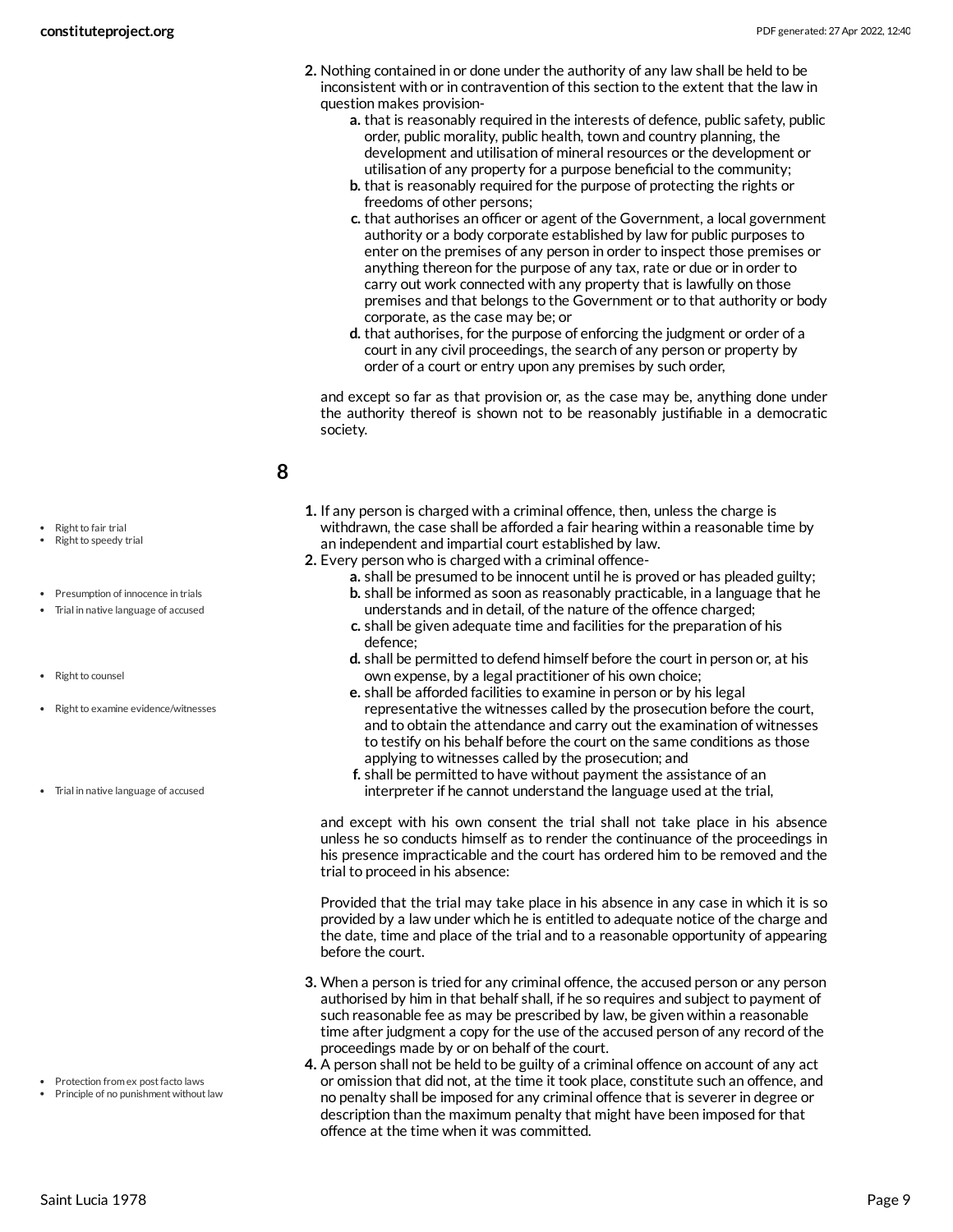2. Nothing contained in or done under the authority of any law shall be held to be inconsistent with or in contravention of this section to the extent that the law in question makes provision-
   a. that is reasonably required in the interests of defence, public safety, public order, public morality, public health, town and country planning, the development and utilisation of mineral resources or the development or utilisation of any property for a purpose beneficial to the community;
   b. that is reasonably required for the purpose of protecting the rights or freedoms of other persons;
   c. that authorises an officer or agent of the Government, a local government authority or a body corporate established by law for public purposes to enter on the premises of any person in order to inspect those premises or anything thereon for the purpose of any tax, rate or due or in order to carry out work connected with any property that is lawfully on those premises and that belongs to the Government or to that authority or body corporate, as the case may be; or
   d. that authorises, for the purpose of enforcing the judgment or order of a court in any civil proceedings, the search of any person or property by order of a court or entry upon any premises by such order,

   and except so far as that provision or, as the case may be, anything done under the authority thereof is shown not to be reasonably justifiable in a democratic society.

## 8

- Right to fair trial
- Right to speedy trial

1. If any person is charged with a criminal offence, then, unless the charge is withdrawn, the case shall be afforded a fair hearing within a reasonable time by an independent and impartial court established by law.
2. Every person who is charged with a criminal offence-
   a. shall be presumed to be innocent until he is proved or has pleaded guilty;
   b. shall be informed as soon as reasonably practicable, in a language that he understands and in detail, of the nature of the offence charged;
   c. shall be given adequate time and facilities for the preparation of his defence;
   d. shall be permitted to defend himself before the court in person or, at his own expense, by a legal practitioner of his own choice;
   e. shall be afforded facilities to examine in person or by his legal representative the witnesses called by the prosecution before the court, and to obtain the attendance and carry out the examination of witnesses to testify on his behalf before the court on the same conditions as those applying to witnesses called by the prosecution; and
   f. shall be permitted to have without payment the assistance of an interpreter if he cannot understand the language used at the trial,

   and except with his own consent the trial shall not take place in his absence unless he so conducts himself as to render the continuance of the proceedings in his presence impracticable and the court has ordered him to be removed and the trial to proceed in his absence:

   Provided that the trial may take place in his absence in any case in which it is so provided by a law under which he is entitled to adequate notice of the charge and the date, time and place of the trial and to a reasonable opportunity of appearing before the court.

- Presumption of innocence in trials
- Trial in native language of accused
- Right to counsel
- Right to examine evidence/witnesses
- Trial in native language of accused

3. When a person is tried for any criminal offence, the accused person or any person authorised by him in that behalf shall, if he so requires and subject to payment of such reasonable fee as may be prescribed by law, be given within a reasonable time after judgment a copy for the use of the accused person of any record of the proceedings made by or on behalf of the court.
4. A person shall not be held to be guilty of a criminal offence on account of any act or omission that did not, at the time it took place, constitute such an offence, and no penalty shall be imposed for any criminal offence that is severer in degree or description than the maximum penalty that might have been imposed for that offence at the time when it was committed.

- Protection from ex post facto laws
- Principle of no punishment without law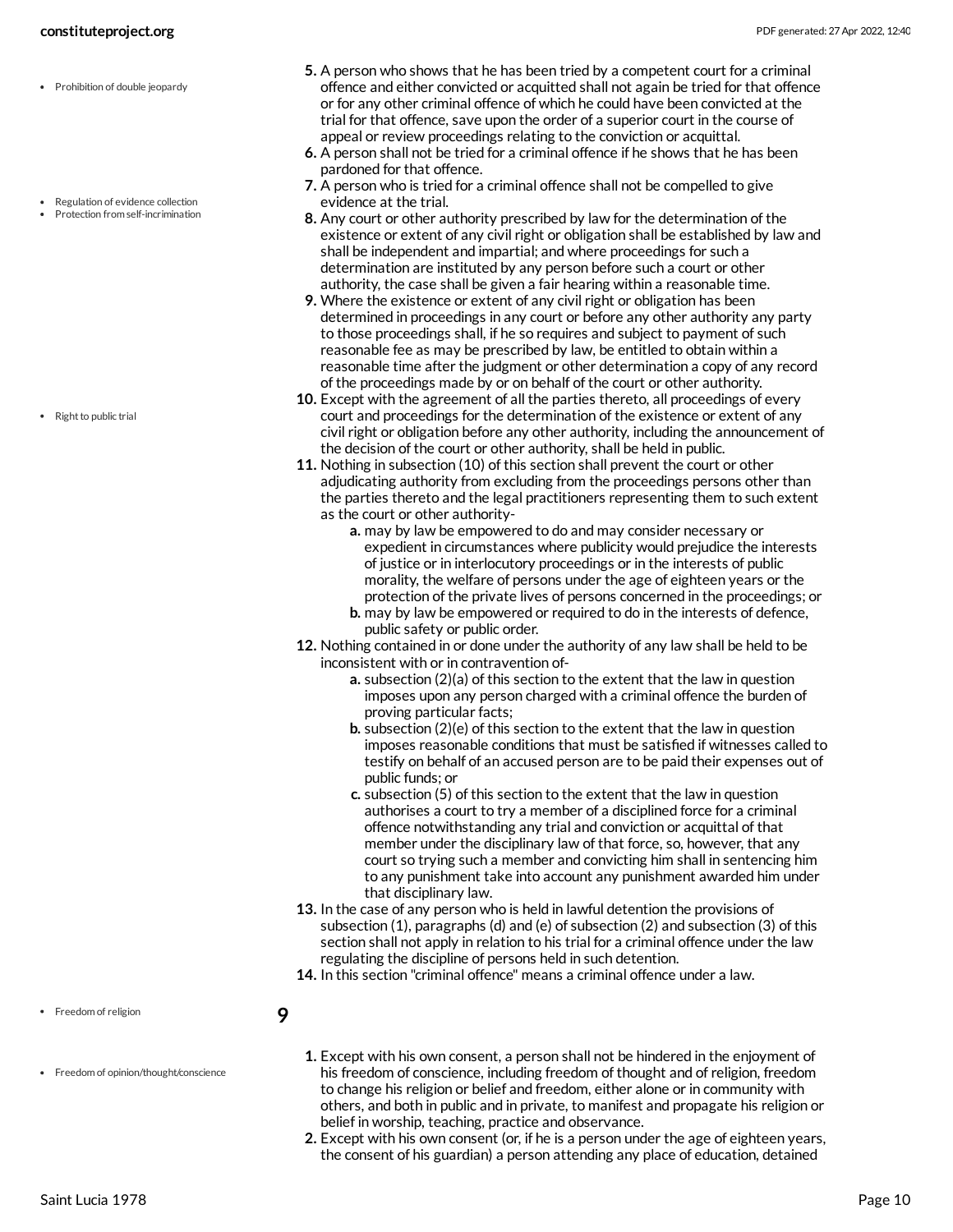5. A person who shows that he has been tried by a competent court for a criminal offence and either convicted or acquitted shall not again be tried for that offence or for any other criminal offence of which he could have been convicted at the trial for that offence, save upon the order of a superior court in the course of appeal or review proceedings relating to the conviction or acquittal.
6. A person shall not be tried for a criminal offence if he shows that he has been pardoned for that offence.
7. A person who is tried for a criminal offence shall not be compelled to give evidence at the trial.
8. Any court or other authority prescribed by law for the determination of the existence or extent of any civil right or obligation shall be established by law and shall be independent and impartial; and where proceedings for such a determination are instituted by any person before such a court or other authority, the case shall be given a fair hearing within a reasonable time.
9. Where the existence or extent of any civil right or obligation has been determined in proceedings in any court or before any other authority any party to those proceedings shall, if he so requires and subject to payment of such reasonable fee as may be prescribed by law, be entitled to obtain within a reasonable time after the judgment or other determination a copy of any record of the proceedings made by or on behalf of the court or other authority.
10. Except with the agreement of all the parties thereto, all proceedings of every court and proceedings for the determination of the existence or extent of any civil right or obligation before any other authority, including the announcement of the decision of the court or other authority, shall be held in public.
11. Nothing in subsection (10) of this section shall prevent the court or other adjudicating authority from excluding from the proceedings persons other than the parties thereto and the legal practitioners representing them to such extent as the court or other authority-
    a. may by law be empowered to do and may consider necessary or expedient in circumstances where publicity would prejudice the interests of justice or in interlocutory proceedings or in the interests of public morality, the welfare of persons under the age of eighteen years or the protection of the private lives of persons concerned in the proceedings; or
    b. may by law be empowered or required to do in the interests of defence, public safety or public order.
12. Nothing contained in or done under the authority of any law shall be held to be inconsistent with or in contravention of-
    a. subsection (2)(a) of this section to the extent that the law in question imposes upon any person charged with a criminal offence the burden of proving particular facts;
    b. subsection (2)(e) of this section to the extent that the law in question imposes reasonable conditions that must be satisfied if witnesses called to testify on behalf of an accused person are to be paid their expenses out of public funds; or
    c. subsection (5) of this section to the extent that the law in question authorises a court to try a member of a disciplined force for a criminal offence notwithstanding any trial and conviction or acquittal of that member under the disciplinary law of that force, so, however, that any court so trying such a member and convicting him shall in sentencing him to any punishment take into account any punishment awarded him under that disciplinary law.
13. In the case of any person who is held in lawful detention the provisions of subsection (1), paragraphs (d) and (e) of subsection (2) and subsection (3) of this section shall not apply in relation to his trial for a criminal offence under the law regulating the discipline of persons held in such detention.
14. In this section "criminal offence" means a criminal offence under a law.

## 9

1. Except with his own consent, a person shall not be hindered in the enjoyment of his freedom of conscience, including freedom of thought and of religion, freedom to change his religion or belief and freedom, either alone or in community with others, and both in public and in private, to manifest and propagate his religion or belief in worship, teaching, practice and observance.
2. Except with his own consent (or, if he is a person under the age of eighteen years, the consent of his guardian) a person attending any place of education, detained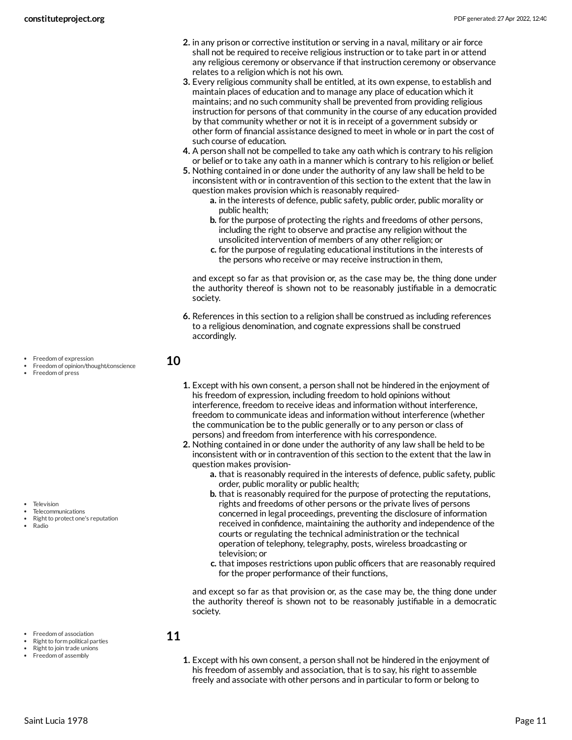2. in any prison or corrective institution or serving in a naval, military or air force shall not be required to receive religious instruction or to take part in or attend any religious ceremony or observance if that instruction ceremony or observance relates to a religion which is not his own.
3. Every religious community shall be entitled, at its own expense, to establish and maintain places of education and to manage any place of education which it maintains; and no such community shall be prevented from providing religious instruction for persons of that community in the course of any education provided by that community whether or not it is in receipt of a government subsidy or other form of financial assistance designed to meet in whole or in part the cost of such course of education.
4. A person shall not be compelled to take any oath which is contrary to his religion or belief or to take any oath in a manner which is contrary to his religion or belief.
5. Nothing contained in or done under the authority of any law shall be held to be inconsistent with or in contravention of this section to the extent that the law in question makes provision which is reasonably required-
   a. in the interests of defence, public safety, public order, public morality or public health;
   b. for the purpose of protecting the rights and freedoms of other persons, including the right to observe and practise any religion without the unsolicited intervention of members of any other religion; or
   c. for the purpose of regulating educational institutions in the interests of the persons who receive or may receive instruction in them,

   and except so far as that provision or, as the case may be, the thing done under the authority thereof is shown not to be reasonably justifiable in a democratic society.
6. References in this section to a religion shall be construed as including references to a religious denomination, and cognate expressions shall be construed accordingly.

- Freedom of expression
- Freedom of opinion/thought/conscience
- Freedom of press

## 10

1. Except with his own consent, a person shall not be hindered in the enjoyment of his freedom of expression, including freedom to hold opinions without interference, freedom to receive ideas and information without interference, freedom to communicate ideas and information without interference (whether the communication be to the public generally or to any person or class of persons) and freedom from interference with his correspondence.
2. Nothing contained in or done under the authority of any law shall be held to be inconsistent with or in contravention of this section to the extent that the law in question makes provision-
   a. that is reasonably required in the interests of defence, public safety, public order, public morality or public health;
   b. that is reasonably required for the purpose of protecting the reputations, rights and freedoms of other persons or the private lives of persons concerned in legal proceedings, preventing the disclosure of information received in confidence, maintaining the authority and independence of the courts or regulating the technical administration or the technical operation of telephony, telegraphy, posts, wireless broadcasting or television; or
   c. that imposes restrictions upon public officers that are reasonably required for the proper performance of their functions,

   and except so far as that provision or, as the case may be, the thing done under the authority thereof is shown not to be reasonably justifiable in a democratic society.

- Television
- Telecommunications
- Right to protect one's reputation
- Radio

- Freedom of association
- Right to form political parties
- Right to join trade unions
- Freedom of assembly

## 11

1. Except with his own consent, a person shall not be hindered in the enjoyment of his freedom of assembly and association, that is to say, his right to assemble freely and associate with other persons and in particular to form or belong to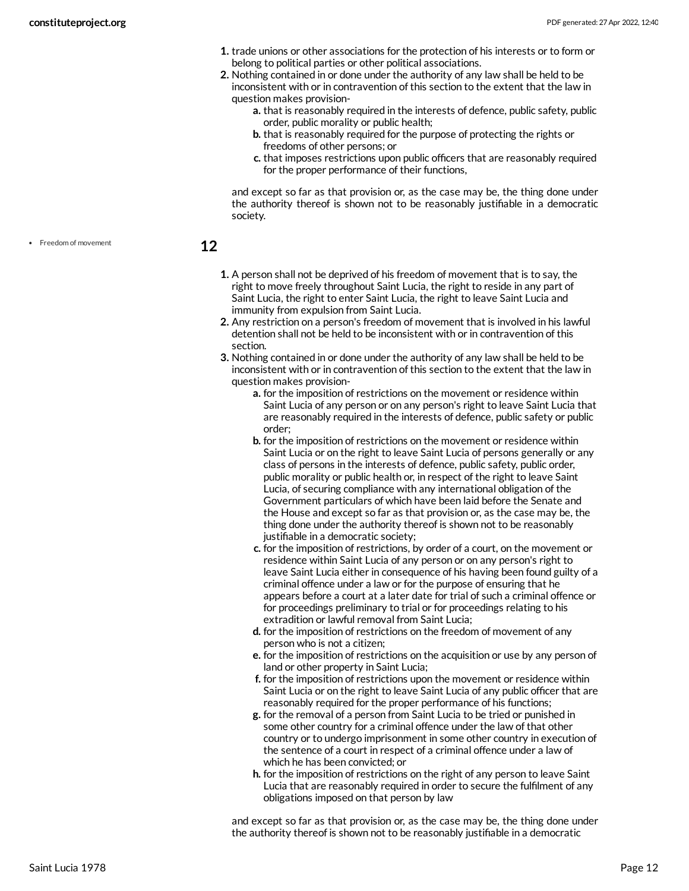1. trade unions or other associations for the protection of his interests or to form or belong to political parties or other political associations.
2. Nothing contained in or done under the authority of any law shall be held to be inconsistent with or in contravention of this section to the extent that the law in question makes provision-
   a. that is reasonably required in the interests of defence, public safety, public order, public morality or public health;
   b. that is reasonably required for the purpose of protecting the rights or freedoms of other persons; or
   c. that imposes restrictions upon public officers that are reasonably required for the proper performance of their functions,

   and except so far as that provision or, as the case may be, the thing done under the authority thereof is shown not to be reasonably justifiable in a democratic society.

- Freedom of movement

## 12

1. A person shall not be deprived of his freedom of movement that is to say, the right to move freely throughout Saint Lucia, the right to reside in any part of Saint Lucia, the right to enter Saint Lucia, the right to leave Saint Lucia and immunity from expulsion from Saint Lucia.
2. Any restriction on a person's freedom of movement that is involved in his lawful detention shall not be held to be inconsistent with or in contravention of this section.
3. Nothing contained in or done under the authority of any law shall be held to be inconsistent with or in contravention of this section to the extent that the law in question makes provision-
   a. for the imposition of restrictions on the movement or residence within Saint Lucia of any person or on any person's right to leave Saint Lucia that are reasonably required in the interests of defence, public safety or public order;
   b. for the imposition of restrictions on the movement or residence within Saint Lucia or on the right to leave Saint Lucia of persons generally or any class of persons in the interests of defence, public safety, public order, public morality or public health or, in respect of the right to leave Saint Lucia, of securing compliance with any international obligation of the Government particulars of which have been laid before the Senate and the House and except so far as that provision or, as the case may be, the thing done under the authority thereof is shown not to be reasonably justifiable in a democratic society;
   c. for the imposition of restrictions, by order of a court, on the movement or residence within Saint Lucia of any person or on any person's right to leave Saint Lucia either in consequence of his having been found guilty of a criminal offence under a law or for the purpose of ensuring that he appears before a court at a later date for trial of such a criminal offence or for proceedings preliminary to trial or for proceedings relating to his extradition or lawful removal from Saint Lucia;
   d. for the imposition of restrictions on the freedom of movement of any person who is not a citizen;
   e. for the imposition of restrictions on the acquisition or use by any person of land or other property in Saint Lucia;
   f. for the imposition of restrictions upon the movement or residence within Saint Lucia or on the right to leave Saint Lucia of any public officer that are reasonably required for the proper performance of his functions;
   g. for the removal of a person from Saint Lucia to be tried or punished in some other country for a criminal offence under the law of that other country or to undergo imprisonment in some other country in execution of the sentence of a court in respect of a criminal offence under a law of which he has been convicted; or
   h. for the imposition of restrictions on the right of any person to leave Saint Lucia that are reasonably required in order to secure the fulfilment of any obligations imposed on that person by law

   and except so far as that provision or, as the case may be, the thing done under the authority thereof is shown not to be reasonably justifiable in a democratic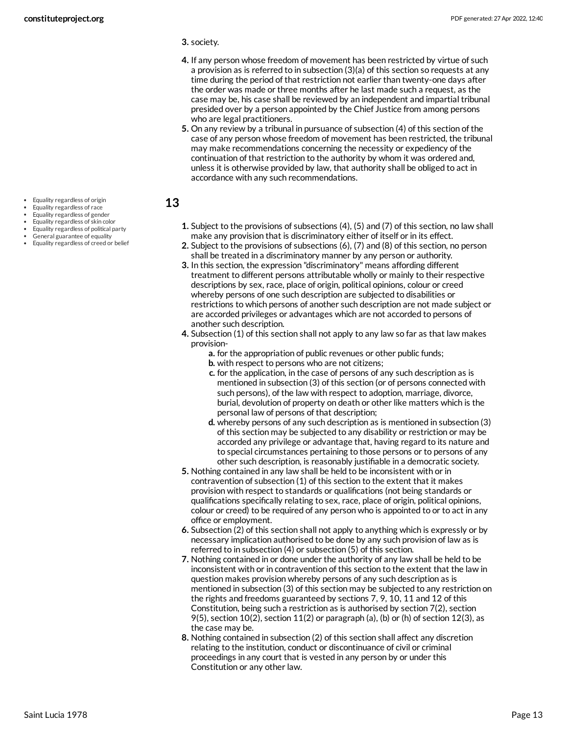3. society.
4. If any person whose freedom of movement has been restricted by virtue of such a provision as is referred to in subsection (3)(a) of this section so requests at any time during the period of that restriction not earlier than twenty-one days after the order was made or three months after he last made such a request, as the case may be, his case shall be reviewed by an independent and impartial tribunal presided over by a person appointed by the Chief Justice from among persons who are legal practitioners.
5. On any review by a tribunal in pursuance of subsection (4) of this section of the case of any person whose freedom of movement has been restricted, the tribunal may make recommendations concerning the necessity or expediency of the continuation of that restriction to the authority by whom it was ordered and, unless it is otherwise provided by law, that authority shall be obliged to act in accordance with any such recommendations.

- Equality regardless of origin
- Equality regardless of race
- Equality regardless of gender
- Equality regardless of skin color
- Equality regardless of political party
- General guarantee of equality
- Equality regardless of creed or belief

## 13

1. Subject to the provisions of subsections (4), (5) and (7) of this section, no law shall make any provision that is discriminatory either of itself or in its effect.
2. Subject to the provisions of subsections (6), (7) and (8) of this section, no person shall be treated in a discriminatory manner by any person or authority.
3. In this section, the expression "discriminatory" means affording different treatment to different persons attributable wholly or mainly to their respective descriptions by sex, race, place of origin, political opinions, colour or creed whereby persons of one such description are subjected to disabilities or restrictions to which persons of another such description are not made subject or are accorded privileges or advantages which are not accorded to persons of another such description.
4. Subsection (1) of this section shall not apply to any law so far as that law makes provision-
    a. for the appropriation of public revenues or other public funds;
    b. with respect to persons who are not citizens;
    c. for the application, in the case of persons of any such description as is mentioned in subsection (3) of this section (or of persons connected with such persons), of the law with respect to adoption, marriage, divorce, burial, devolution of property on death or other like matters which is the personal law of persons of that description;
    d. whereby persons of any such description as is mentioned in subsection (3) of this section may be subjected to any disability or restriction or may be accorded any privilege or advantage that, having regard to its nature and to special circumstances pertaining to those persons or to persons of any other such description, is reasonably justifiable in a democratic society.
5. Nothing contained in any law shall be held to be inconsistent with or in contravention of subsection (1) of this section to the extent that it makes provision with respect to standards or qualifications (not being standards or qualifications specifically relating to sex, race, place of origin, political opinions, colour or creed) to be required of any person who is appointed to or to act in any office or employment.
6. Subsection (2) of this section shall not apply to anything which is expressly or by necessary implication authorised to be done by any such provision of law as is referred to in subsection (4) or subsection (5) of this section.
7. Nothing contained in or done under the authority of any law shall be held to be inconsistent with or in contravention of this section to the extent that the law in question makes provision whereby persons of any such description as is mentioned in subsection (3) of this section may be subjected to any restriction on the rights and freedoms guaranteed by sections 7, 9, 10, 11 and 12 of this Constitution, being such a restriction as is authorised by section 7(2), section 9(5), section 10(2), section 11(2) or paragraph (a), (b) or (h) of section 12(3), as the case may be.
8. Nothing contained in subsection (2) of this section shall affect any discretion relating to the institution, conduct or discontinuance of civil or criminal proceedings in any court that is vested in any person by or under this Constitution or any other law.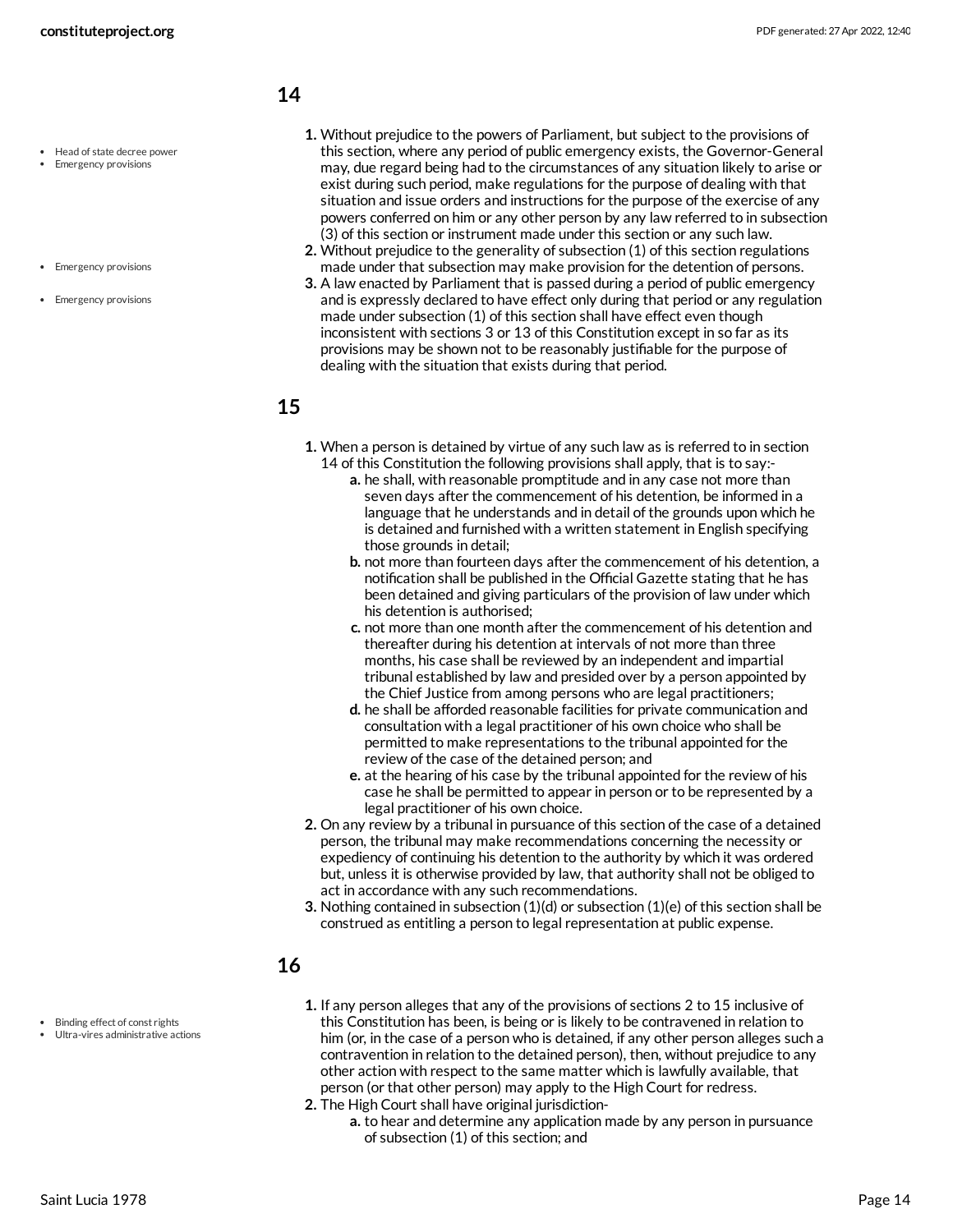## 14

- Head of state decree power
- Emergency provisions

1. Without prejudice to the powers of Parliament, but subject to the provisions of this section, where any period of public emergency exists, the Governor-General may, due regard being had to the circumstances of any situation likely to arise or exist during such period, make regulations for the purpose of dealing with that situation and issue orders and instructions for the purpose of the exercise of any powers conferred on him or any other person by any law referred to in subsection (3) of this section or instrument made under this section or any such law.

- Emergency provisions

2. Without prejudice to the generality of subsection (1) of this section regulations made under that subsection may make provision for the detention of persons.

- Emergency provisions

3. A law enacted by Parliament that is passed during a period of public emergency and is expressly declared to have effect only during that period or any regulation made under subsection (1) of this section shall have effect even though inconsistent with sections 3 or 13 of this Constitution except in so far as its provisions may be shown not to be reasonably justifiable for the purpose of dealing with the situation that exists during that period.

## 15

1. When a person is detained by virtue of any such law as is referred to in section 14 of this Constitution the following provisions shall apply, that is to say:-
    a. he shall, with reasonable promptitude and in any case not more than seven days after the commencement of his detention, be informed in a language that he understands and in detail of the grounds upon which he is detained and furnished with a written statement in English specifying those grounds in detail;
    b. not more than fourteen days after the commencement of his detention, a notification shall be published in the Official Gazette stating that he has been detained and giving particulars of the provision of law under which his detention is authorised;
    c. not more than one month after the commencement of his detention and thereafter during his detention at intervals of not more than three months, his case shall be reviewed by an independent and impartial tribunal established by law and presided over by a person appointed by the Chief Justice from among persons who are legal practitioners;
    d. he shall be afforded reasonable facilities for private communication and consultation with a legal practitioner of his own choice who shall be permitted to make representations to the tribunal appointed for the review of the case of the detained person; and
    e. at the hearing of his case by the tribunal appointed for the review of his case he shall be permitted to appear in person or to be represented by a legal practitioner of his own choice.
2. On any review by a tribunal in pursuance of this section of the case of a detained person, the tribunal may make recommendations concerning the necessity or expediency of continuing his detention to the authority by which it was ordered but, unless it is otherwise provided by law, that authority shall not be obliged to act in accordance with any such recommendations.
3. Nothing contained in subsection (1)(d) or subsection (1)(e) of this section shall be construed as entitling a person to legal representation at public expense.

## 16

- Binding effect of const rights
- Ultra-vires administrative actions

1. If any person alleges that any of the provisions of sections 2 to 15 inclusive of this Constitution has been, is being or is likely to be contravened in relation to him (or, in the case of a person who is detained, if any other person alleges such a contravention in relation to the detained person), then, without prejudice to any other action with respect to the same matter which is lawfully available, that person (or that other person) may apply to the High Court for redress.
2. The High Court shall have original jurisdiction-
    a. to hear and determine any application made by any person in pursuance of subsection (1) of this section; and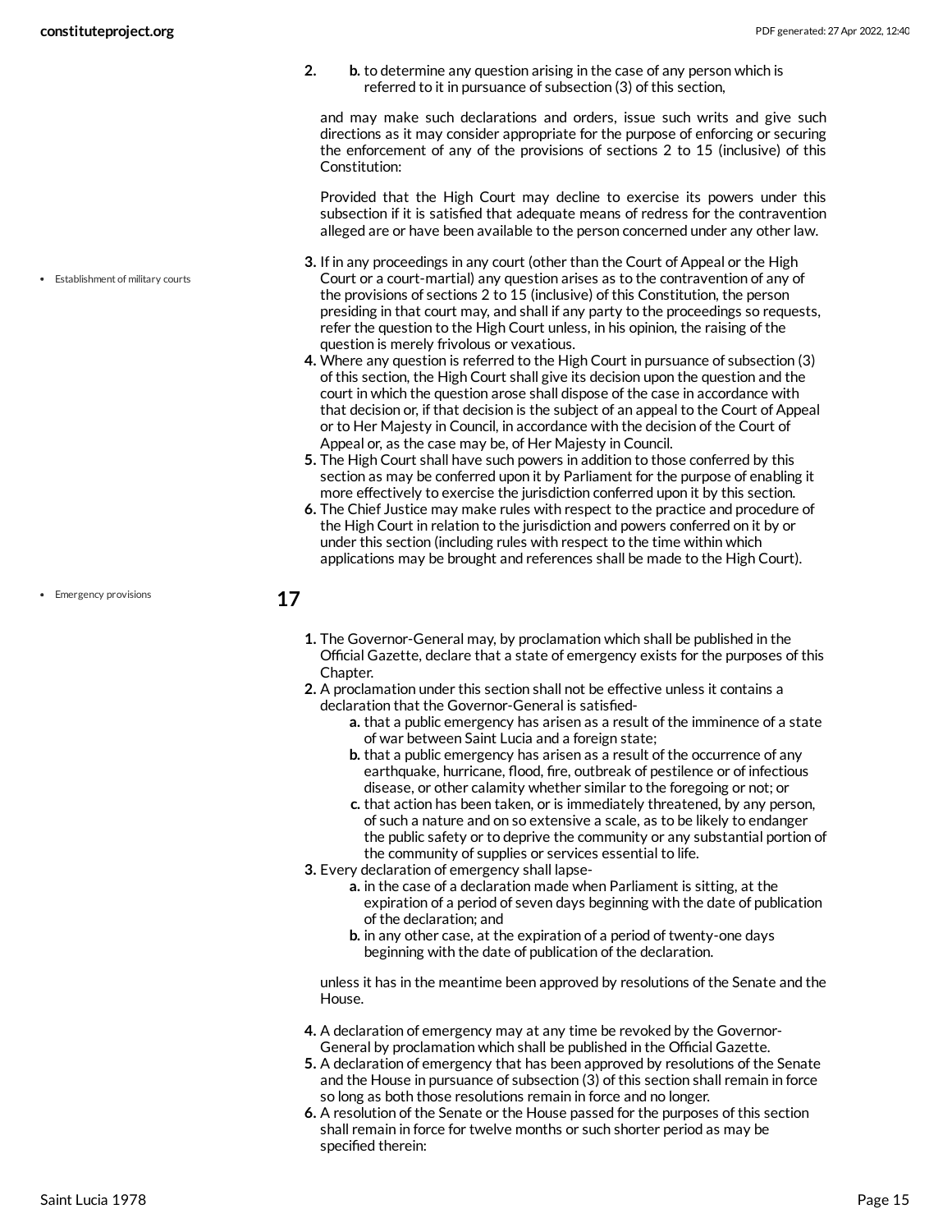2. **b.** to determine any question arising in the case of any person which is referred to it in pursuance of subsection (3) of this section,

and may make such declarations and orders, issue such writs and give such directions as it may consider appropriate for the purpose of enforcing or securing the enforcement of any of the provisions of sections 2 to 15 (inclusive) of this Constitution:

Provided that the High Court may decline to exercise its powers under this subsection if it is satisfied that adequate means of redress for the contravention alleged are or have been available to the person concerned under any other law.

- Establishment of military courts

3. If in any proceedings in any court (other than the Court of Appeal or the High Court or a court-martial) any question arises as to the contravention of any of the provisions of sections 2 to 15 (inclusive) of this Constitution, the person presiding in that court may, and shall if any party to the proceedings so requests, refer the question to the High Court unless, in his opinion, the raising of the question is merely frivolous or vexatious.
4. Where any question is referred to the High Court in pursuance of subsection (3) of this section, the High Court shall give its decision upon the question and the court in which the question arose shall dispose of the case in accordance with that decision or, if that decision is the subject of an appeal to the Court of Appeal or to Her Majesty in Council, in accordance with the decision of the Court of Appeal or, as the case may be, of Her Majesty in Council.
5. The High Court shall have such powers in addition to those conferred by this section as may be conferred upon it by Parliament for the purpose of enabling it more effectively to exercise the jurisdiction conferred upon it by this section.
6. The Chief Justice may make rules with respect to the practice and procedure of the High Court in relation to the jurisdiction and powers conferred on it by or under this section (including rules with respect to the time within which applications may be brought and references shall be made to the High Court).

- Emergency provisions

## 17

1. The Governor-General may, by proclamation which shall be published in the Official Gazette, declare that a state of emergency exists for the purposes of this Chapter.
2. A proclamation under this section shall not be effective unless it contains a declaration that the Governor-General is satisfied-
   - **a.** that a public emergency has arisen as a result of the imminence of a state of war between Saint Lucia and a foreign state;
   - **b.** that a public emergency has arisen as a result of the occurrence of any earthquake, hurricane, flood, fire, outbreak of pestilence or of infectious disease, or other calamity whether similar to the foregoing or not; or
   - **c.** that action has been taken, or is immediately threatened, by any person, of such a nature and on so extensive a scale, as to be likely to endanger the public safety or to deprive the community or any substantial portion of the community of supplies or services essential to life.
3. Every declaration of emergency shall lapse-
   - **a.** in the case of a declaration made when Parliament is sitting, at the expiration of a period of seven days beginning with the date of publication of the declaration; and
   - **b.** in any other case, at the expiration of a period of twenty-one days beginning with the date of publication of the declaration.

   unless it has in the meantime been approved by resolutions of the Senate and the House.
4. A declaration of emergency may at any time be revoked by the Governor-General by proclamation which shall be published in the Official Gazette.
5. A declaration of emergency that has been approved by resolutions of the Senate and the House in pursuance of subsection (3) of this section shall remain in force so long as both those resolutions remain in force and no longer.
6. A resolution of the Senate or the House passed for the purposes of this section shall remain in force for twelve months or such shorter period as may be specified therein: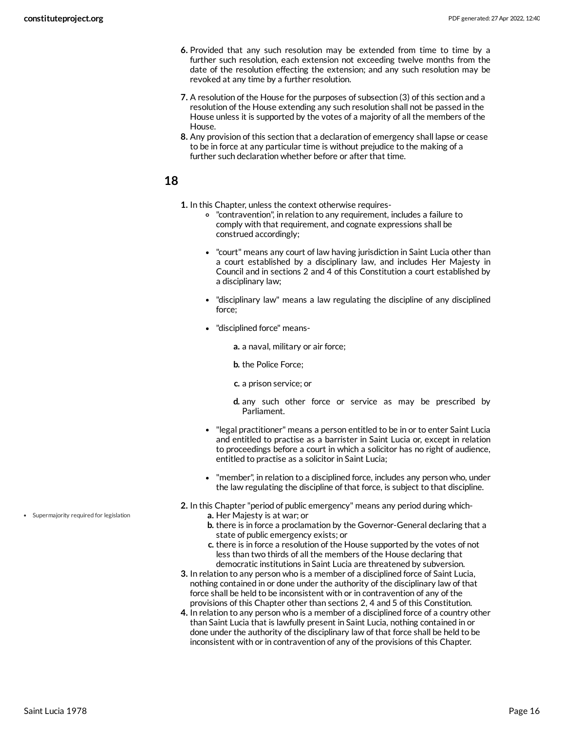6. Provided that any such resolution may be extended from time to time by a further such resolution, each extension not exceeding twelve months from the date of the resolution effecting the extension; and any such resolution may be revoked at any time by a further resolution.
7. A resolution of the House for the purposes of subsection (3) of this section and a resolution of the House extending any such resolution shall not be passed in the House unless it is supported by the votes of a majority of all the members of the House.
8. Any provision of this section that a declaration of emergency shall lapse or cease to be in force at any particular time is without prejudice to the making of a further such declaration whether before or after that time.

## 18

1. In this Chapter, unless the context otherwise requires-
   - "contravention", in relation to any requirement, includes a failure to comply with that requirement, and cognate expressions shall be construed accordingly;
   - "court" means any court of law having jurisdiction in Saint Lucia other than a court established by a disciplinary law, and includes Her Majesty in Council and in sections 2 and 4 of this Constitution a court established by a disciplinary law;
   - "disciplinary law" means a law regulating the discipline of any disciplined force;
   - "disciplined force" means-
     a. a naval, military or air force;
     b. the Police Force;
     c. a prison service; or
     d. any such other force or service as may be prescribed by Parliament.
   - "legal practitioner" means a person entitled to be in or to enter Saint Lucia and entitled to practise as a barrister in Saint Lucia or, except in relation to proceedings before a court in which a solicitor has no right of audience, entitled to practise as a solicitor in Saint Lucia;
   - "member", in relation to a disciplined force, includes any person who, under the law regulating the discipline of that force, is subject to that discipline.
2. In this Chapter "period of public emergency" means any period during which-
   a. Her Majesty is at war; or
   b. there is in force a proclamation by the Governor-General declaring that a state of public emergency exists; or
   c. there is in force a resolution of the House supported by the votes of not less than two thirds of all the members of the House declaring that democratic institutions in Saint Lucia are threatened by subversion.
3. In relation to any person who is a member of a disciplined force of Saint Lucia, nothing contained in or done under the authority of the disciplinary law of that force shall be held to be inconsistent with or in contravention of any of the provisions of this Chapter other than sections 2, 4 and 5 of this Constitution.
4. In relation to any person who is a member of a disciplined force of a country other than Saint Lucia that is lawfully present in Saint Lucia, nothing contained in or done under the authority of the disciplinary law of that force shall be held to be inconsistent with or in contravention of any of the provisions of this Chapter.

- Supermajority required for legislation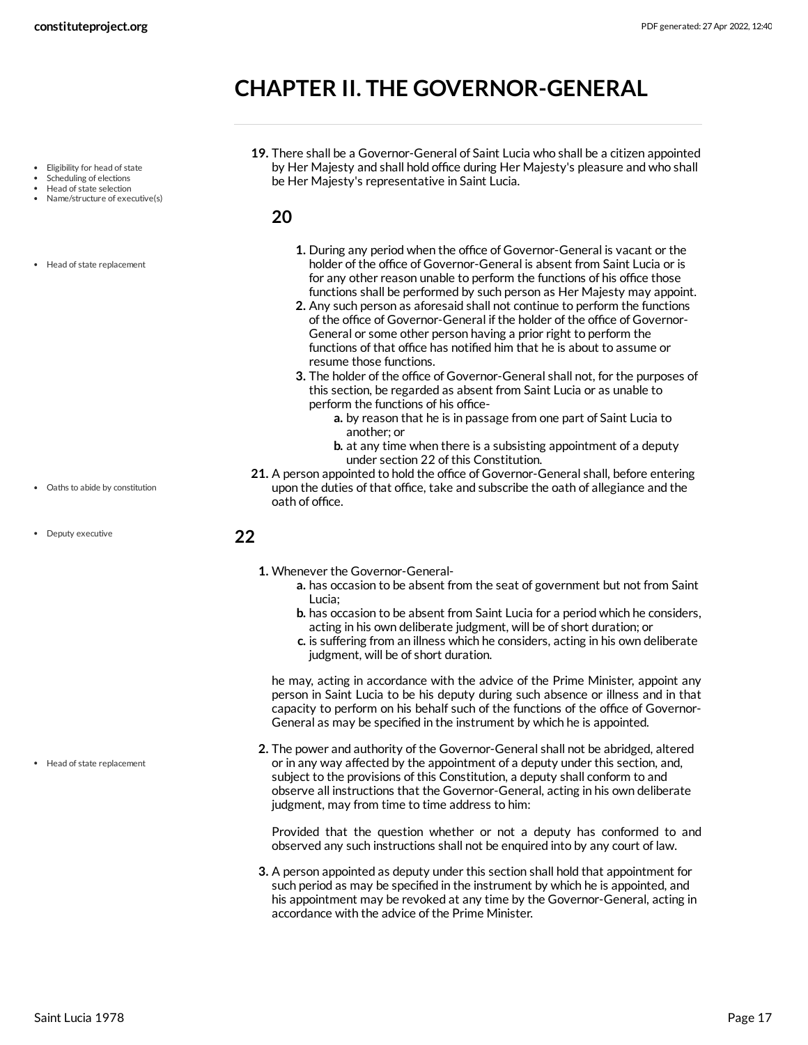# CHAPTER II. THE GOVERNOR-GENERAL

- Eligibility for head of state
- Scheduling of elections
- Head of state selection
- Name/structure of executive(s)

**19.** There shall be a Governor-General of Saint Lucia who shall be a citizen appointed by Her Majesty and shall hold office during Her Majesty's pleasure and who shall be Her Majesty's representative in Saint Lucia.

### 20

- Head of state replacement

1. During any period when the office of Governor-General is vacant or the holder of the office of Governor-General is absent from Saint Lucia or is for any other reason unable to perform the functions of his office those functions shall be performed by such person as Her Majesty may appoint.
2. Any such person as aforesaid shall not continue to perform the functions of the office of Governor-General if the holder of the office of Governor-General or some other person having a prior right to perform the functions of that office has notified him that he is about to assume or resume those functions.
3. The holder of the office of Governor-General shall not, for the purposes of this section, be regarded as absent from Saint Lucia or as unable to perform the functions of his office-
   a. by reason that he is in passage from one part of Saint Lucia to another; or
   b. at any time when there is a subsisting appointment of a deputy under section 22 of this Constitution.

- Oaths to abide by constitution

**21.** A person appointed to hold the office of Governor-General shall, before entering upon the duties of that office, take and subscribe the oath of allegiance and the oath of office.

- Deputy executive

## 22

1. Whenever the Governor-General-
   a. has occasion to be absent from the seat of government but not from Saint Lucia;
   b. has occasion to be absent from Saint Lucia for a period which he considers, acting in his own deliberate judgment, will be of short duration; or
   c. is suffering from an illness which he considers, acting in his own deliberate judgment, will be of short duration.

   he may, acting in accordance with the advice of the Prime Minister, appoint any person in Saint Lucia to be his deputy during such absence or illness and in that capacity to perform on his behalf such of the functions of the office of Governor-General as may be specified in the instrument by which he is appointed.

- Head of state replacement

2. The power and authority of the Governor-General shall not be abridged, altered or in any way affected by the appointment of a deputy under this section, and, subject to the provisions of this Constitution, a deputy shall conform to and observe all instructions that the Governor-General, acting in his own deliberate judgment, may from time to time address to him:

   Provided that the question whether or not a deputy has conformed to and observed any such instructions shall not be enquired into by any court of law.

3. A person appointed as deputy under this section shall hold that appointment for such period as may be specified in the instrument by which he is appointed, and his appointment may be revoked at any time by the Governor-General, acting in accordance with the advice of the Prime Minister.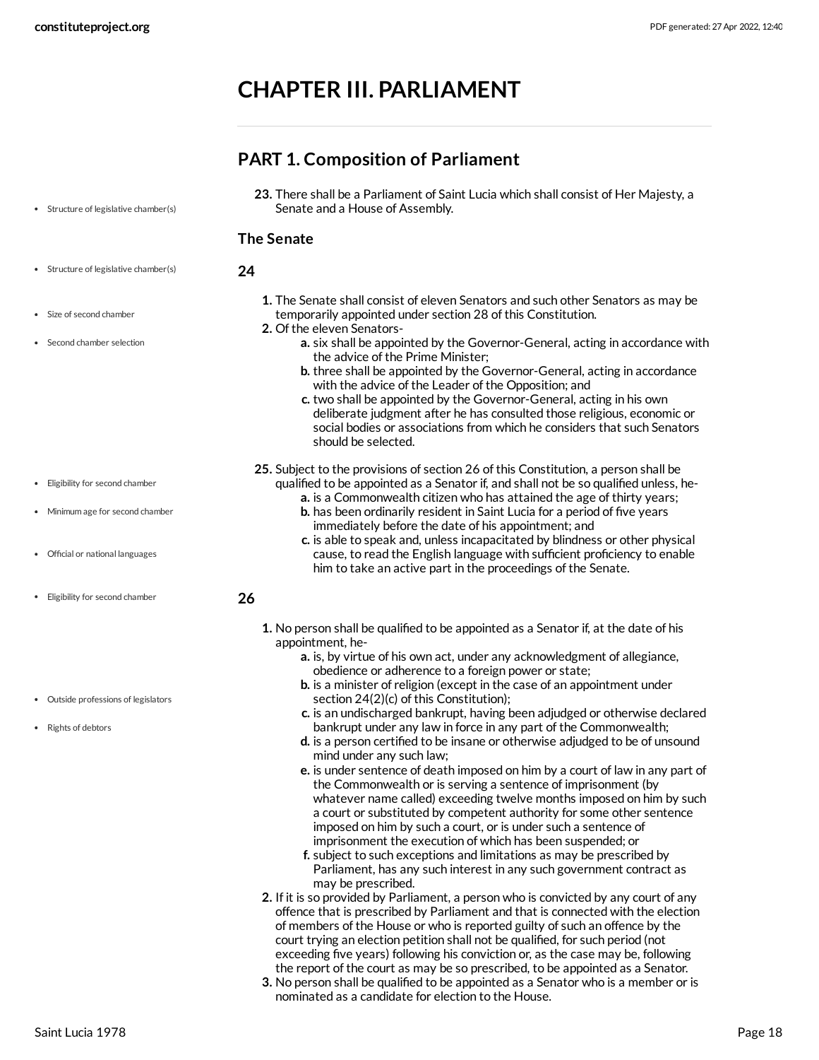# CHAPTER III. PARLIAMENT

## PART 1. Composition of Parliament

**23.** There shall be a Parliament of Saint Lucia which shall consist of Her Majesty, a Senate and a House of Assembly.

### The Senate

**24**

1. The Senate shall consist of eleven Senators and such other Senators as may be temporarily appointed under section 28 of this Constitution.
2. Of the eleven Senators-
   - a. six shall be appointed by the Governor-General, acting in accordance with the advice of the Prime Minister;
   - b. three shall be appointed by the Governor-General, acting in accordance with the advice of the Leader of the Opposition; and
   - c. two shall be appointed by the Governor-General, acting in his own deliberate judgment after he has consulted those religious, economic or social bodies or associations from which he considers that such Senators should be selected.

**25.** Subject to the provisions of section 26 of this Constitution, a person shall be qualified to be appointed as a Senator if, and shall not be so qualified unless, he-

- a. is a Commonwealth citizen who has attained the age of thirty years;
- b. has been ordinarily resident in Saint Lucia for a period of five years immediately before the date of his appointment; and
- c. is able to speak and, unless incapacitated by blindness or other physical cause, to read the English language with sufficient proficiency to enable him to take an active part in the proceedings of the Senate.

**26**

1. No person shall be qualified to be appointed as a Senator if, at the date of his appointment, he-
   - a. is, by virtue of his own act, under any acknowledgment of allegiance, obedience or adherence to a foreign power or state;
   - b. is a minister of religion (except in the case of an appointment under section 24(2)(c) of this Constitution);
   - c. is an undischarged bankrupt, having been adjudged or otherwise declared bankrupt under any law in force in any part of the Commonwealth;
   - d. is a person certified to be insane or otherwise adjudged to be of unsound mind under any such law;
   - e. is under sentence of death imposed on him by a court of law in any part of the Commonwealth or is serving a sentence of imprisonment (by whatever name called) exceeding twelve months imposed on him by such a court or substituted by competent authority for some other sentence imposed on him by such a court, or is under such a sentence of imprisonment the execution of which has been suspended; or
   - f. subject to such exceptions and limitations as may be prescribed by Parliament, has any such interest in any such government contract as may be prescribed.
2. If it is so provided by Parliament, a person who is convicted by any court of any offence that is prescribed by Parliament and that is connected with the election of members of the House or who is reported guilty of such an offence by the court trying an election petition shall not be qualified, for such period (not exceeding five years) following his conviction or, as the case may be, following the report of the court as may be so prescribed, to be appointed as a Senator.
3. No person shall be qualified to be appointed as a Senator who is a member or is nominated as a candidate for election to the House.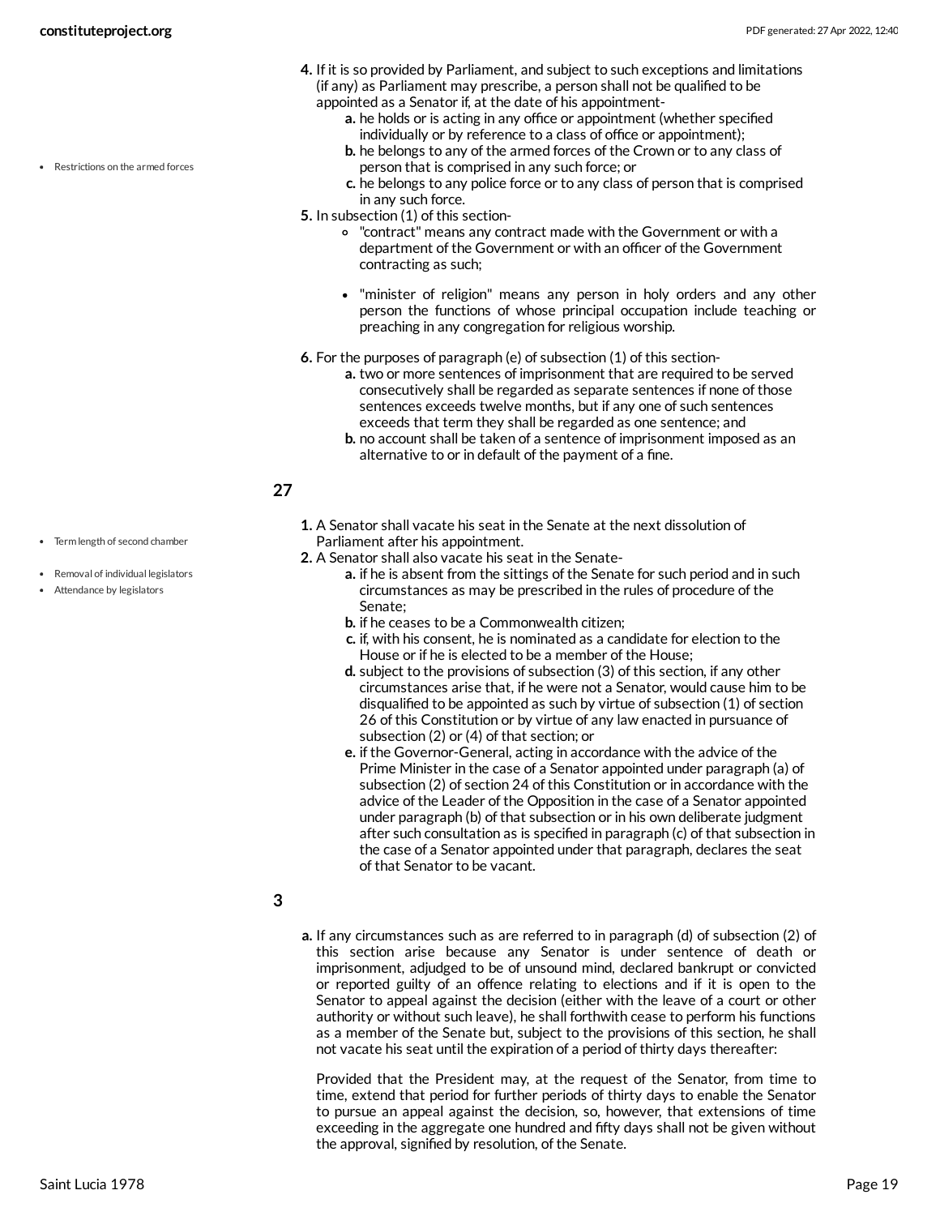4. If it is so provided by Parliament, and subject to such exceptions and limitations (if any) as Parliament may prescribe, a person shall not be qualified to be appointed as a Senator if, at the date of his appointment-
   a. he holds or is acting in any office or appointment (whether specified individually or by reference to a class of office or appointment);
   b. he belongs to any of the armed forces of the Crown or to any class of person that is comprised in any such force; or
   c. he belongs to any police force or to any class of person that is comprised in any such force.
5. In subsection (1) of this section-
   - "contract" means any contract made with the Government or with a department of the Government or with an officer of the Government contracting as such;
   - "minister of religion" means any person in holy orders and any other person the functions of whose principal occupation include teaching or preaching in any congregation for religious worship.
6. For the purposes of paragraph (e) of subsection (1) of this section-
   a. two or more sentences of imprisonment that are required to be served consecutively shall be regarded as separate sentences if none of those sentences exceeds twelve months, but if any one of such sentences exceeds that term they shall be regarded as one sentence; and
   b. no account shall be taken of a sentence of imprisonment imposed as an alternative to or in default of the payment of a fine.

- Restrictions on the armed forces

## 27

- Term length of second chamber
- Removal of individual legislators
- Attendance by legislators

1. A Senator shall vacate his seat in the Senate at the next dissolution of Parliament after his appointment.
2. A Senator shall also vacate his seat in the Senate-
   a. if he is absent from the sittings of the Senate for such period and in such circumstances as may be prescribed in the rules of procedure of the Senate;
   b. if he ceases to be a Commonwealth citizen;
   c. if, with his consent, he is nominated as a candidate for election to the House or if he is elected to be a member of the House;
   d. subject to the provisions of subsection (3) of this section, if any other circumstances arise that, if he were not a Senator, would cause him to be disqualified to be appointed as such by virtue of subsection (1) of section 26 of this Constitution or by virtue of any law enacted in pursuance of subsection (2) or (4) of that section; or
   e. if the Governor-General, acting in accordance with the advice of the Prime Minister in the case of a Senator appointed under paragraph (a) of subsection (2) of section 24 of this Constitution or in accordance with the advice of the Leader of the Opposition in the case of a Senator appointed under paragraph (b) of that subsection or in his own deliberate judgment after such consultation as is specified in paragraph (c) of that subsection in the case of a Senator appointed under that paragraph, declares the seat of that Senator to be vacant.

## 3

a. If any circumstances such as are referred to in paragraph (d) of subsection (2) of this section arise because any Senator is under sentence of death or imprisonment, adjudged to be of unsound mind, declared bankrupt or convicted or reported guilty of an offence relating to elections and if it is open to the Senator to appeal against the decision (either with the leave of a court or other authority or without such leave), he shall forthwith cease to perform his functions as a member of the Senate but, subject to the provisions of this section, he shall not vacate his seat until the expiration of a period of thirty days thereafter:

   Provided that the President may, at the request of the Senator, from time to time, extend that period for further periods of thirty days to enable the Senator to pursue an appeal against the decision, so, however, that extensions of time exceeding in the aggregate one hundred and fifty days shall not be given without the approval, signified by resolution, of the Senate.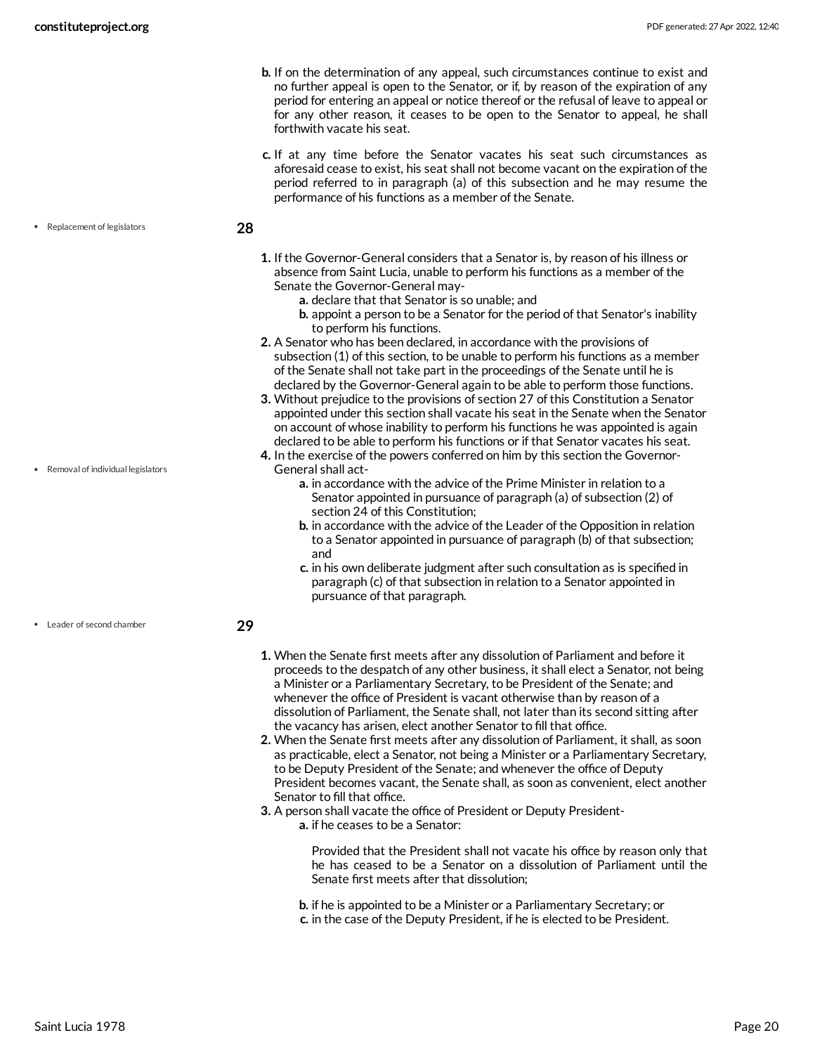b. If on the determination of any appeal, such circumstances continue to exist and no further appeal is open to the Senator, or if, by reason of the expiration of any period for entering an appeal or notice thereof or the refusal of leave to appeal or for any other reason, it ceases to be open to the Senator to appeal, he shall forthwith vacate his seat.

c. If at any time before the Senator vacates his seat such circumstances as aforesaid cease to exist, his seat shall not become vacant on the expiration of the period referred to in paragraph (a) of this subsection and he may resume the performance of his functions as a member of the Senate.

- Replacement of legislators

**28**

1. If the Governor-General considers that a Senator is, by reason of his illness or absence from Saint Lucia, unable to perform his functions as a member of the Senate the Governor-General may-
   a. declare that that Senator is so unable; and
   b. appoint a person to be a Senator for the period of that Senator's inability to perform his functions.
2. A Senator who has been declared, in accordance with the provisions of subsection (1) of this section, to be unable to perform his functions as a member of the Senate shall not take part in the proceedings of the Senate until he is declared by the Governor-General again to be able to perform those functions.
3. Without prejudice to the provisions of section 27 of this Constitution a Senator appointed under this section shall vacate his seat in the Senate when the Senator on account of whose inability to perform his functions he was appointed is again declared to be able to perform his functions or if that Senator vacates his seat.
4. In the exercise of the powers conferred on him by this section the Governor-General shall act-
   a. in accordance with the advice of the Prime Minister in relation to a Senator appointed in pursuance of paragraph (a) of subsection (2) of section 24 of this Constitution;
   b. in accordance with the advice of the Leader of the Opposition in relation to a Senator appointed in pursuance of paragraph (b) of that subsection; and
   c. in his own deliberate judgment after such consultation as is specified in paragraph (c) of that subsection in relation to a Senator appointed in pursuance of that paragraph.

- Removal of individual legislators

- Leader of second chamber

**29**

1. When the Senate first meets after any dissolution of Parliament and before it proceeds to the despatch of any other business, it shall elect a Senator, not being a Minister or a Parliamentary Secretary, to be President of the Senate; and whenever the office of President is vacant otherwise than by reason of a dissolution of Parliament, the Senate shall, not later than its second sitting after the vacancy has arisen, elect another Senator to fill that office.
2. When the Senate first meets after any dissolution of Parliament, it shall, as soon as practicable, elect a Senator, not being a Minister or a Parliamentary Secretary, to be Deputy President of the Senate; and whenever the office of Deputy President becomes vacant, the Senate shall, as soon as convenient, elect another Senator to fill that office.
3. A person shall vacate the office of President or Deputy President-
   a. if he ceases to be a Senator:

      Provided that the President shall not vacate his office by reason only that he has ceased to be a Senator on a dissolution of Parliament until the Senate first meets after that dissolution;

   b. if he is appointed to be a Minister or a Parliamentary Secretary; or
   c. in the case of the Deputy President, if he is elected to be President.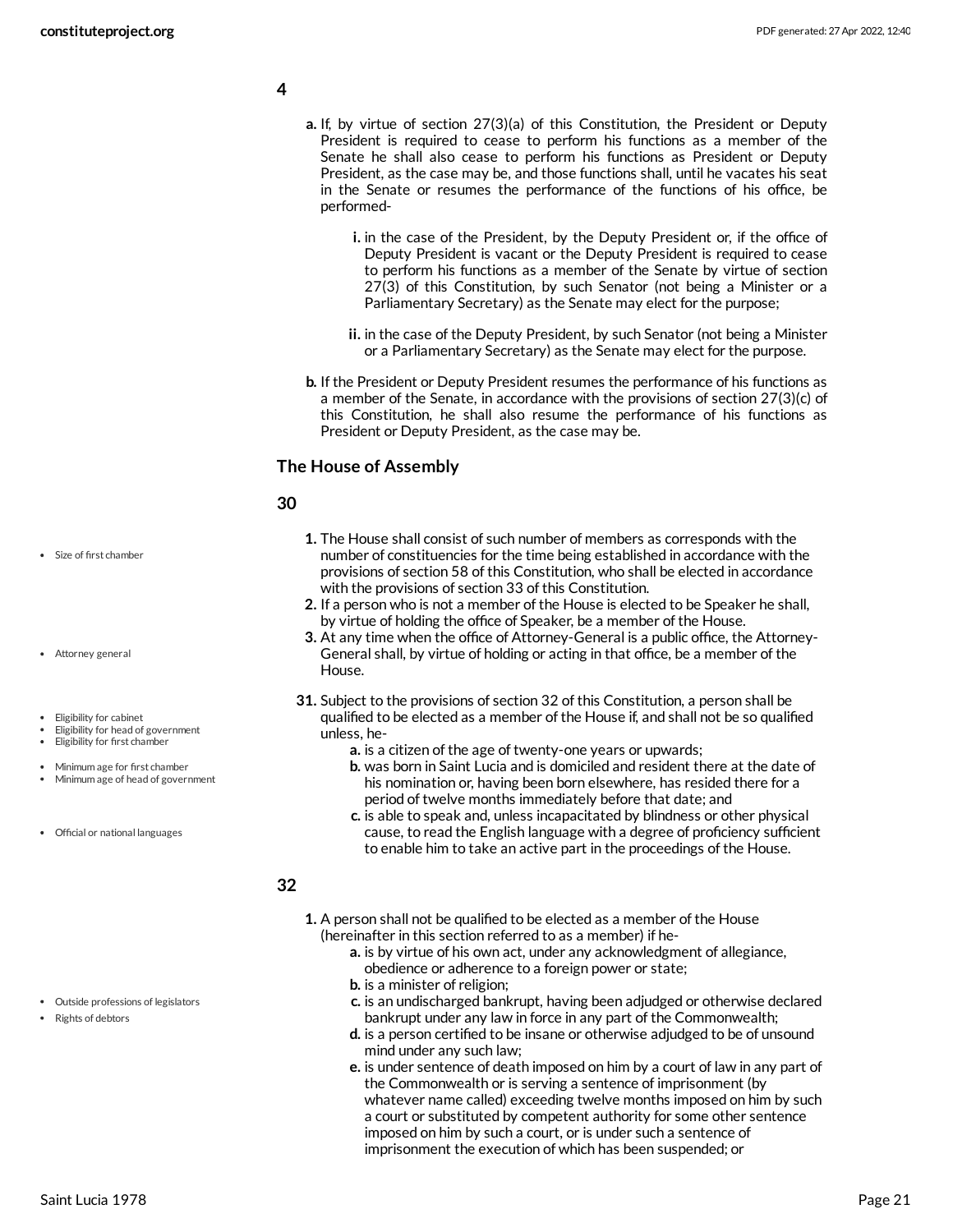4

a. If, by virtue of section 27(3)(a) of this Constitution, the President or Deputy President is required to cease to perform his functions as a member of the Senate he shall also cease to perform his functions as President or Deputy President, as the case may be, and those functions shall, until he vacates his seat in the Senate or resumes the performance of the functions of his office, be performed-

   i. in the case of the President, by the Deputy President or, if the office of Deputy President is vacant or the Deputy President is required to cease to perform his functions as a member of the Senate by virtue of section 27(3) of this Constitution, by such Senator (not being a Minister or a Parliamentary Secretary) as the Senate may elect for the purpose;

   ii. in the case of the Deputy President, by such Senator (not being a Minister or a Parliamentary Secretary) as the Senate may elect for the purpose.

b. If the President or Deputy President resumes the performance of his functions as a member of the Senate, in accordance with the provisions of section 27(3)(c) of this Constitution, he shall also resume the performance of his functions as President or Deputy President, as the case may be.

### The House of Assembly

30

1. The House shall consist of such number of members as corresponds with the number of constituencies for the time being established in accordance with the provisions of section 58 of this Constitution, who shall be elected in accordance with the provisions of section 33 of this Constitution.
2. If a person who is not a member of the House is elected to be Speaker he shall, by virtue of holding the office of Speaker, be a member of the House.
3. At any time when the office of Attorney-General is a public office, the Attorney-General shall, by virtue of holding or acting in that office, be a member of the House.

31. Subject to the provisions of section 32 of this Constitution, a person shall be qualified to be elected as a member of the House if, and shall not be so qualified unless, he-
   a. is a citizen of the age of twenty-one years or upwards;
   b. was born in Saint Lucia and is domiciled and resident there at the date of his nomination or, having been born elsewhere, has resided there for a period of twelve months immediately before that date; and
   c. is able to speak and, unless incapacitated by blindness or other physical cause, to read the English language with a degree of proficiency sufficient to enable him to take an active part in the proceedings of the House.

32

1. A person shall not be qualified to be elected as a member of the House (hereinafter in this section referred to as a member) if he-
   a. is by virtue of his own act, under any acknowledgment of allegiance, obedience or adherence to a foreign power or state;
   b. is a minister of religion;
   c. is an undischarged bankrupt, having been adjudged or otherwise declared bankrupt under any law in force in any part of the Commonwealth;
   d. is a person certified to be insane or otherwise adjudged to be of unsound mind under any such law;
   e. is under sentence of death imposed on him by a court of law in any part of the Commonwealth or is serving a sentence of imprisonment (by whatever name called) exceeding twelve months imposed on him by such a court or substituted by competent authority for some other sentence imposed on him by such a court, or is under such a sentence of imprisonment the execution of which has been suspended; or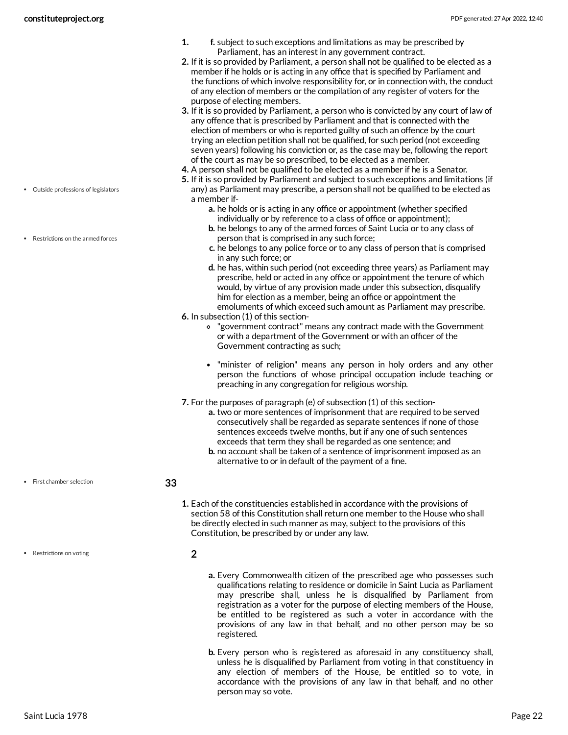1. f. subject to such exceptions and limitations as may be prescribed by Parliament, has an interest in any government contract.
2. If it is so provided by Parliament, a person shall not be qualified to be elected as a member if he holds or is acting in any office that is specified by Parliament and the functions of which involve responsibility for, or in connection with, the conduct of any election of members or the compilation of any register of voters for the purpose of electing members.
3. If it is so provided by Parliament, a person who is convicted by any court of law of any offence that is prescribed by Parliament and that is connected with the election of members or who is reported guilty of such an offence by the court trying an election petition shall not be qualified, for such period (not exceeding seven years) following his conviction or, as the case may be, following the report of the court as may be so prescribed, to be elected as a member.
4. A person shall not be qualified to be elected as a member if he is a Senator.
5. If it is so provided by Parliament and subject to such exceptions and limitations (if any) as Parliament may prescribe, a person shall not be qualified to be elected as a member if-
   - a. he holds or is acting in any office or appointment (whether specified individually or by reference to a class of office or appointment);
   - b. he belongs to any of the armed forces of Saint Lucia or to any class of person that is comprised in any such force;
   - c. he belongs to any police force or to any class of person that is comprised in any such force; or
   - d. he has, within such period (not exceeding three years) as Parliament may prescribe, held or acted in any office or appointment the tenure of which would, by virtue of any provision made under this subsection, disqualify him for election as a member, being an office or appointment the emoluments of which exceed such amount as Parliament may prescribe.
6. In subsection (1) of this section-
   - "government contract" means any contract made with the Government or with a department of the Government or with an officer of the Government contracting as such;
   - "minister of religion" means any person in holy orders and any other person the functions of whose principal occupation include teaching or preaching in any congregation for religious worship.
7. For the purposes of paragraph (e) of subsection (1) of this section-
   - a. two or more sentences of imprisonment that are required to be served consecutively shall be regarded as separate sentences if none of those sentences exceeds twelve months, but if any one of such sentences exceeds that term they shall be regarded as one sentence; and
   - b. no account shall be taken of a sentence of imprisonment imposed as an alternative to or in default of the payment of a fine.

- Outside professions of legislators
- Restrictions on the armed forces

## 33

- First chamber selection

1. Each of the constituencies established in accordance with the provisions of section 58 of this Constitution shall return one member to the House who shall be directly elected in such manner as may, subject to the provisions of this Constitution, be prescribed by or under any law.

- Restrictions on voting

### 2

- a. Every Commonwealth citizen of the prescribed age who possesses such qualifications relating to residence or domicile in Saint Lucia as Parliament may prescribe shall, unless he is disqualified by Parliament from registration as a voter for the purpose of electing members of the House, be entitled to be registered as such a voter in accordance with the provisions of any law in that behalf, and no other person may be so registered.
- b. Every person who is registered as aforesaid in any constituency shall, unless he is disqualified by Parliament from voting in that constituency in any election of members of the House, be entitled so to vote, in accordance with the provisions of any law in that behalf, and no other person may so vote.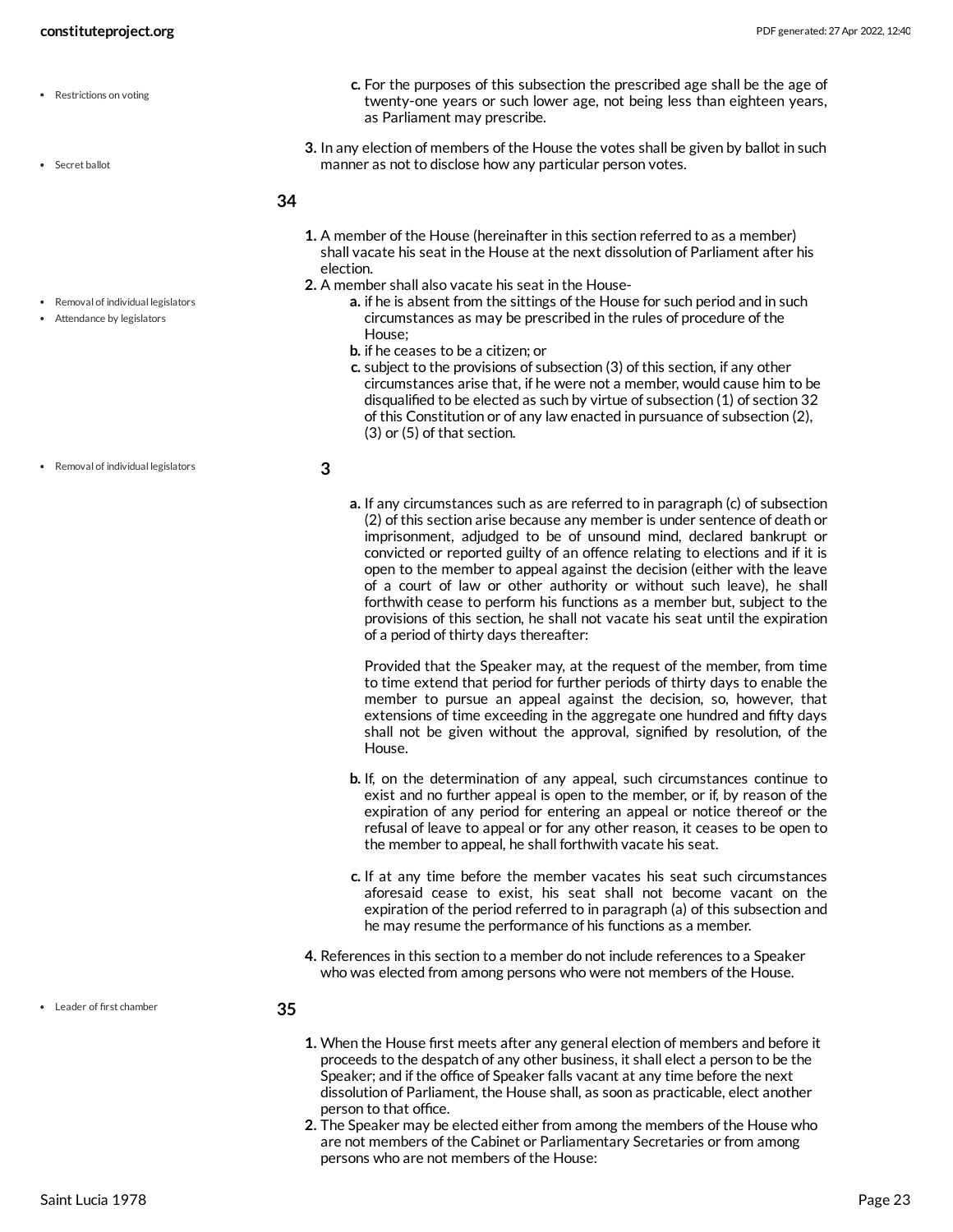- Restrictions on voting

c. For the purposes of this subsection the prescribed age shall be the age of twenty-one years or such lower age, not being less than eighteen years, as Parliament may prescribe.

- Secret ballot

3. In any election of members of the House the votes shall be given by ballot in such manner as not to disclose how any particular person votes.

### 34

1. A member of the House (hereinafter in this section referred to as a member) shall vacate his seat in the House at the next dissolution of Parliament after his election.
2. A member shall also vacate his seat in the House-

- Removal of individual legislators
- Attendance by legislators

   a. if he is absent from the sittings of the House for such period and in such circumstances as may be prescribed in the rules of procedure of the House;
   b. if he ceases to be a citizen; or
   c. subject to the provisions of subsection (3) of this section, if any other circumstances arise that, if he were not a member, would cause him to be disqualified to be elected as such by virtue of subsection (1) of section 32 of this Constitution or of any law enacted in pursuance of subsection (2), (3) or (5) of that section.

- Removal of individual legislators

3

   a. If any circumstances such as are referred to in paragraph (c) of subsection (2) of this section arise because any member is under sentence of death or imprisonment, adjudged to be of unsound mind, declared bankrupt or convicted or reported guilty of an offence relating to elections and if it is open to the member to appeal against the decision (either with the leave of a court of law or other authority or without such leave), he shall forthwith cease to perform his functions as a member but, subject to the provisions of this section, he shall not vacate his seat until the expiration of a period of thirty days thereafter:

      Provided that the Speaker may, at the request of the member, from time to time extend that period for further periods of thirty days to enable the member to pursue an appeal against the decision, so, however, that extensions of time exceeding in the aggregate one hundred and fifty days shall not be given without the approval, signified by resolution, of the House.

   b. If, on the determination of any appeal, such circumstances continue to exist and no further appeal is open to the member, or if, by reason of the expiration of any period for entering an appeal or notice thereof or the refusal of leave to appeal or for any other reason, it ceases to be open to the member to appeal, he shall forthwith vacate his seat.

   c. If at any time before the member vacates his seat such circumstances aforesaid cease to exist, his seat shall not become vacant on the expiration of the period referred to in paragraph (a) of this subsection and he may resume the performance of his functions as a member.

4. References in this section to a member do not include references to a Speaker who was elected from among persons who were not members of the House.

- Leader of first chamber

### 35

1. When the House first meets after any general election of members and before it proceeds to the despatch of any other business, it shall elect a person to be the Speaker; and if the office of Speaker falls vacant at any time before the next dissolution of Parliament, the House shall, as soon as practicable, elect another person to that office.
2. The Speaker may be elected either from among the members of the House who are not members of the Cabinet or Parliamentary Secretaries or from among persons who are not members of the House: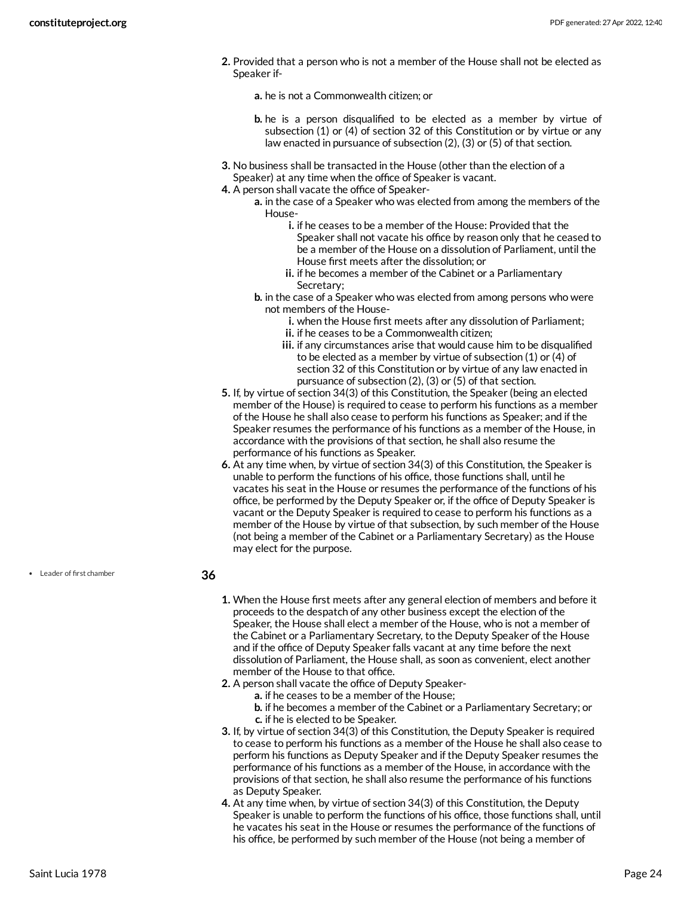2. Provided that a person who is not a member of the House shall not be elected as Speaker if-

    a. he is not a Commonwealth citizen; or

    b. he is a person disqualified to be elected as a member by virtue of subsection (1) or (4) of section 32 of this Constitution or by virtue or any law enacted in pursuance of subsection (2), (3) or (5) of that section.

3. No business shall be transacted in the House (other than the election of a Speaker) at any time when the office of Speaker is vacant.
4. A person shall vacate the office of Speaker-
    a. in the case of a Speaker who was elected from among the members of the House-
        i. if he ceases to be a member of the House: Provided that the Speaker shall not vacate his office by reason only that he ceased to be a member of the House on a dissolution of Parliament, until the House first meets after the dissolution; or
        ii. if he becomes a member of the Cabinet or a Parliamentary Secretary;
    b. in the case of a Speaker who was elected from among persons who were not members of the House-
        i. when the House first meets after any dissolution of Parliament;
        ii. if he ceases to be a Commonwealth citizen;
        iii. if any circumstances arise that would cause him to be disqualified to be elected as a member by virtue of subsection (1) or (4) of section 32 of this Constitution or by virtue of any law enacted in pursuance of subsection (2), (3) or (5) of that section.
5. If, by virtue of section 34(3) of this Constitution, the Speaker (being an elected member of the House) is required to cease to perform his functions as a member of the House he shall also cease to perform his functions as Speaker; and if the Speaker resumes the performance of his functions as a member of the House, in accordance with the provisions of that section, he shall also resume the performance of his functions as Speaker.
6. At any time when, by virtue of section 34(3) of this Constitution, the Speaker is unable to perform the functions of his office, those functions shall, until he vacates his seat in the House or resumes the performance of the functions of his office, be performed by the Deputy Speaker or, if the office of Deputy Speaker is vacant or the Deputy Speaker is required to cease to perform his functions as a member of the House by virtue of that subsection, by such member of the House (not being a member of the Cabinet or a Parliamentary Secretary) as the House may elect for the purpose.

- Leader of first chamber

## 36

1. When the House first meets after any general election of members and before it proceeds to the despatch of any other business except the election of the Speaker, the House shall elect a member of the House, who is not a member of the Cabinet or a Parliamentary Secretary, to the Deputy Speaker of the House and if the office of Deputy Speaker falls vacant at any time before the next dissolution of Parliament, the House shall, as soon as convenient, elect another member of the House to that office.
2. A person shall vacate the office of Deputy Speaker-
    a. if he ceases to be a member of the House;
    b. if he becomes a member of the Cabinet or a Parliamentary Secretary; or
    c. if he is elected to be Speaker.
3. If, by virtue of section 34(3) of this Constitution, the Deputy Speaker is required to cease to perform his functions as a member of the House he shall also cease to perform his functions as Deputy Speaker and if the Deputy Speaker resumes the performance of his functions as a member of the House, in accordance with the provisions of that section, he shall also resume the performance of his functions as Deputy Speaker.
4. At any time when, by virtue of section 34(3) of this Constitution, the Deputy Speaker is unable to perform the functions of his office, those functions shall, until he vacates his seat in the House or resumes the performance of the functions of his office, be performed by such member of the House (not being a member of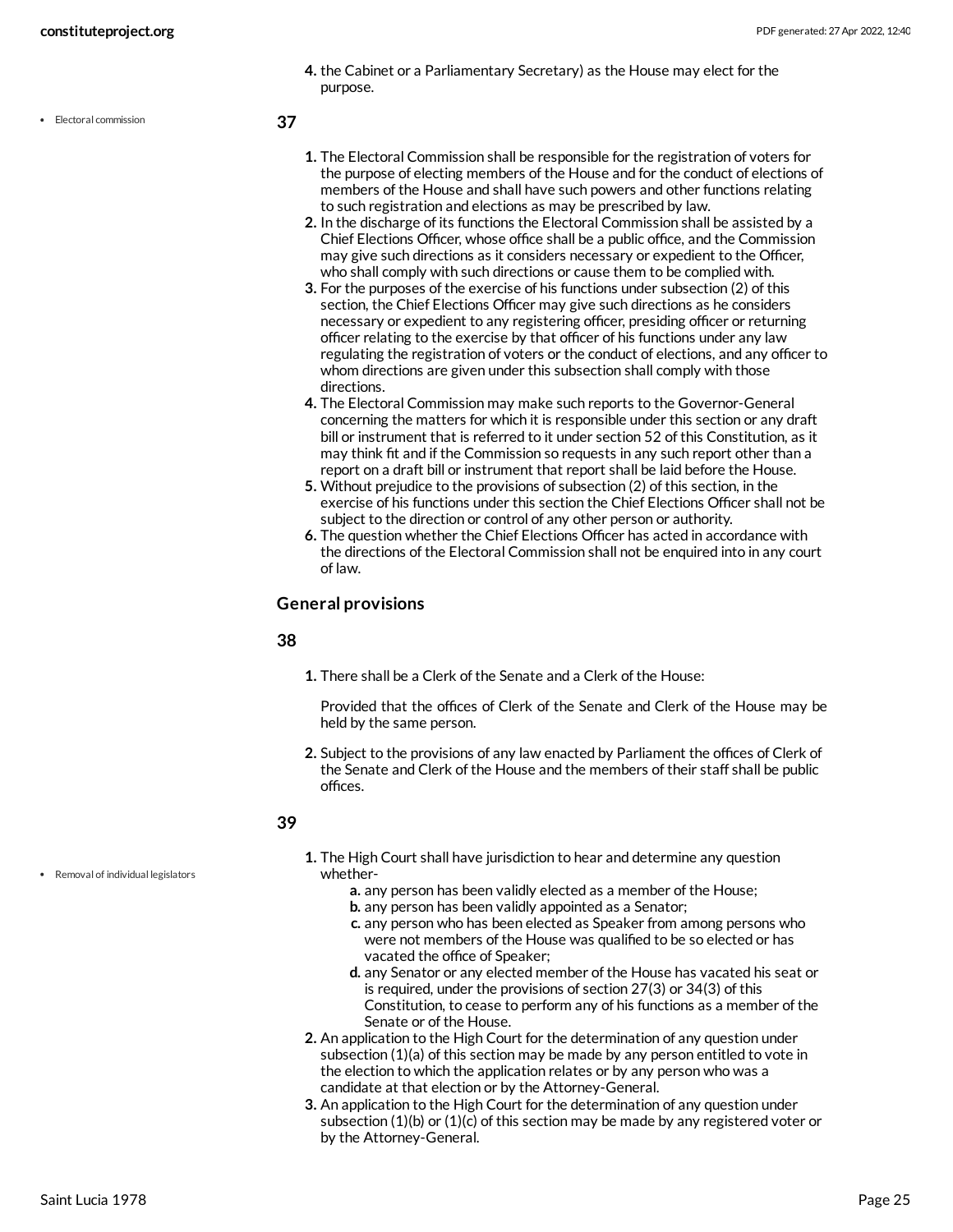4. the Cabinet or a Parliamentary Secretary) as the House may elect for the purpose.

- Electoral commission

**37**

1. The Electoral Commission shall be responsible for the registration of voters for the purpose of electing members of the House and for the conduct of elections of members of the House and shall have such powers and other functions relating to such registration and elections as may be prescribed by law.
2. In the discharge of its functions the Electoral Commission shall be assisted by a Chief Elections Officer, whose office shall be a public office, and the Commission may give such directions as it considers necessary or expedient to the Officer, who shall comply with such directions or cause them to be complied with.
3. For the purposes of the exercise of his functions under subsection (2) of this section, the Chief Elections Officer may give such directions as he considers necessary or expedient to any registering officer, presiding officer or returning officer relating to the exercise by that officer of his functions under any law regulating the registration of voters or the conduct of elections, and any officer to whom directions are given under this subsection shall comply with those directions.
4. The Electoral Commission may make such reports to the Governor-General concerning the matters for which it is responsible under this section or any draft bill or instrument that is referred to it under section 52 of this Constitution, as it may think fit and if the Commission so requests in any such report other than a report on a draft bill or instrument that report shall be laid before the House.
5. Without prejudice to the provisions of subsection (2) of this section, in the exercise of his functions under this section the Chief Elections Officer shall not be subject to the direction or control of any other person or authority.
6. The question whether the Chief Elections Officer has acted in accordance with the directions of the Electoral Commission shall not be enquired into in any court of law.

### General provisions

**38**

1. There shall be a Clerk of the Senate and a Clerk of the House:

   Provided that the offices of Clerk of the Senate and Clerk of the House may be held by the same person.

2. Subject to the provisions of any law enacted by Parliament the offices of Clerk of the Senate and Clerk of the House and the members of their staff shall be public offices.

**39**

- Removal of individual legislators

1. The High Court shall have jurisdiction to hear and determine any question whether-
   a. any person has been validly elected as a member of the House;
   b. any person has been validly appointed as a Senator;
   c. any person who has been elected as Speaker from among persons who were not members of the House was qualified to be so elected or has vacated the office of Speaker;
   d. any Senator or any elected member of the House has vacated his seat or is required, under the provisions of section 27(3) or 34(3) of this Constitution, to cease to perform any of his functions as a member of the Senate or of the House.
2. An application to the High Court for the determination of any question under subsection (1)(a) of this section may be made by any person entitled to vote in the election to which the application relates or by any person who was a candidate at that election or by the Attorney-General.
3. An application to the High Court for the determination of any question under subsection (1)(b) or (1)(c) of this section may be made by any registered voter or by the Attorney-General.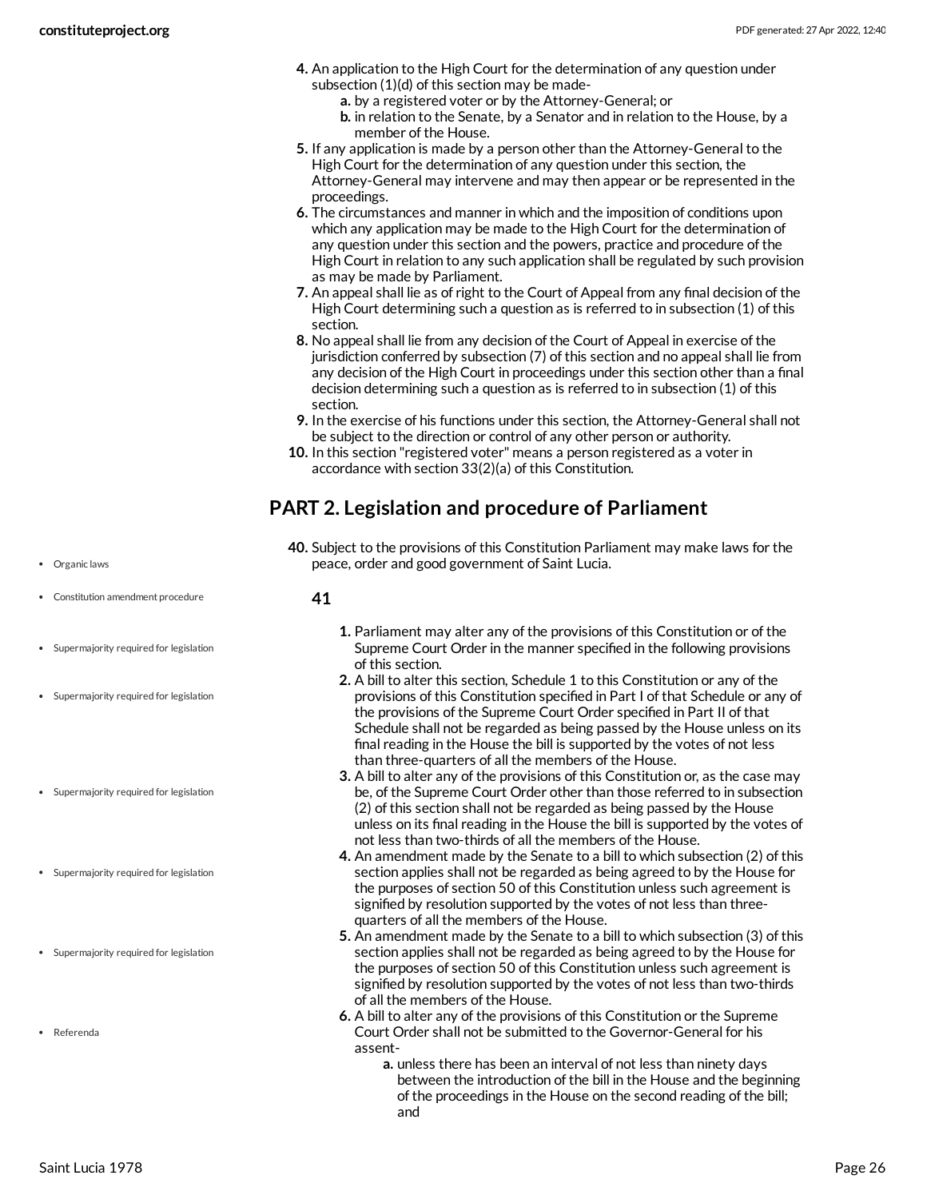4. An application to the High Court for the determination of any question under subsection (1)(d) of this section may be made-
    a. by a registered voter or by the Attorney-General; or
    b. in relation to the Senate, by a Senator and in relation to the House, by a member of the House.
5. If any application is made by a person other than the Attorney-General to the High Court for the determination of any question under this section, the Attorney-General may intervene and may then appear or be represented in the proceedings.
6. The circumstances and manner in which and the imposition of conditions upon which any application may be made to the High Court for the determination of any question under this section and the powers, practice and procedure of the High Court in relation to any such application shall be regulated by such provision as may be made by Parliament.
7. An appeal shall lie as of right to the Court of Appeal from any final decision of the High Court determining such a question as is referred to in subsection (1) of this section.
8. No appeal shall lie from any decision of the Court of Appeal in exercise of the jurisdiction conferred by subsection (7) of this section and no appeal shall lie from any decision of the High Court in proceedings under this section other than a final decision determining such a question as is referred to in subsection (1) of this section.
9. In the exercise of his functions under this section, the Attorney-General shall not be subject to the direction or control of any other person or authority.
10. In this section "registered voter" means a person registered as a voter in accordance with section 33(2)(a) of this Constitution.

## PART 2. Legislation and procedure of Parliament

- Organic laws

**40.** Subject to the provisions of this Constitution Parliament may make laws for the peace, order and good government of Saint Lucia.

- Constitution amendment procedure

**41**

- Supermajority required for legislation

1. Parliament may alter any of the provisions of this Constitution or of the Supreme Court Order in the manner specified in the following provisions of this section.

- Supermajority required for legislation

2. A bill to alter this section, Schedule 1 to this Constitution or any of the provisions of this Constitution specified in Part I of that Schedule or any of the provisions of the Supreme Court Order specified in Part II of that Schedule shall not be regarded as being passed by the House unless on its final reading in the House the bill is supported by the votes of not less than three-quarters of all the members of the House.

- Supermajority required for legislation

3. A bill to alter any of the provisions of this Constitution or, as the case may be, of the Supreme Court Order other than those referred to in subsection (2) of this section shall not be regarded as being passed by the House unless on its final reading in the House the bill is supported by the votes of not less than two-thirds of all the members of the House.

- Supermajority required for legislation

4. An amendment made by the Senate to a bill to which subsection (2) of this section applies shall not be regarded as being agreed to by the House for the purposes of section 50 of this Constitution unless such agreement is signified by resolution supported by the votes of not less than three-quarters of all the members of the House.

- Supermajority required for legislation

5. An amendment made by the Senate to a bill to which subsection (3) of this section applies shall not be regarded as being agreed to by the House for the purposes of section 50 of this Constitution unless such agreement is signified by resolution supported by the votes of not less than two-thirds of all the members of the House.

- Referenda

6. A bill to alter any of the provisions of this Constitution or the Supreme Court Order shall not be submitted to the Governor-General for his assent-
    a. unless there has been an interval of not less than ninety days between the introduction of the bill in the House and the beginning of the proceedings in the House on the second reading of the bill; and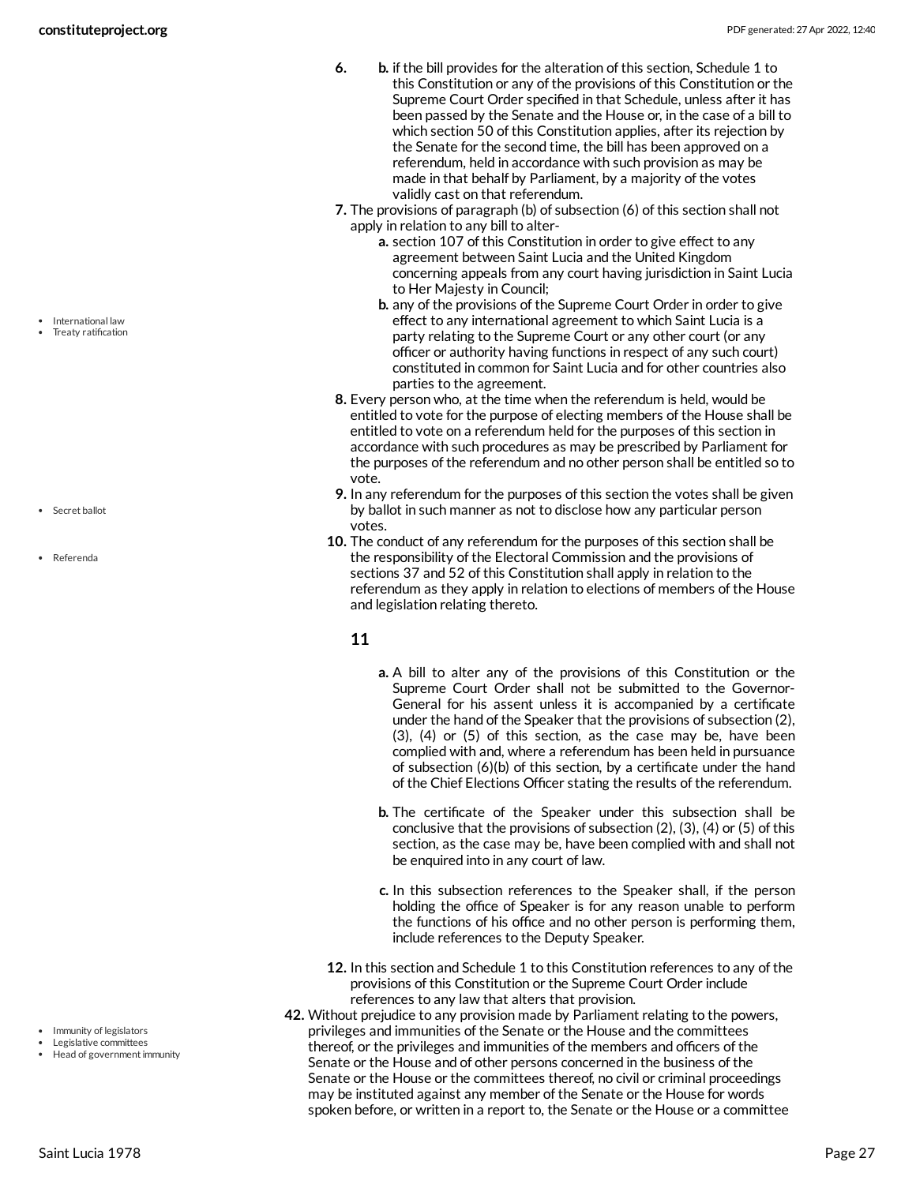6. 
   b. if the bill provides for the alteration of this section, Schedule 1 to this Constitution or any of the provisions of this Constitution or the Supreme Court Order specified in that Schedule, unless after it has been passed by the Senate and the House or, in the case of a bill to which section 50 of this Constitution applies, after its rejection by the Senate for the second time, the bill has been approved on a referendum, held in accordance with such provision as may be made in that behalf by Parliament, by a majority of the votes validly cast on that referendum.
7. The provisions of paragraph (b) of subsection (6) of this section shall not apply in relation to any bill to alter-
   a. section 107 of this Constitution in order to give effect to any agreement between Saint Lucia and the United Kingdom concerning appeals from any court having jurisdiction in Saint Lucia to Her Majesty in Council;
   b. any of the provisions of the Supreme Court Order in order to give effect to any international agreement to which Saint Lucia is a party relating to the Supreme Court or any other court (or any officer or authority having functions in respect of any such court) constituted in common for Saint Lucia and for other countries also parties to the agreement.
8. Every person who, at the time when the referendum is held, would be entitled to vote for the purpose of electing members of the House shall be entitled to vote on a referendum held for the purposes of this section in accordance with such procedures as may be prescribed by Parliament for the purposes of the referendum and no other person shall be entitled so to vote.
9. In any referendum for the purposes of this section the votes shall be given by ballot in such manner as not to disclose how any particular person votes.
10. The conduct of any referendum for the purposes of this section shall be the responsibility of the Electoral Commission and the provisions of sections 37 and 52 of this Constitution shall apply in relation to the referendum as they apply in relation to elections of members of the House and legislation relating thereto.

**11**

   a. A bill to alter any of the provisions of this Constitution or the Supreme Court Order shall not be submitted to the Governor-General for his assent unless it is accompanied by a certificate under the hand of the Speaker that the provisions of subsection (2), (3), (4) or (5) of this section, as the case may be, have been complied with and, where a referendum has been held in pursuance of subsection (6)(b) of this section, by a certificate under the hand of the Chief Elections Officer stating the results of the referendum.

   b. The certificate of the Speaker under this subsection shall be conclusive that the provisions of subsection (2), (3), (4) or (5) of this section, as the case may be, have been complied with and shall not be enquired into in any court of law.

   c. In this subsection references to the Speaker shall, if the person holding the office of Speaker is for any reason unable to perform the functions of his office and no other person is performing them, include references to the Deputy Speaker.

12. In this section and Schedule 1 to this Constitution references to any of the provisions of this Constitution or the Supreme Court Order include references to any law that alters that provision.

42. Without prejudice to any provision made by Parliament relating to the powers, privileges and immunities of the Senate or the House and the committees thereof, or the privileges and immunities of the members and officers of the Senate or the House and of other persons concerned in the business of the Senate or the House or the committees thereof, no civil or criminal proceedings may be instituted against any member of the Senate or the House for words spoken before, or written in a report to, the Senate or the House or a committee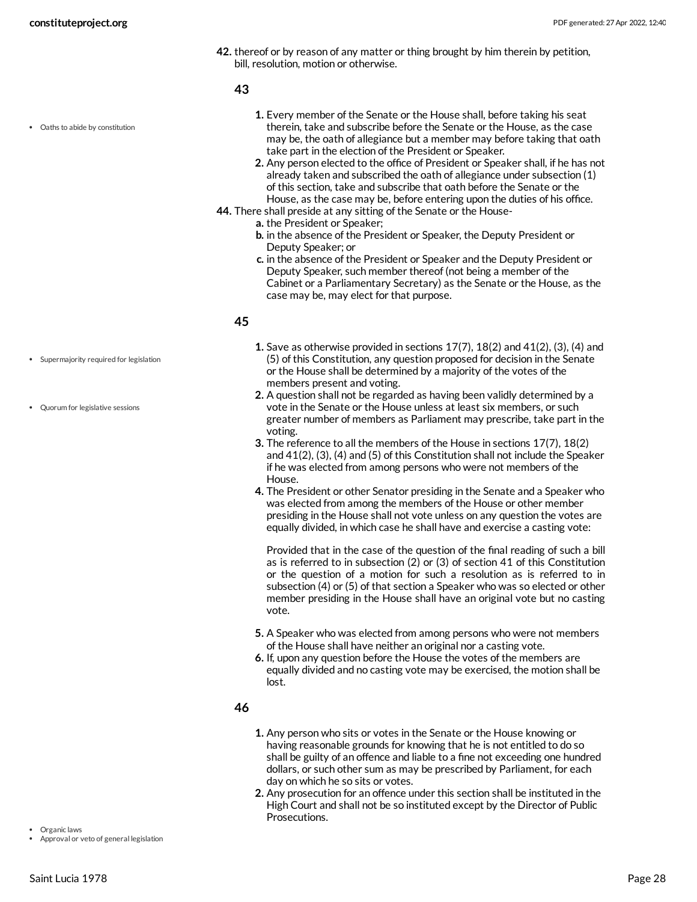42. thereof or by reason of any matter or thing brought by him therein by petition, bill, resolution, motion or otherwise.

### 43

- Oaths to abide by constitution

1. Every member of the Senate or the House shall, before taking his seat therein, take and subscribe before the Senate or the House, as the case may be, the oath of allegiance but a member may before taking that oath take part in the election of the President or Speaker.
2. Any person elected to the office of President or Speaker shall, if he has not already taken and subscribed the oath of allegiance under subsection (1) of this section, take and subscribe that oath before the Senate or the House, as the case may be, before entering upon the duties of his office.

44. There shall preside at any sitting of the Senate or the House-
    a. the President or Speaker;
    b. in the absence of the President or Speaker, the Deputy President or Deputy Speaker; or
    c. in the absence of the President or Speaker and the Deputy President or Deputy Speaker, such member thereof (not being a member of the Cabinet or a Parliamentary Secretary) as the Senate or the House, as the case may be, may elect for that purpose.

### 45

- Supermajority required for legislation
- Quorum for legislative sessions

1. Save as otherwise provided in sections 17(7), 18(2) and 41(2), (3), (4) and (5) of this Constitution, any question proposed for decision in the Senate or the House shall be determined by a majority of the votes of the members present and voting.
2. A question shall not be regarded as having been validly determined by a vote in the Senate or the House unless at least six members, or such greater number of members as Parliament may prescribe, take part in the voting.
3. The reference to all the members of the House in sections 17(7), 18(2) and 41(2), (3), (4) and (5) of this Constitution shall not include the Speaker if he was elected from among persons who were not members of the House.
4. The President or other Senator presiding in the Senate and a Speaker who was elected from among the members of the House or other member presiding in the House shall not vote unless on any question the votes are equally divided, in which case he shall have and exercise a casting vote:

   Provided that in the case of the question of the final reading of such a bill as is referred to in subsection (2) or (3) of section 41 of this Constitution or the question of a motion for such a resolution as is referred to in subsection (4) or (5) of that section a Speaker who was so elected or other member presiding in the House shall have an original vote but no casting vote.

5. A Speaker who was elected from among persons who were not members of the House shall have neither an original nor a casting vote.
6. If, upon any question before the House the votes of the members are equally divided and no casting vote may be exercised, the motion shall be lost.

### 46

1. Any person who sits or votes in the Senate or the House knowing or having reasonable grounds for knowing that he is not entitled to do so shall be guilty of an offence and liable to a fine not exceeding one hundred dollars, or such other sum as may be prescribed by Parliament, for each day on which he so sits or votes.
2. Any prosecution for an offence under this section shall be instituted in the High Court and shall not be so instituted except by the Director of Public Prosecutions.

- Organic laws
- Approval or veto of general legislation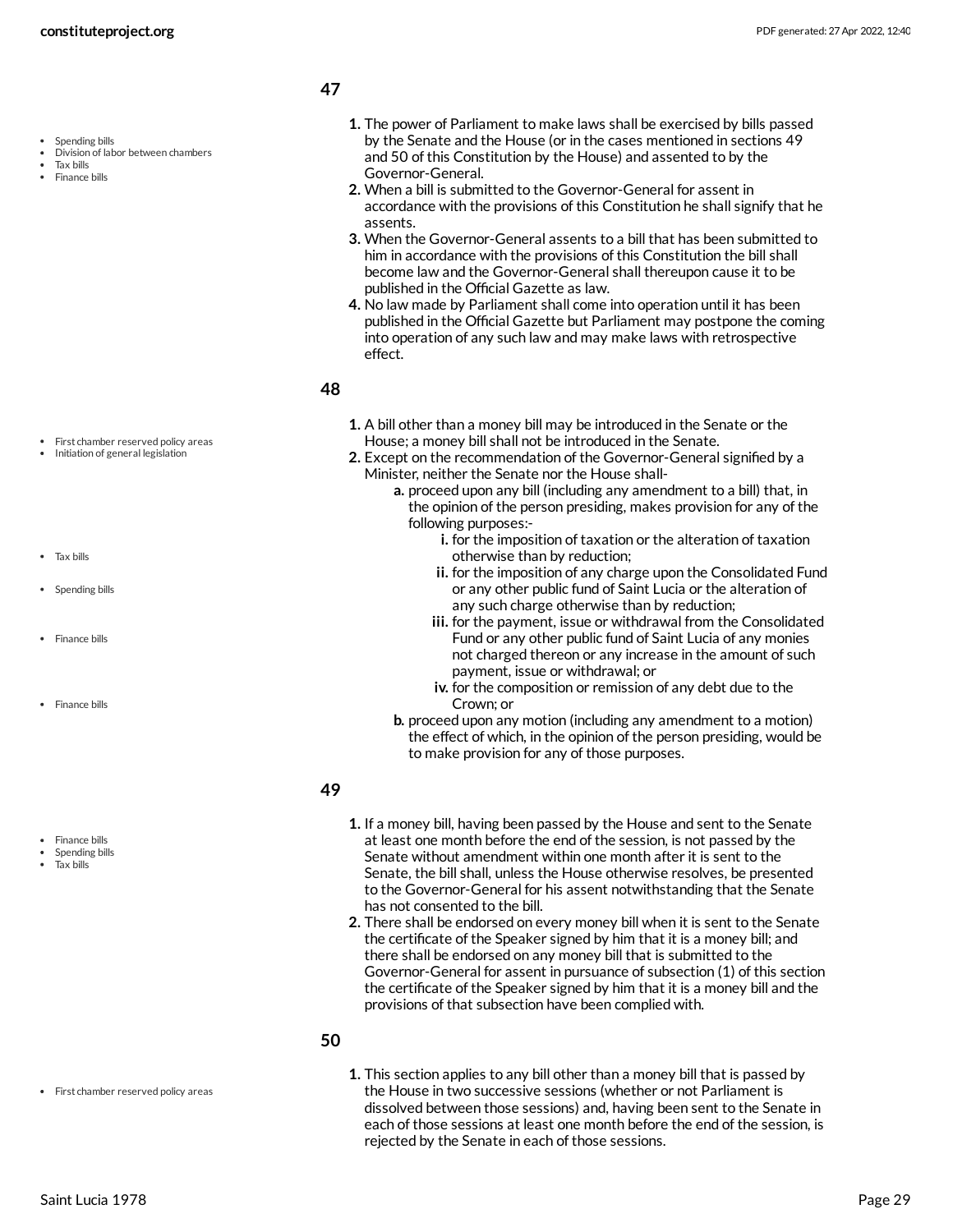### 47

- Spending bills
- Division of labor between chambers
- Tax bills
- Finance bills

1. The power of Parliament to make laws shall be exercised by bills passed by the Senate and the House (or in the cases mentioned in sections 49 and 50 of this Constitution by the House) and assented to by the Governor-General.
2. When a bill is submitted to the Governor-General for assent in accordance with the provisions of this Constitution he shall signify that he assents.
3. When the Governor-General assents to a bill that has been submitted to him in accordance with the provisions of this Constitution the bill shall become law and the Governor-General shall thereupon cause it to be published in the Official Gazette as law.
4. No law made by Parliament shall come into operation until it has been published in the Official Gazette but Parliament may postpone the coming into operation of any such law and may make laws with retrospective effect.

### 48

- First chamber reserved policy areas
- Initiation of general legislation

1. A bill other than a money bill may be introduced in the Senate or the House; a money bill shall not be introduced in the Senate.
2. Except on the recommendation of the Governor-General signified by a Minister, neither the Senate nor the House shall-
    a. proceed upon any bill (including any amendment to a bill) that, in the opinion of the person presiding, makes provision for any of the following purposes:-
        i. for the imposition of taxation or the alteration of taxation otherwise than by reduction;
        ii. for the imposition of any charge upon the Consolidated Fund or any other public fund of Saint Lucia or the alteration of any such charge otherwise than by reduction;
        iii. for the payment, issue or withdrawal from the Consolidated Fund or any other public fund of Saint Lucia of any monies not charged thereon or any increase in the amount of such payment, issue or withdrawal; or
        iv. for the composition or remission of any debt due to the Crown; or
    b. proceed upon any motion (including any amendment to a motion) the effect of which, in the opinion of the person presiding, would be to make provision for any of those purposes.

- Tax bills
- Spending bills
- Finance bills
- Finance bills

### 49

- Finance bills
- Spending bills
- Tax bills

1. If a money bill, having been passed by the House and sent to the Senate at least one month before the end of the session, is not passed by the Senate without amendment within one month after it is sent to the Senate, the bill shall, unless the House otherwise resolves, be presented to the Governor-General for his assent notwithstanding that the Senate has not consented to the bill.
2. There shall be endorsed on every money bill when it is sent to the Senate the certificate of the Speaker signed by him that it is a money bill; and there shall be endorsed on any money bill that is submitted to the Governor-General for assent in pursuance of subsection (1) of this section the certificate of the Speaker signed by him that it is a money bill and the provisions of that subsection have been complied with.

### 50

- First chamber reserved policy areas

1. This section applies to any bill other than a money bill that is passed by the House in two successive sessions (whether or not Parliament is dissolved between those sessions) and, having been sent to the Senate in each of those sessions at least one month before the end of the session, is rejected by the Senate in each of those sessions.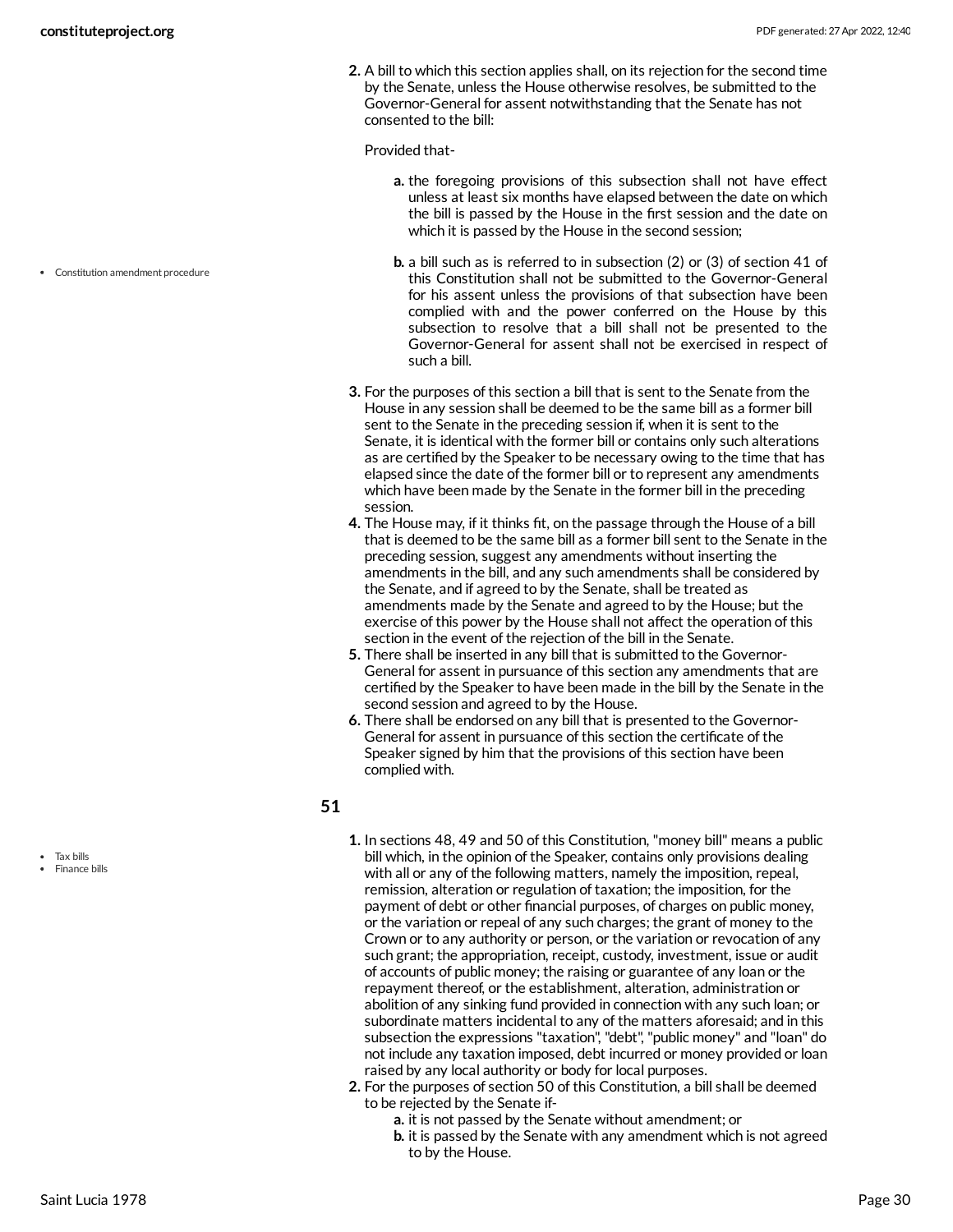2. A bill to which this section applies shall, on its rejection for the second time by the Senate, unless the House otherwise resolves, be submitted to the Governor-General for assent notwithstanding that the Senate has not consented to the bill:

   Provided that-

   a. the foregoing provisions of this subsection shall not have effect unless at least six months have elapsed between the date on which the bill is passed by the House in the first session and the date on which it is passed by the House in the second session;

   b. a bill such as is referred to in subsection (2) or (3) of section 41 of this Constitution shall not be submitted to the Governor-General for his assent unless the provisions of that subsection have been complied with and the power conferred on the House by this subsection to resolve that a bill shall not be presented to the Governor-General for assent shall not be exercised in respect of such a bill.

- Constitution amendment procedure

3. For the purposes of this section a bill that is sent to the Senate from the House in any session shall be deemed to be the same bill as a former bill sent to the Senate in the preceding session if, when it is sent to the Senate, it is identical with the former bill or contains only such alterations as are certified by the Speaker to be necessary owing to the time that has elapsed since the date of the former bill or to represent any amendments which have been made by the Senate in the former bill in the preceding session.
4. The House may, if it thinks fit, on the passage through the House of a bill that is deemed to be the same bill as a former bill sent to the Senate in the preceding session, suggest any amendments without inserting the amendments in the bill, and any such amendments shall be considered by the Senate, and if agreed to by the Senate, shall be treated as amendments made by the Senate and agreed to by the House; but the exercise of this power by the House shall not affect the operation of this section in the event of the rejection of the bill in the Senate.
5. There shall be inserted in any bill that is submitted to the Governor-General for assent in pursuance of this section any amendments that are certified by the Speaker to have been made in the bill by the Senate in the second session and agreed to by the House.
6. There shall be endorsed on any bill that is presented to the Governor-General for assent in pursuance of this section the certificate of the Speaker signed by him that the provisions of this section have been complied with.

## 51

- Tax bills
- Finance bills

1. In sections 48, 49 and 50 of this Constitution, "money bill" means a public bill which, in the opinion of the Speaker, contains only provisions dealing with all or any of the following matters, namely the imposition, repeal, remission, alteration or regulation of taxation; the imposition, for the payment of debt or other financial purposes, of charges on public money, or the variation or repeal of any such charges; the grant of money to the Crown or to any authority or person, or the variation or revocation of any such grant; the appropriation, receipt, custody, investment, issue or audit of accounts of public money; the raising or guarantee of any loan or the repayment thereof, or the establishment, alteration, administration or abolition of any sinking fund provided in connection with any such loan; or subordinate matters incidental to any of the matters aforesaid; and in this subsection the expressions "taxation", "debt", "public money" and "loan" do not include any taxation imposed, debt incurred or money provided or loan raised by any local authority or body for local purposes.
2. For the purposes of section 50 of this Constitution, a bill shall be deemed to be rejected by the Senate if-
   a. it is not passed by the Senate without amendment; or
   b. it is passed by the Senate with any amendment which is not agreed to by the House.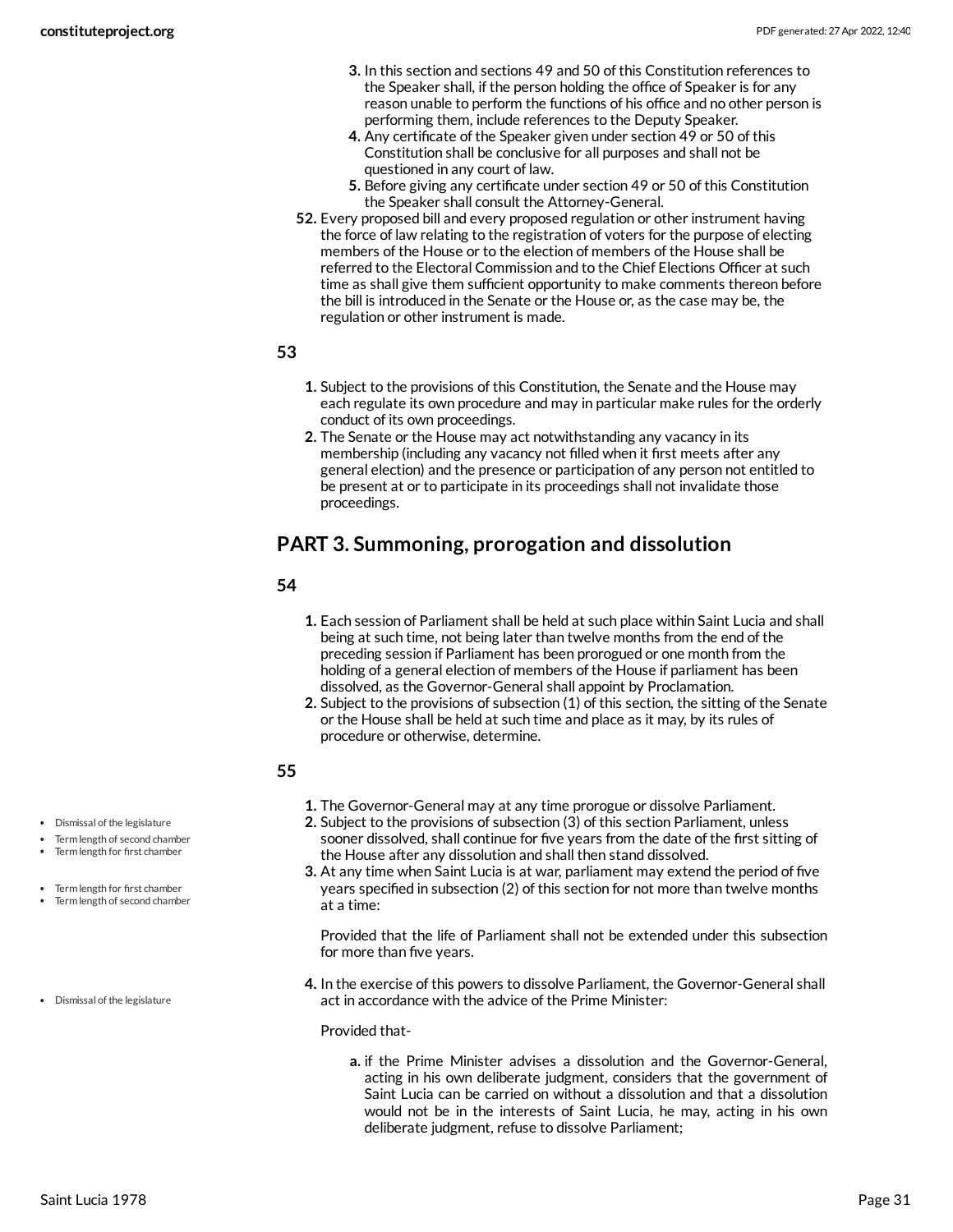3. In this section and sections 49 and 50 of this Constitution references to the Speaker shall, if the person holding the office of Speaker is for any reason unable to perform the functions of his office and no other person is performing them, include references to the Deputy Speaker.
4. Any certificate of the Speaker given under section 49 or 50 of this Constitution shall be conclusive for all purposes and shall not be questioned in any court of law.
5. Before giving any certificate under section 49 or 50 of this Constitution the Speaker shall consult the Attorney-General.

**52.** Every proposed bill and every proposed regulation or other instrument having the force of law relating to the registration of voters for the purpose of electing members of the House or to the election of members of the House shall be referred to the Electoral Commission and to the Chief Elections Officer at such time as shall give them sufficient opportunity to make comments thereon before the bill is introduced in the Senate or the House or, as the case may be, the regulation or other instrument is made.

**53**

1. Subject to the provisions of this Constitution, the Senate and the House may each regulate its own procedure and may in particular make rules for the orderly conduct of its own proceedings.
2. The Senate or the House may act notwithstanding any vacancy in its membership (including any vacancy not filled when it first meets after any general election) and the presence or participation of any person not entitled to be present at or to participate in its proceedings shall not invalidate those proceedings.

## PART 3. Summoning, prorogation and dissolution

**54**

1. Each session of Parliament shall be held at such place within Saint Lucia and shall being at such time, not being later than twelve months from the end of the preceding session if Parliament has been prorogued or one month from the holding of a general election of members of the House if parliament has been dissolved, as the Governor-General shall appoint by Proclamation.
2. Subject to the provisions of subsection (1) of this section, the sitting of the Senate or the House shall be held at such time and place as it may, by its rules of procedure or otherwise, determine.

**55**

1. The Governor-General may at any time prorogue or dissolve Parliament.
2. Subject to the provisions of subsection (3) of this section Parliament, unless sooner dissolved, shall continue for five years from the date of the first sitting of the House after any dissolution and shall then stand dissolved.
3. At any time when Saint Lucia is at war, parliament may extend the period of five years specified in subsection (2) of this section for not more than twelve months at a time:

   Provided that the life of Parliament shall not be extended under this subsection for more than five years.

4. In the exercise of this powers to dissolve Parliament, the Governor-General shall act in accordance with the advice of the Prime Minister:

   Provided that-

   a. if the Prime Minister advises a dissolution and the Governor-General, acting in his own deliberate judgment, considers that the government of Saint Lucia can be carried on without a dissolution and that a dissolution would not be in the interests of Saint Lucia, he may, acting in his own deliberate judgment, refuse to dissolve Parliament;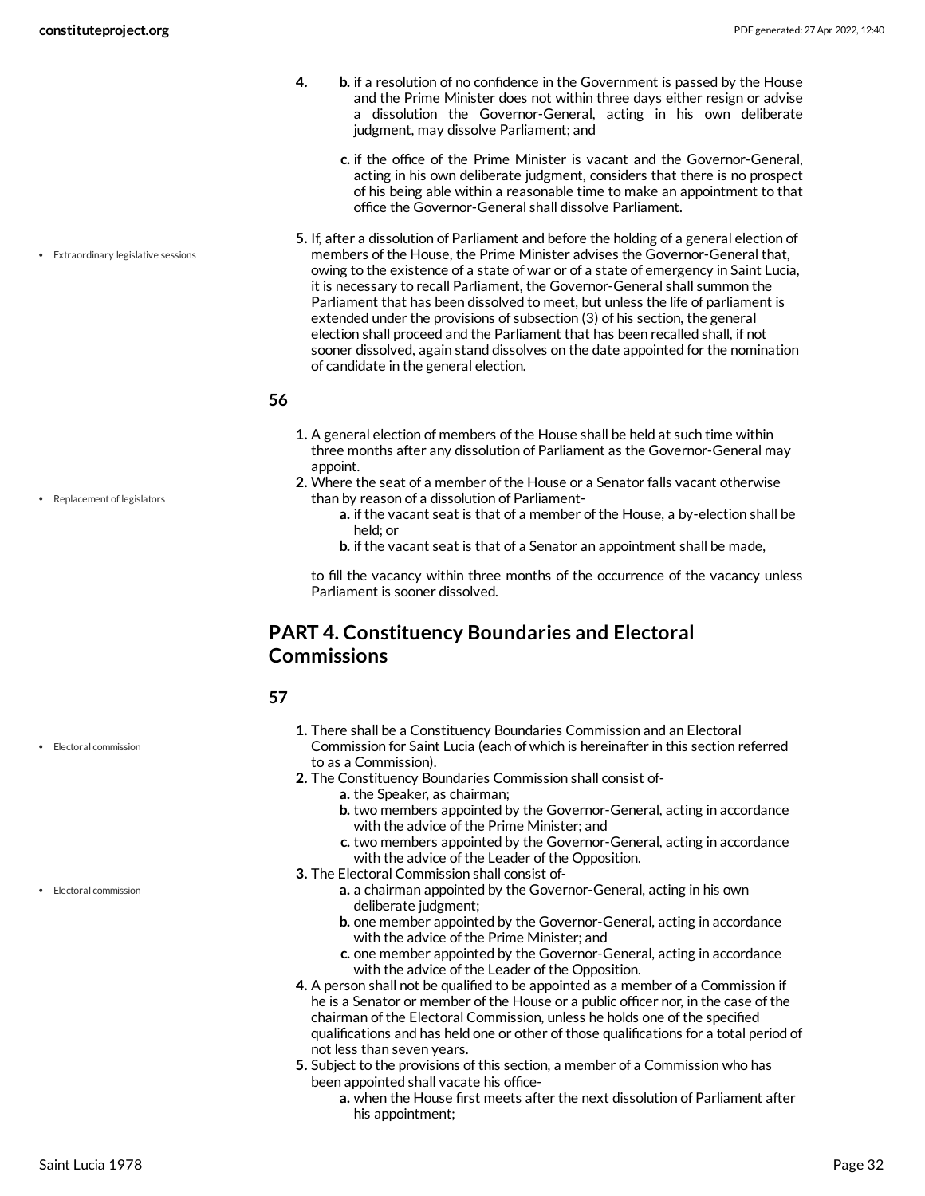4.
   b. if a resolution of no confidence in the Government is passed by the House and the Prime Minister does not within three days either resign or advise a dissolution the Governor-General, acting in his own deliberate judgment, may dissolve Parliament; and

   c. if the office of the Prime Minister is vacant and the Governor-General, acting in his own deliberate judgment, considers that there is no prospect of his being able within a reasonable time to make an appointment to that office the Governor-General shall dissolve Parliament.

5. If, after a dissolution of Parliament and before the holding of a general election of members of the House, the Prime Minister advises the Governor-General that, owing to the existence of a state of war or of a state of emergency in Saint Lucia, it is necessary to recall Parliament, the Governor-General shall summon the Parliament that has been dissolved to meet, but unless the life of parliament is extended under the provisions of subsection (3) of his section, the general election shall proceed and the Parliament that has been recalled shall, if not sooner dissolved, again stand dissolves on the date appointed for the nomination of candidate in the general election.

• Extraordinary legislative sessions

**56**

1. A general election of members of the House shall be held at such time within three months after any dissolution of Parliament as the Governor-General may appoint.
2. Where the seat of a member of the House or a Senator falls vacant otherwise than by reason of a dissolution of Parliament-
   a. if the vacant seat is that of a member of the House, a by-election shall be held; or
   b. if the vacant seat is that of a Senator an appointment shall be made,

   to fill the vacancy within three months of the occurrence of the vacancy unless Parliament is sooner dissolved.

• Replacement of legislators

## PART 4. Constituency Boundaries and Electoral Commissions

**57**

• Electoral commission

1. There shall be a Constituency Boundaries Commission and an Electoral Commission for Saint Lucia (each of which is hereinafter in this section referred to as a Commission).
2. The Constituency Boundaries Commission shall consist of-
   a. the Speaker, as chairman;
   b. two members appointed by the Governor-General, acting in accordance with the advice of the Prime Minister; and
   c. two members appointed by the Governor-General, acting in accordance with the advice of the Leader of the Opposition.
3. The Electoral Commission shall consist of-
   a. a chairman appointed by the Governor-General, acting in his own deliberate judgment;
   b. one member appointed by the Governor-General, acting in accordance with the advice of the Prime Minister; and
   c. one member appointed by the Governor-General, acting in accordance with the advice of the Leader of the Opposition.
4. A person shall not be qualified to be appointed as a member of a Commission if he is a Senator or member of the House or a public officer nor, in the case of the chairman of the Electoral Commission, unless he holds one of the specified qualifications and has held one or other of those qualifications for a total period of not less than seven years.
5. Subject to the provisions of this section, a member of a Commission who has been appointed shall vacate his office-
   a. when the House first meets after the next dissolution of Parliament after his appointment;

• Electoral commission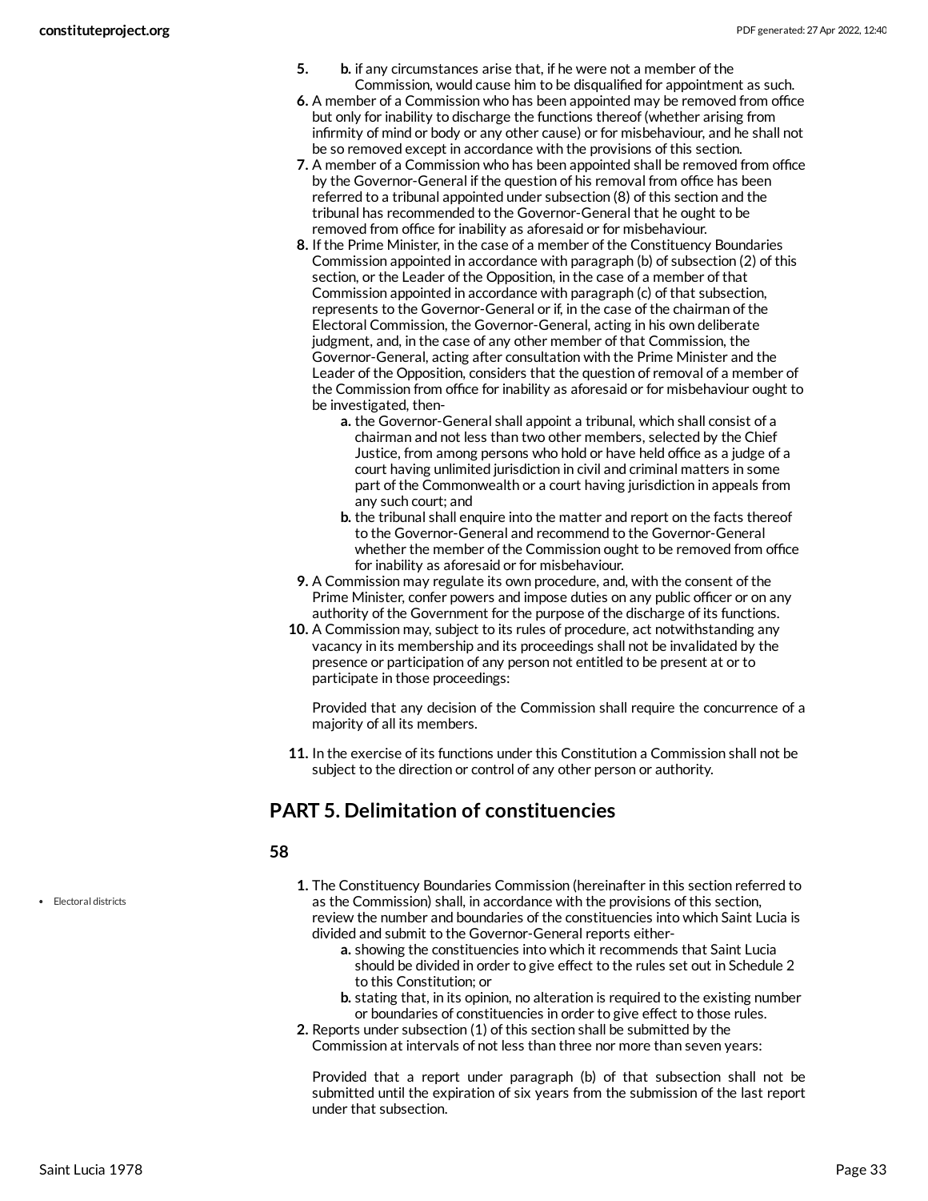5. b. if any circumstances arise that, if he were not a member of the Commission, would cause him to be disqualified for appointment as such.
6. A member of a Commission who has been appointed may be removed from office but only for inability to discharge the functions thereof (whether arising from infirmity of mind or body or any other cause) or for misbehaviour, and he shall not be so removed except in accordance with the provisions of this section.
7. A member of a Commission who has been appointed shall be removed from office by the Governor-General if the question of his removal from office has been referred to a tribunal appointed under subsection (8) of this section and the tribunal has recommended to the Governor-General that he ought to be removed from office for inability as aforesaid or for misbehaviour.
8. If the Prime Minister, in the case of a member of the Constituency Boundaries Commission appointed in accordance with paragraph (b) of subsection (2) of this section, or the Leader of the Opposition, in the case of a member of that Commission appointed in accordance with paragraph (c) of that subsection, represents to the Governor-General or if, in the case of the chairman of the Electoral Commission, the Governor-General, acting in his own deliberate judgment, and, in the case of any other member of that Commission, the Governor-General, acting after consultation with the Prime Minister and the Leader of the Opposition, considers that the question of removal of a member of the Commission from office for inability as aforesaid or for misbehaviour ought to be investigated, then-
    a. the Governor-General shall appoint a tribunal, which shall consist of a chairman and not less than two other members, selected by the Chief Justice, from among persons who hold or have held office as a judge of a court having unlimited jurisdiction in civil and criminal matters in some part of the Commonwealth or a court having jurisdiction in appeals from any such court; and
    b. the tribunal shall enquire into the matter and report on the facts thereof to the Governor-General and recommend to the Governor-General whether the member of the Commission ought to be removed from office for inability as aforesaid or for misbehaviour.
9. A Commission may regulate its own procedure, and, with the consent of the Prime Minister, confer powers and impose duties on any public officer or on any authority of the Government for the purpose of the discharge of its functions.
10. A Commission may, subject to its rules of procedure, act notwithstanding any vacancy in its membership and its proceedings shall not be invalidated by the presence or participation of any person not entitled to be present at or to participate in those proceedings:

    Provided that any decision of the Commission shall require the concurrence of a majority of all its members.

11. In the exercise of its functions under this Constitution a Commission shall not be subject to the direction or control of any other person or authority.

## PART 5. Delimitation of constituencies

### 58

- Electoral districts

1. The Constituency Boundaries Commission (hereinafter in this section referred to as the Commission) shall, in accordance with the provisions of this section, review the number and boundaries of the constituencies into which Saint Lucia is divided and submit to the Governor-General reports either-
    a. showing the constituencies into which it recommends that Saint Lucia should be divided in order to give effect to the rules set out in Schedule 2 to this Constitution; or
    b. stating that, in its opinion, no alteration is required to the existing number or boundaries of constituencies in order to give effect to those rules.
2. Reports under subsection (1) of this section shall be submitted by the Commission at intervals of not less than three nor more than seven years:

    Provided that a report under paragraph (b) of that subsection shall not be submitted until the expiration of six years from the submission of the last report under that subsection.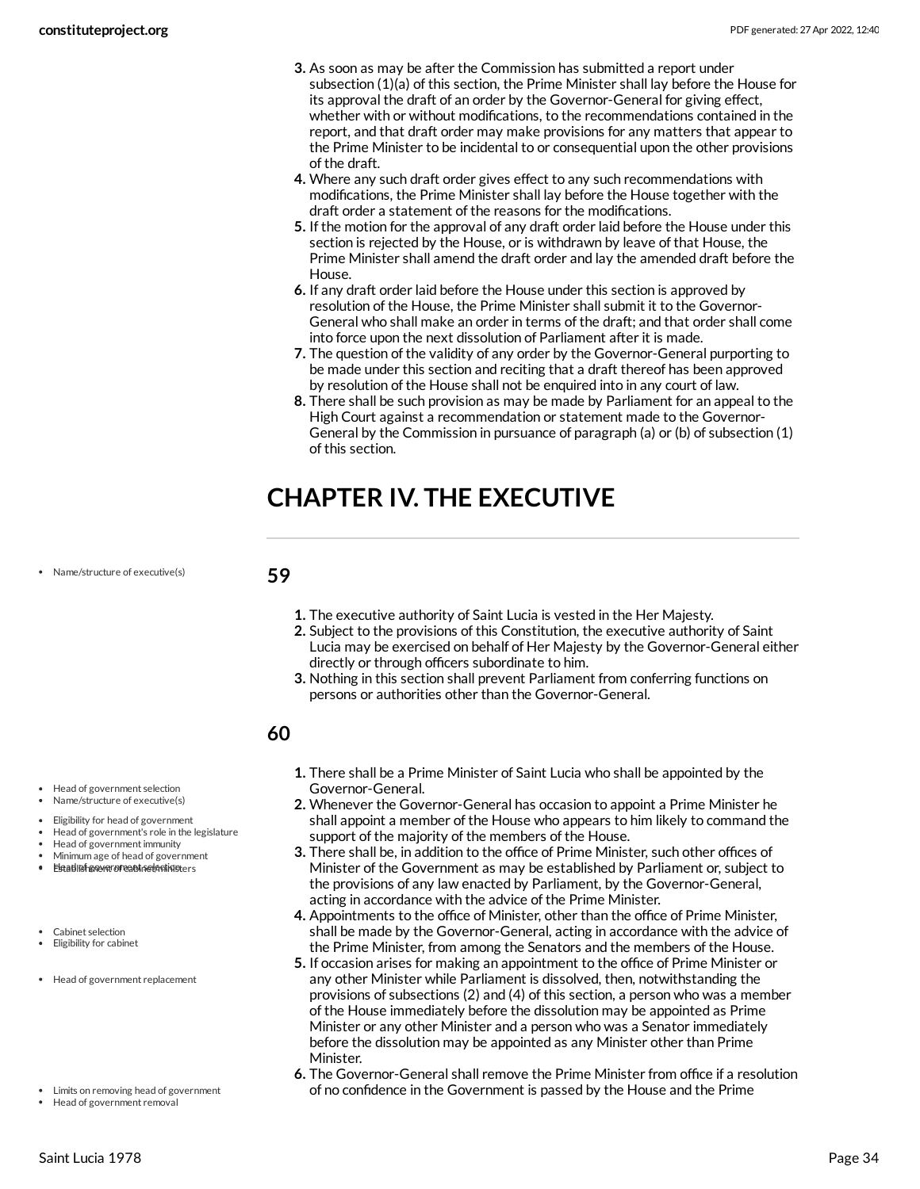3. As soon as may be after the Commission has submitted a report under subsection (1)(a) of this section, the Prime Minister shall lay before the House for its approval the draft of an order by the Governor-General for giving effect, whether with or without modifications, to the recommendations contained in the report, and that draft order may make provisions for any matters that appear to the Prime Minister to be incidental to or consequential upon the other provisions of the draft.
4. Where any such draft order gives effect to any such recommendations with modifications, the Prime Minister shall lay before the House together with the draft order a statement of the reasons for the modifications.
5. If the motion for the approval of any draft order laid before the House under this section is rejected by the House, or is withdrawn by leave of that House, the Prime Minister shall amend the draft order and lay the amended draft before the House.
6. If any draft order laid before the House under this section is approved by resolution of the House, the Prime Minister shall submit it to the Governor-General who shall make an order in terms of the draft; and that order shall come into force upon the next dissolution of Parliament after it is made.
7. The question of the validity of any order by the Governor-General purporting to be made under this section and reciting that a draft thereof has been approved by resolution of the House shall not be enquired into in any court of law.
8. There shall be such provision as may be made by Parliament for an appeal to the High Court against a recommendation or statement made to the Governor-General by the Commission in pursuance of paragraph (a) or (b) of subsection (1) of this section.

# CHAPTER IV. THE EXECUTIVE

## 59

1. The executive authority of Saint Lucia is vested in the Her Majesty.
2. Subject to the provisions of this Constitution, the executive authority of Saint Lucia may be exercised on behalf of Her Majesty by the Governor-General either directly or through officers subordinate to him.
3. Nothing in this section shall prevent Parliament from conferring functions on persons or authorities other than the Governor-General.

## 60

1. There shall be a Prime Minister of Saint Lucia who shall be appointed by the Governor-General.
2. Whenever the Governor-General has occasion to appoint a Prime Minister he shall appoint a member of the House who appears to him likely to command the support of the majority of the members of the House.
3. There shall be, in addition to the office of Prime Minister, such other offices of Minister of the Government as may be established by Parliament or, subject to the provisions of any law enacted by Parliament, by the Governor-General, acting in accordance with the advice of the Prime Minister.
4. Appointments to the office of Minister, other than the office of Prime Minister, shall be made by the Governor-General, acting in accordance with the advice of the Prime Minister, from among the Senators and the members of the House.
5. If occasion arises for making an appointment to the office of Prime Minister or any other Minister while Parliament is dissolved, then, notwithstanding the provisions of subsections (2) and (4) of this section, a person who was a member of the House immediately before the dissolution may be appointed as Prime Minister or any other Minister and a person who was a Senator immediately before the dissolution may be appointed as any Minister other than Prime Minister.
6. The Governor-General shall remove the Prime Minister from office if a resolution of no confidence in the Government is passed by the House and the Prime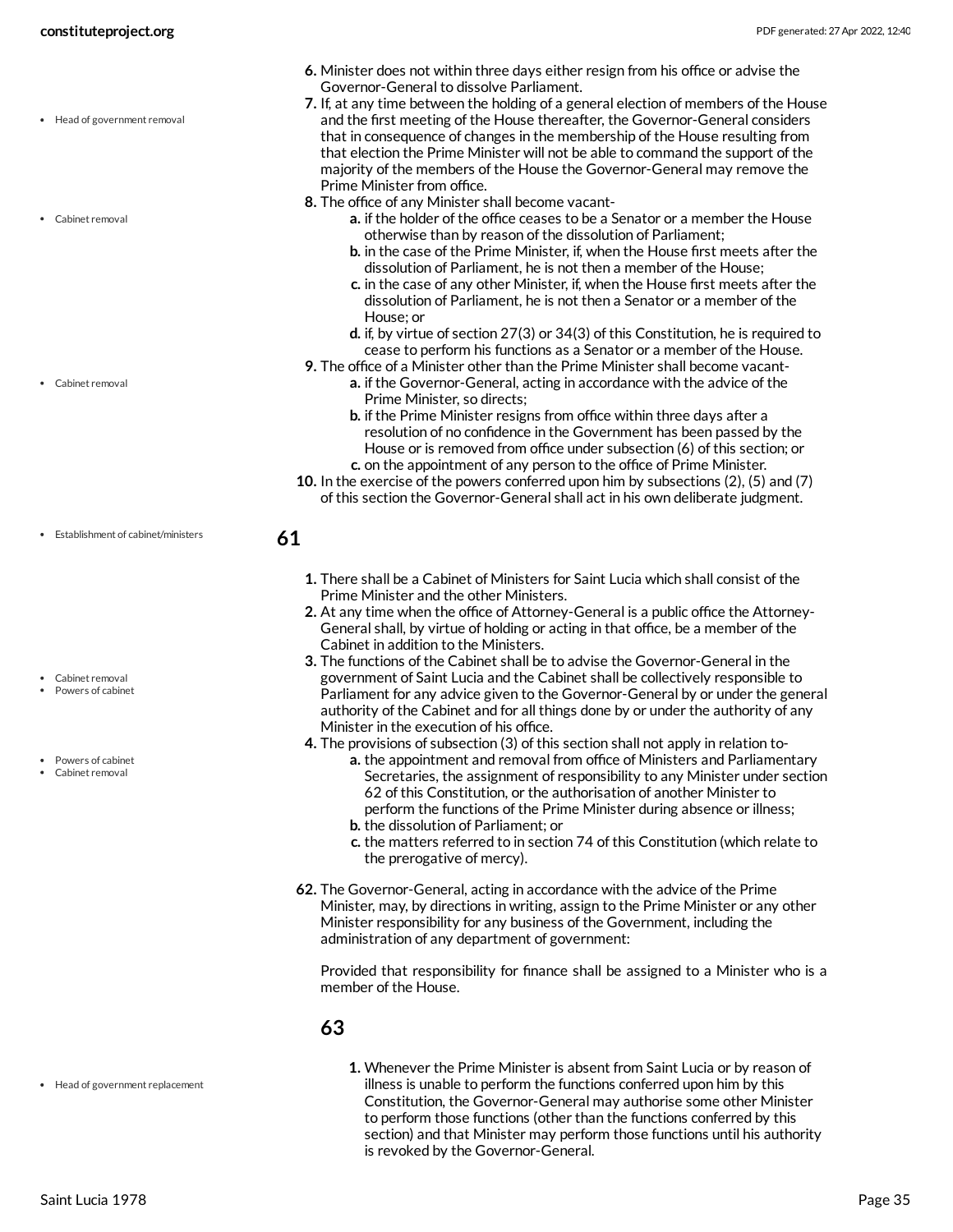6. Minister does not within three days either resign from his office or advise the Governor-General to dissolve Parliament.
7. If, at any time between the holding of a general election of members of the House and the first meeting of the House thereafter, the Governor-General considers that in consequence of changes in the membership of the House resulting from that election the Prime Minister will not be able to command the support of the majority of the members of the House the Governor-General may remove the Prime Minister from office.
8. The office of any Minister shall become vacant-
    a. if the holder of the office ceases to be a Senator or a member the House otherwise than by reason of the dissolution of Parliament;
    b. in the case of the Prime Minister, if, when the House first meets after the dissolution of Parliament, he is not then a member of the House;
    c. in the case of any other Minister, if, when the House first meets after the dissolution of Parliament, he is not then a Senator or a member of the House; or
    d. if, by virtue of section 27(3) or 34(3) of this Constitution, he is required to cease to perform his functions as a Senator or a member of the House.
9. The office of a Minister other than the Prime Minister shall become vacant-
    a. if the Governor-General, acting in accordance with the advice of the Prime Minister, so directs;
    b. if the Prime Minister resigns from office within three days after a resolution of no confidence in the Government has been passed by the House or is removed from office under subsection (6) of this section; or
    c. on the appointment of any person to the office of Prime Minister.
10. In the exercise of the powers conferred upon him by subsections (2), (5) and (7) of this section the Governor-General shall act in his own deliberate judgment.

## 61

1. There shall be a Cabinet of Ministers for Saint Lucia which shall consist of the Prime Minister and the other Ministers.
2. At any time when the office of Attorney-General is a public office the Attorney-General shall, by virtue of holding or acting in that office, be a member of the Cabinet in addition to the Ministers.
3. The functions of the Cabinet shall be to advise the Governor-General in the government of Saint Lucia and the Cabinet shall be collectively responsible to Parliament for any advice given to the Governor-General by or under the general authority of the Cabinet and for all things done by or under the authority of any Minister in the execution of his office.
4. The provisions of subsection (3) of this section shall not apply in relation to-
    a. the appointment and removal from office of Ministers and Parliamentary Secretaries, the assignment of responsibility to any Minister under section 62 of this Constitution, or the authorisation of another Minister to perform the functions of the Prime Minister during absence or illness;
    b. the dissolution of Parliament; or
    c. the matters referred to in section 74 of this Constitution (which relate to the prerogative of mercy).

62. The Governor-General, acting in accordance with the advice of the Prime Minister, may, by directions in writing, assign to the Prime Minister or any other Minister responsibility for any business of the Government, including the administration of any department of government:

Provided that responsibility for finance shall be assigned to a Minister who is a member of the House.

## 63

1. Whenever the Prime Minister is absent from Saint Lucia or by reason of illness is unable to perform the functions conferred upon him by this Constitution, the Governor-General may authorise some other Minister to perform those functions (other than the functions conferred by this section) and that Minister may perform those functions until his authority is revoked by the Governor-General.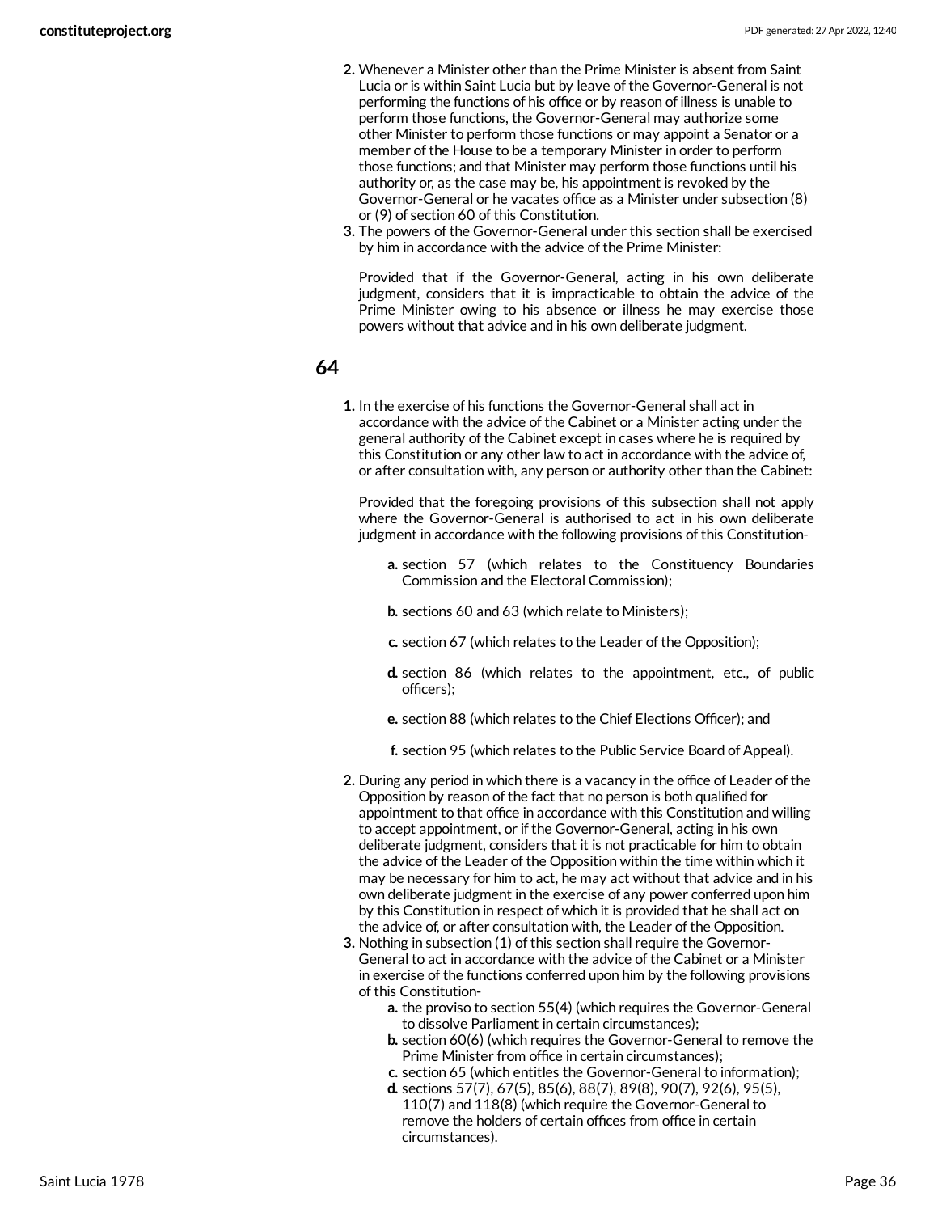2. Whenever a Minister other than the Prime Minister is absent from Saint Lucia or is within Saint Lucia but by leave of the Governor-General is not performing the functions of his office or by reason of illness is unable to perform those functions, the Governor-General may authorize some other Minister to perform those functions or may appoint a Senator or a member of the House to be a temporary Minister in order to perform those functions; and that Minister may perform those functions until his authority or, as the case may be, his appointment is revoked by the Governor-General or he vacates office as a Minister under subsection (8) or (9) of section 60 of this Constitution.
3. The powers of the Governor-General under this section shall be exercised by him in accordance with the advice of the Prime Minister:

   Provided that if the Governor-General, acting in his own deliberate judgment, considers that it is impracticable to obtain the advice of the Prime Minister owing to his absence or illness he may exercise those powers without that advice and in his own deliberate judgment.

## 64

1. In the exercise of his functions the Governor-General shall act in accordance with the advice of the Cabinet or a Minister acting under the general authority of the Cabinet except in cases where he is required by this Constitution or any other law to act in accordance with the advice of, or after consultation with, any person or authority other than the Cabinet:

   Provided that the foregoing provisions of this subsection shall not apply where the Governor-General is authorised to act in his own deliberate judgment in accordance with the following provisions of this Constitution-

   a. section 57 (which relates to the Constituency Boundaries Commission and the Electoral Commission);

   b. sections 60 and 63 (which relate to Ministers);

   c. section 67 (which relates to the Leader of the Opposition);

   d. section 86 (which relates to the appointment, etc., of public officers);

   e. section 88 (which relates to the Chief Elections Officer); and

   f. section 95 (which relates to the Public Service Board of Appeal).
2. During any period in which there is a vacancy in the office of Leader of the Opposition by reason of the fact that no person is both qualified for appointment to that office in accordance with this Constitution and willing to accept appointment, or if the Governor-General, acting in his own deliberate judgment, considers that it is not practicable for him to obtain the advice of the Leader of the Opposition within the time within which it may be necessary for him to act, he may act without that advice and in his own deliberate judgment in the exercise of any power conferred upon him by this Constitution in respect of which it is provided that he shall act on the advice of, or after consultation with, the Leader of the Opposition.
3. Nothing in subsection (1) of this section shall require the Governor-General to act in accordance with the advice of the Cabinet or a Minister in exercise of the functions conferred upon him by the following provisions of this Constitution-
   a. the proviso to section 55(4) (which requires the Governor-General to dissolve Parliament in certain circumstances);
   b. section 60(6) (which requires the Governor-General to remove the Prime Minister from office in certain circumstances);
   c. section 65 (which entitles the Governor-General to information);
   d. sections 57(7), 67(5), 85(6), 88(7), 89(8), 90(7), 92(6), 95(5), 110(7) and 118(8) (which require the Governor-General to remove the holders of certain offices from office in certain circumstances).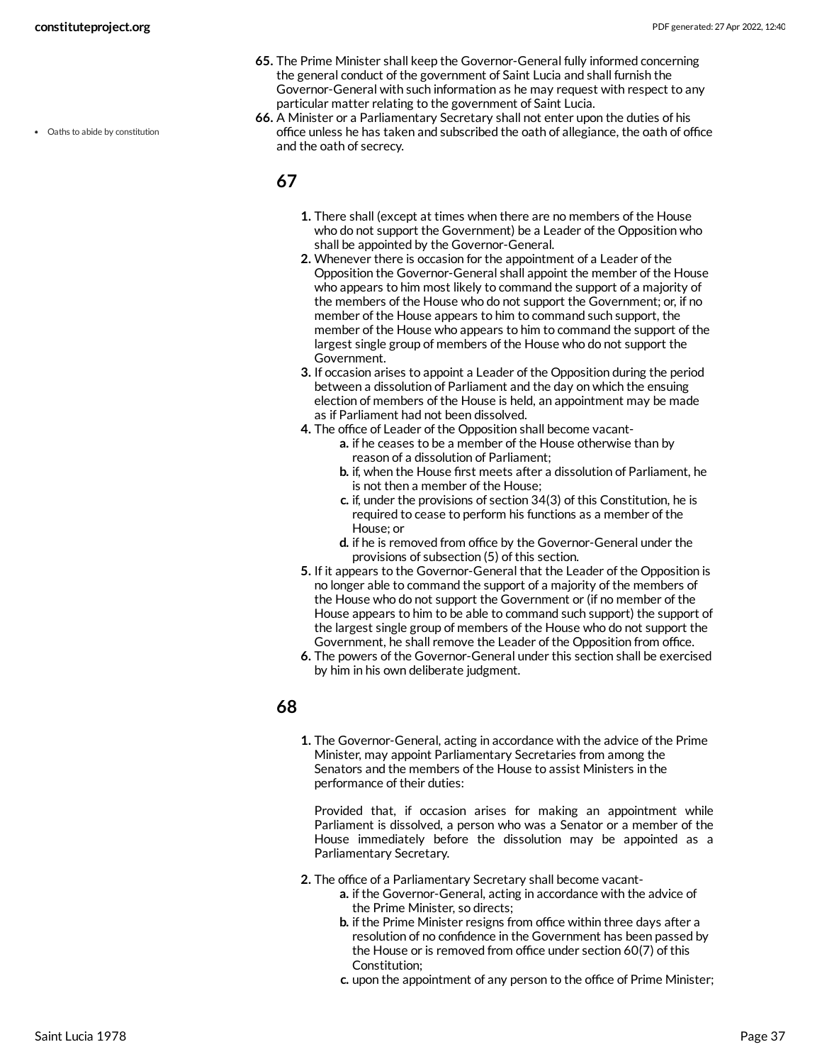**65.** The Prime Minister shall keep the Governor-General fully informed concerning the general conduct of the government of Saint Lucia and shall furnish the Governor-General with such information as he may request with respect to any particular matter relating to the government of Saint Lucia.

- Oaths to abide by constitution

**66.** A Minister or a Parliamentary Secretary shall not enter upon the duties of his office unless he has taken and subscribed the oath of allegiance, the oath of office and the oath of secrecy.

## 67

1. There shall (except at times when there are no members of the House who do not support the Government) be a Leader of the Opposition who shall be appointed by the Governor-General.
2. Whenever there is occasion for the appointment of a Leader of the Opposition the Governor-General shall appoint the member of the House who appears to him most likely to command the support of a majority of the members of the House who do not support the Government; or, if no member of the House appears to him to command such support, the member of the House who appears to him to command the support of the largest single group of members of the House who do not support the Government.
3. If occasion arises to appoint a Leader of the Opposition during the period between a dissolution of Parliament and the day on which the ensuing election of members of the House is held, an appointment may be made as if Parliament had not been dissolved.
4. The office of Leader of the Opposition shall become vacant-
   a. if he ceases to be a member of the House otherwise than by reason of a dissolution of Parliament;
   b. if, when the House first meets after a dissolution of Parliament, he is not then a member of the House;
   c. if, under the provisions of section 34(3) of this Constitution, he is required to cease to perform his functions as a member of the House; or
   d. if he is removed from office by the Governor-General under the provisions of subsection (5) of this section.
5. If it appears to the Governor-General that the Leader of the Opposition is no longer able to command the support of a majority of the members of the House who do not support the Government or (if no member of the House appears to him to be able to command such support) the support of the largest single group of members of the House who do not support the Government, he shall remove the Leader of the Opposition from office.
6. The powers of the Governor-General under this section shall be exercised by him in his own deliberate judgment.

## 68

1. The Governor-General, acting in accordance with the advice of the Prime Minister, may appoint Parliamentary Secretaries from among the Senators and the members of the House to assist Ministers in the performance of their duties:

   Provided that, if occasion arises for making an appointment while Parliament is dissolved, a person who was a Senator or a member of the House immediately before the dissolution may be appointed as a Parliamentary Secretary.

2. The office of a Parliamentary Secretary shall become vacant-
   a. if the Governor-General, acting in accordance with the advice of the Prime Minister, so directs;
   b. if the Prime Minister resigns from office within three days after a resolution of no confidence in the Government has been passed by the House or is removed from office under section 60(7) of this Constitution;
   c. upon the appointment of any person to the office of Prime Minister;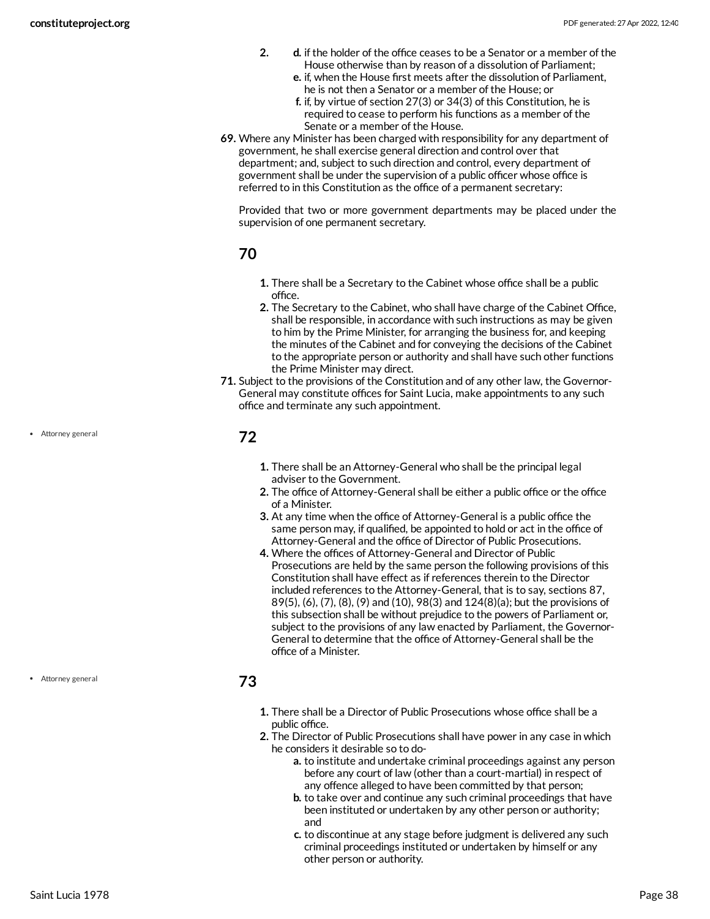2.
   d. if the holder of the office ceases to be a Senator or a member of the House otherwise than by reason of a dissolution of Parliament;
   e. if, when the House first meets after the dissolution of Parliament, he is not then a Senator or a member of the House; or
   f. if, by virtue of section 27(3) or 34(3) of this Constitution, he is required to cease to perform his functions as a member of the Senate or a member of the House.

**69.** Where any Minister has been charged with responsibility for any department of government, he shall exercise general direction and control over that department; and, subject to such direction and control, every department of government shall be under the supervision of a public officer whose office is referred to in this Constitution as the office of a permanent secretary:

Provided that two or more government departments may be placed under the supervision of one permanent secretary.

## 70

1. There shall be a Secretary to the Cabinet whose office shall be a public office.
2. The Secretary to the Cabinet, who shall have charge of the Cabinet Office, shall be responsible, in accordance with such instructions as may be given to him by the Prime Minister, for arranging the business for, and keeping the minutes of the Cabinet and for conveying the decisions of the Cabinet to the appropriate person or authority and shall have such other functions the Prime Minister may direct.

**71.** Subject to the provisions of the Constitution and of any other law, the Governor-General may constitute offices for Saint Lucia, make appointments to any such office and terminate any such appointment.

- Attorney general

## 72

1. There shall be an Attorney-General who shall be the principal legal adviser to the Government.
2. The office of Attorney-General shall be either a public office or the office of a Minister.
3. At any time when the office of Attorney-General is a public office the same person may, if qualified, be appointed to hold or act in the office of Attorney-General and the office of Director of Public Prosecutions.
4. Where the offices of Attorney-General and Director of Public Prosecutions are held by the same person the following provisions of this Constitution shall have effect as if references therein to the Director included references to the Attorney-General, that is to say, sections 87, 89(5), (6), (7), (8), (9) and (10), 98(3) and 124(8)(a); but the provisions of this subsection shall be without prejudice to the powers of Parliament or, subject to the provisions of any law enacted by Parliament, the Governor-General to determine that the office of Attorney-General shall be the office of a Minister.

- Attorney general

## 73

1. There shall be a Director of Public Prosecutions whose office shall be a public office.
2. The Director of Public Prosecutions shall have power in any case in which he considers it desirable so to do-
   a. to institute and undertake criminal proceedings against any person before any court of law (other than a court-martial) in respect of any offence alleged to have been committed by that person;
   b. to take over and continue any such criminal proceedings that have been instituted or undertaken by any other person or authority; and
   c. to discontinue at any stage before judgment is delivered any such criminal proceedings instituted or undertaken by himself or any other person or authority.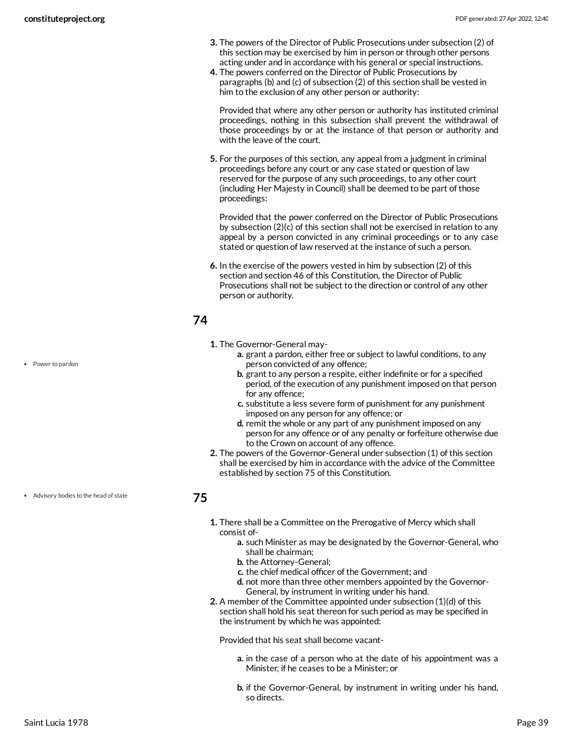3. The powers of the Director of Public Prosecutions under subsection (2) of this section may be exercised by him in person or through other persons acting under and in accordance with his general or special instructions.
4. The powers conferred on the Director of Public Prosecutions by paragraphs (b) and (c) of subsection (2) of this section shall be vested in him to the exclusion of any other person or authority:

   Provided that where any other person or authority has instituted criminal proceedings, nothing in this subsection shall prevent the withdrawal of those proceedings by or at the instance of that person or authority and with the leave of the court.

5. For the purposes of this section, any appeal from a judgment in criminal proceedings before any court or any case stated or question of law reserved for the purpose of any such proceedings, to any other court (including Her Majesty in Council) shall be deemed to be part of those proceedings:

   Provided that the power conferred on the Director of Public Prosecutions by subsection (2)(c) of this section shall not be exercised in relation to any appeal by a person convicted in any criminal proceedings or to any case stated or question of law reserved at the instance of such a person.

6. In the exercise of the powers vested in him by subsection (2) of this section and section 46 of this Constitution, the Director of Public Prosecutions shall not be subject to the direction or control of any other person or authority.

## 74

- Power to pardon

1. The Governor-General may-
   a. grant a pardon, either free or subject to lawful conditions, to any person convicted of any offence;
   b. grant to any person a respite, either indefinite or for a specified period, of the execution of any punishment imposed on that person for any offence;
   c. substitute a less severe form of punishment for any punishment imposed on any person for any offence; or
   d. remit the whole or any part of any punishment imposed on any person for any offence or of any penalty or forfeiture otherwise due to the Crown on account of any offence.
2. The powers of the Governor-General under subsection (1) of this section shall be exercised by him in accordance with the advice of the Committee established by section 75 of this Constitution.

## 75

- Advisory bodies to the head of state

1. There shall be a Committee on the Prerogative of Mercy which shall consist of-
   a. such Minister as may be designated by the Governor-General, who shall be chairman;
   b. the Attorney-General;
   c. the chief medical officer of the Government; and
   d. not more than three other members appointed by the Governor-General, by instrument in writing under his hand.
2. A member of the Committee appointed under subsection (1)(d) of this section shall hold his seat thereon for such period as may be specified in the instrument by which he was appointed:

   Provided that his seat shall become vacant-

   a. in the case of a person who at the date of his appointment was a Minister, if he ceases to be a Minister; or

   b. if the Governor-General, by instrument in writing under his hand, so directs.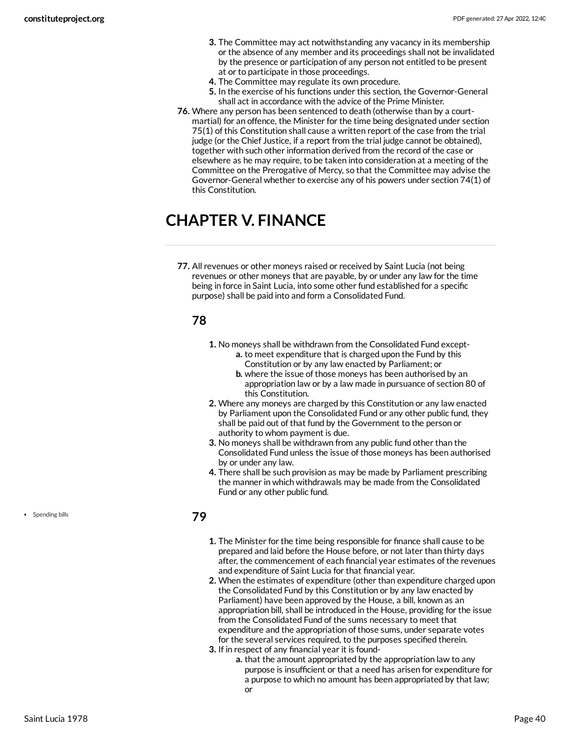3. The Committee may act notwithstanding any vacancy in its membership or the absence of any member and its proceedings shall not be invalidated by the presence or participation of any person not entitled to be present at or to participate in those proceedings.
4. The Committee may regulate its own procedure.
5. In the exercise of his functions under this section, the Governor-General shall act in accordance with the advice of the Prime Minister.

**76.** Where any person has been sentenced to death (otherwise than by a court-martial) for an offence, the Minister for the time being designated under section 75(1) of this Constitution shall cause a written report of the case from the trial judge (or the Chief Justice, if a report from the trial judge cannot be obtained), together with such other information derived from the record of the case or elsewhere as he may require, to be taken into consideration at a meeting of the Committee on the Prerogative of Mercy, so that the Committee may advise the Governor-General whether to exercise any of his powers under section 74(1) of this Constitution.

# CHAPTER V. FINANCE

**77.** All revenues or other moneys raised or received by Saint Lucia (not being revenues or other moneys that are payable, by or under any law for the time being in force in Saint Lucia, into some other fund established for a specific purpose) shall be paid into and form a Consolidated Fund.

### 78

1. No moneys shall be withdrawn from the Consolidated Fund except-
   a. to meet expenditure that is charged upon the Fund by this Constitution or by any law enacted by Parliament; or
   b. where the issue of those moneys has been authorised by an appropriation law or by a law made in pursuance of section 80 of this Constitution.
2. Where any moneys are charged by this Constitution or any law enacted by Parliament upon the Consolidated Fund or any other public fund, they shall be paid out of that fund by the Government to the person or authority to whom payment is due.
3. No moneys shall be withdrawn from any public fund other than the Consolidated Fund unless the issue of those moneys has been authorised by or under any law.
4. There shall be such provision as may be made by Parliament prescribing the manner in which withdrawals may be made from the Consolidated Fund or any other public fund.

- Spending bills

### 79

1. The Minister for the time being responsible for finance shall cause to be prepared and laid before the House before, or not later than thirty days after, the commencement of each financial year estimates of the revenues and expenditure of Saint Lucia for that financial year.
2. When the estimates of expenditure (other than expenditure charged upon the Consolidated Fund by this Constitution or by any law enacted by Parliament) have been approved by the House, a bill, known as an appropriation bill, shall be introduced in the House, providing for the issue from the Consolidated Fund of the sums necessary to meet that expenditure and the appropriation of those sums, under separate votes for the several services required, to the purposes specified therein.
3. If in respect of any financial year it is found-
   a. that the amount appropriated by the appropriation law to any purpose is insufficient or that a need has arisen for expenditure for a purpose to which no amount has been appropriated by that law; or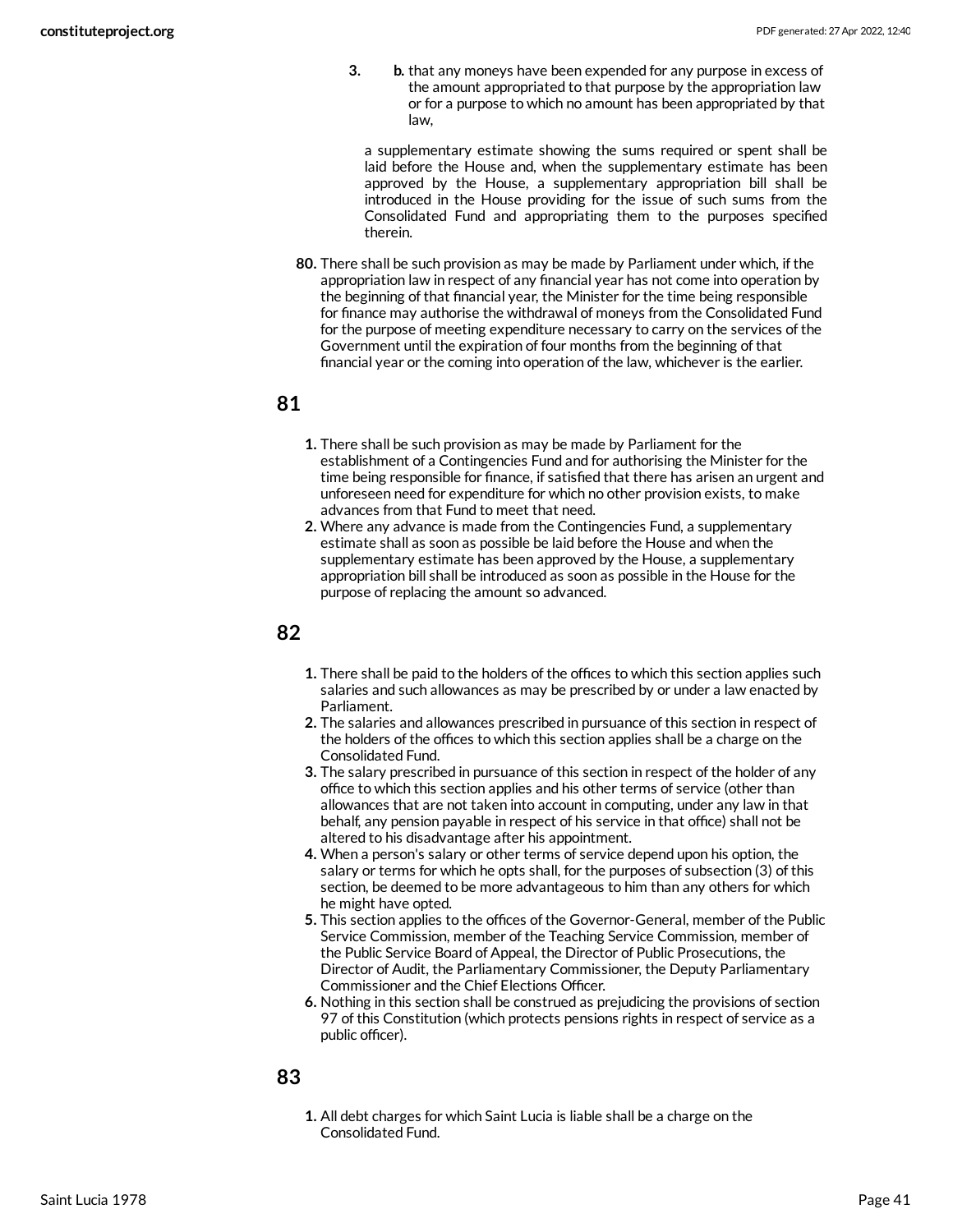3. b. that any moneys have been expended for any purpose in excess of the amount appropriated to that purpose by the appropriation law or for a purpose to which no amount has been appropriated by that law,

a supplementary estimate showing the sums required or spent shall be laid before the House and, when the supplementary estimate has been approved by the House, a supplementary appropriation bill shall be introduced in the House providing for the issue of such sums from the Consolidated Fund and appropriating them to the purposes specified therein.

**80.** There shall be such provision as may be made by Parliament under which, if the appropriation law in respect of any financial year has not come into operation by the beginning of that financial year, the Minister for the time being responsible for finance may authorise the withdrawal of moneys from the Consolidated Fund for the purpose of meeting expenditure necessary to carry on the services of the Government until the expiration of four months from the beginning of that financial year or the coming into operation of the law, whichever is the earlier.

## 81

1. There shall be such provision as may be made by Parliament for the establishment of a Contingencies Fund and for authorising the Minister for the time being responsible for finance, if satisfied that there has arisen an urgent and unforeseen need for expenditure for which no other provision exists, to make advances from that Fund to meet that need.
2. Where any advance is made from the Contingencies Fund, a supplementary estimate shall as soon as possible be laid before the House and when the supplementary estimate has been approved by the House, a supplementary appropriation bill shall be introduced as soon as possible in the House for the purpose of replacing the amount so advanced.

## 82

1. There shall be paid to the holders of the offices to which this section applies such salaries and such allowances as may be prescribed by or under a law enacted by Parliament.
2. The salaries and allowances prescribed in pursuance of this section in respect of the holders of the offices to which this section applies shall be a charge on the Consolidated Fund.
3. The salary prescribed in pursuance of this section in respect of the holder of any office to which this section applies and his other terms of service (other than allowances that are not taken into account in computing, under any law in that behalf, any pension payable in respect of his service in that office) shall not be altered to his disadvantage after his appointment.
4. When a person's salary or other terms of service depend upon his option, the salary or terms for which he opts shall, for the purposes of subsection (3) of this section, be deemed to be more advantageous to him than any others for which he might have opted.
5. This section applies to the offices of the Governor-General, member of the Public Service Commission, member of the Teaching Service Commission, member of the Public Service Board of Appeal, the Director of Public Prosecutions, the Director of Audit, the Parliamentary Commissioner, the Deputy Parliamentary Commissioner and the Chief Elections Officer.
6. Nothing in this section shall be construed as prejudicing the provisions of section 97 of this Constitution (which protects pensions rights in respect of service as a public officer).

## 83

1. All debt charges for which Saint Lucia is liable shall be a charge on the Consolidated Fund.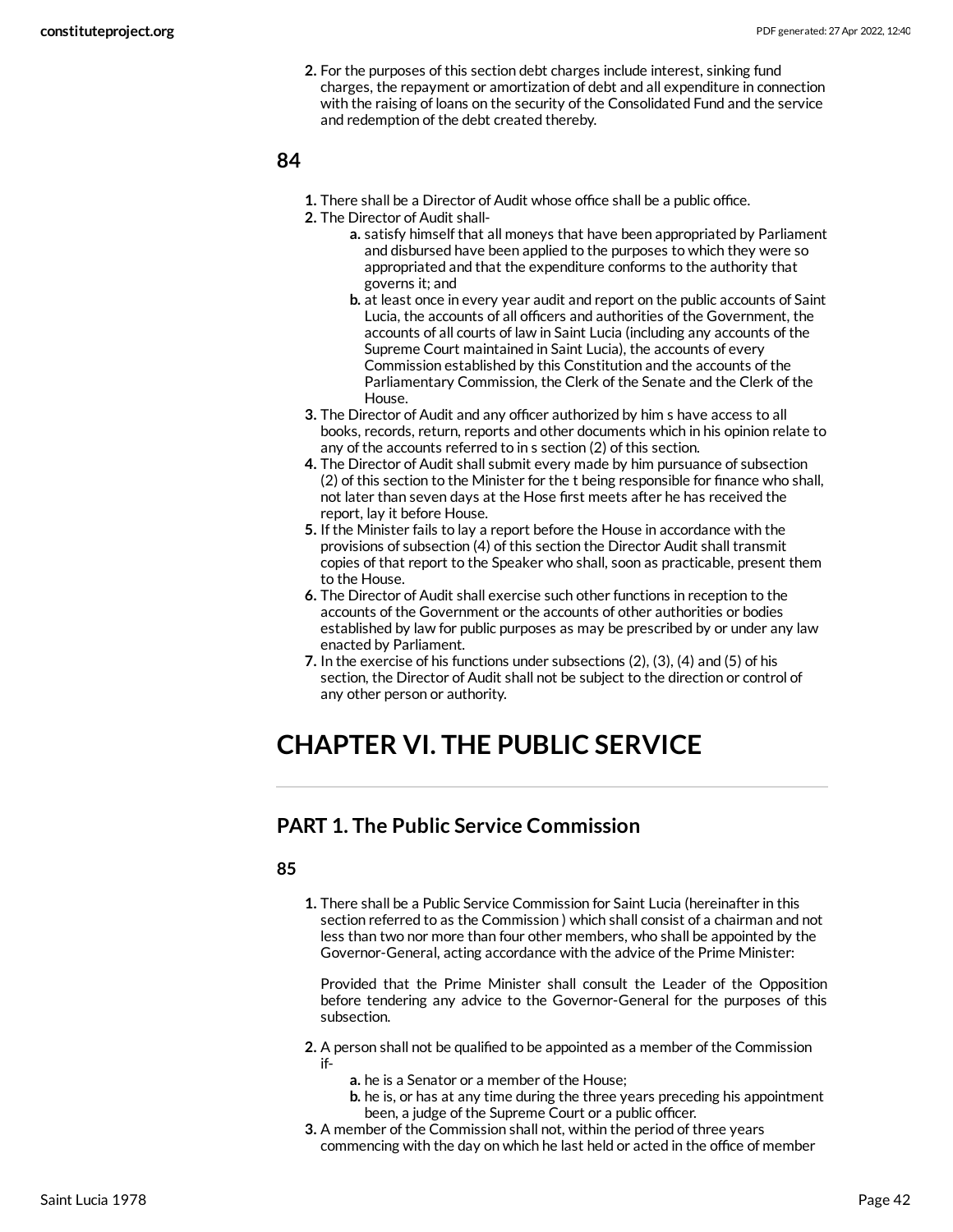2. For the purposes of this section debt charges include interest, sinking fund charges, the repayment or amortization of debt and all expenditure in connection with the raising of loans on the security of the Consolidated Fund and the service and redemption of the debt created thereby.

### 84

1. There shall be a Director of Audit whose office shall be a public office.
2. The Director of Audit shall-
    a. satisfy himself that all moneys that have been appropriated by Parliament and disbursed have been applied to the purposes to which they were so appropriated and that the expenditure conforms to the authority that governs it; and
    b. at least once in every year audit and report on the public accounts of Saint Lucia, the accounts of all officers and authorities of the Government, the accounts of all courts of law in Saint Lucia (including any accounts of the Supreme Court maintained in Saint Lucia), the accounts of every Commission established by this Constitution and the accounts of the Parliamentary Commission, the Clerk of the Senate and the Clerk of the House.
3. The Director of Audit and any officer authorized by him s have access to all books, records, return, reports and other documents which in his opinion relate to any of the accounts referred to in s section (2) of this section.
4. The Director of Audit shall submit every made by him pursuance of subsection (2) of this section to the Minister for the t being responsible for finance who shall, not later than seven days at the Hose first meets after he has received the report, lay it before House.
5. If the Minister fails to lay a report before the House in accordance with the provisions of subsection (4) of this section the Director Audit shall transmit copies of that report to the Speaker who shall, soon as practicable, present them to the House.
6. The Director of Audit shall exercise such other functions in reception to the accounts of the Government or the accounts of other authorities or bodies established by law for public purposes as may be prescribed by or under any law enacted by Parliament.
7. In the exercise of his functions under subsections (2), (3), (4) and (5) of his section, the Director of Audit shall not be subject to the direction or control of any other person or authority.

# CHAPTER VI. THE PUBLIC SERVICE

## PART 1. The Public Service Commission

### 85

1. There shall be a Public Service Commission for Saint Lucia (hereinafter in this section referred to as the Commission ) which shall consist of a chairman and not less than two nor more than four other members, who shall be appointed by the Governor-General, acting accordance with the advice of the Prime Minister:

   Provided that the Prime Minister shall consult the Leader of the Opposition before tendering any advice to the Governor-General for the purposes of this subsection.

2. A person shall not be qualified to be appointed as a member of the Commission if-
    a. he is a Senator or a member of the House;
    b. he is, or has at any time during the three years preceding his appointment been, a judge of the Supreme Court or a public officer.
3. A member of the Commission shall not, within the period of three years commencing with the day on which he last held or acted in the office of member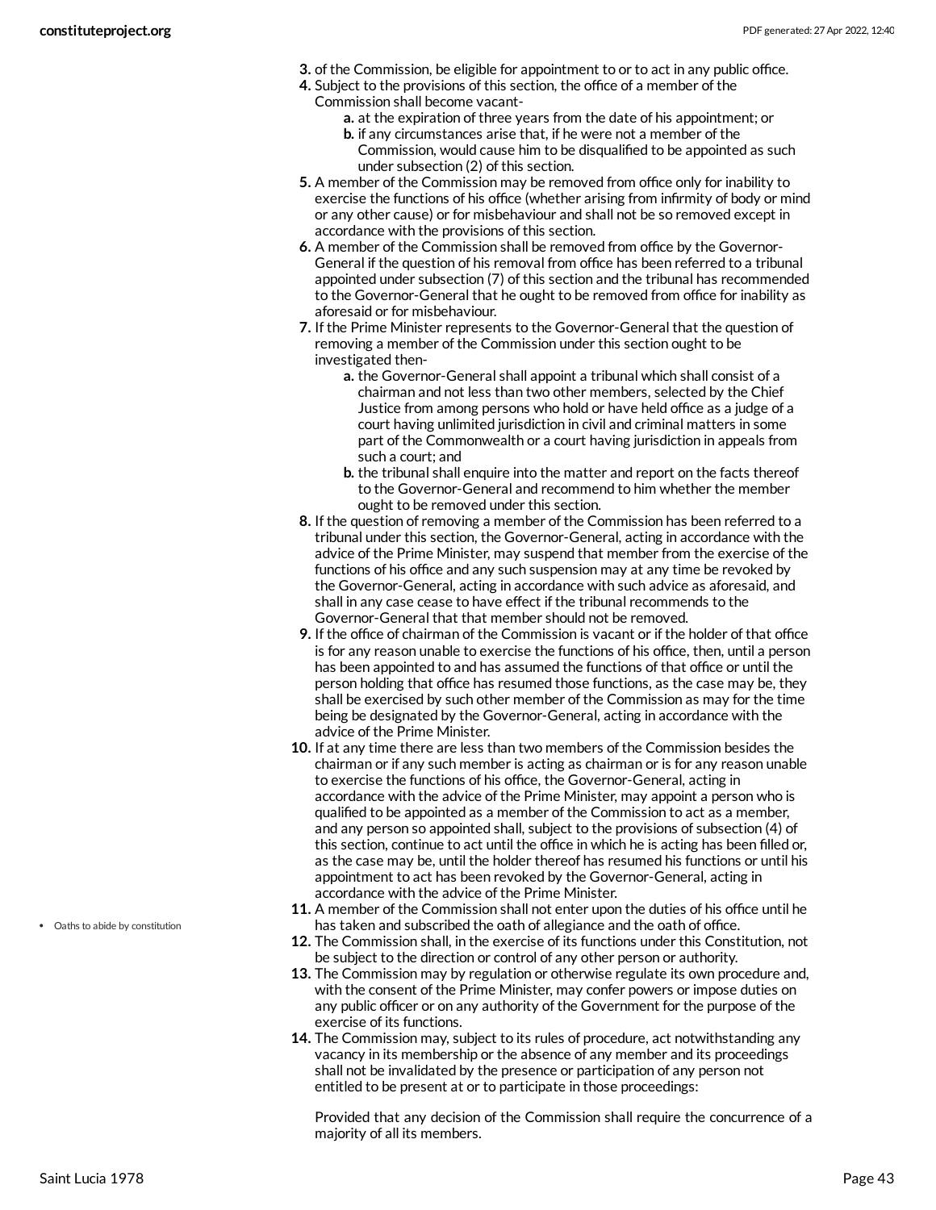3. of the Commission, be eligible for appointment to or to act in any public office.
4. Subject to the provisions of this section, the office of a member of the Commission shall become vacant-
    a. at the expiration of three years from the date of his appointment; or
    b. if any circumstances arise that, if he were not a member of the Commission, would cause him to be disqualified to be appointed as such under subsection (2) of this section.
5. A member of the Commission may be removed from office only for inability to exercise the functions of his office (whether arising from infirmity of body or mind or any other cause) or for misbehaviour and shall not be so removed except in accordance with the provisions of this section.
6. A member of the Commission shall be removed from office by the Governor-General if the question of his removal from office has been referred to a tribunal appointed under subsection (7) of this section and the tribunal has recommended to the Governor-General that he ought to be removed from office for inability as aforesaid or for misbehaviour.
7. If the Prime Minister represents to the Governor-General that the question of removing a member of the Commission under this section ought to be investigated then-
    a. the Governor-General shall appoint a tribunal which shall consist of a chairman and not less than two other members, selected by the Chief Justice from among persons who hold or have held office as a judge of a court having unlimited jurisdiction in civil and criminal matters in some part of the Commonwealth or a court having jurisdiction in appeals from such a court; and
    b. the tribunal shall enquire into the matter and report on the facts thereof to the Governor-General and recommend to him whether the member ought to be removed under this section.
8. If the question of removing a member of the Commission has been referred to a tribunal under this section, the Governor-General, acting in accordance with the advice of the Prime Minister, may suspend that member from the exercise of the functions of his office and any such suspension may at any time be revoked by the Governor-General, acting in accordance with such advice as aforesaid, and shall in any case cease to have effect if the tribunal recommends to the Governor-General that that member should not be removed.
9. If the office of chairman of the Commission is vacant or if the holder of that office is for any reason unable to exercise the functions of his office, then, until a person has been appointed to and has assumed the functions of that office or until the person holding that office has resumed those functions, as the case may be, they shall be exercised by such other member of the Commission as may for the time being be designated by the Governor-General, acting in accordance with the advice of the Prime Minister.
10. If at any time there are less than two members of the Commission besides the chairman or if any such member is acting as chairman or is for any reason unable to exercise the functions of his office, the Governor-General, acting in accordance with the advice of the Prime Minister, may appoint a person who is qualified to be appointed as a member of the Commission to act as a member, and any person so appointed shall, subject to the provisions of subsection (4) of this section, continue to act until the office in which he is acting has been filled or, as the case may be, until the holder thereof has resumed his functions or until his appointment to act has been revoked by the Governor-General, acting in accordance with the advice of the Prime Minister.
11. A member of the Commission shall not enter upon the duties of his office until he has taken and subscribed the oath of allegiance and the oath of office.
12. The Commission shall, in the exercise of its functions under this Constitution, not be subject to the direction or control of any other person or authority.
13. The Commission may by regulation or otherwise regulate its own procedure and, with the consent of the Prime Minister, may confer powers or impose duties on any public officer or on any authority of the Government for the purpose of the exercise of its functions.
14. The Commission may, subject to its rules of procedure, act notwithstanding any vacancy in its membership or the absence of any member and its proceedings shall not be invalidated by the presence or participation of any person not entitled to be present at or to participate in those proceedings:

    Provided that any decision of the Commission shall require the concurrence of a majority of all its members.

- Oaths to abide by constitution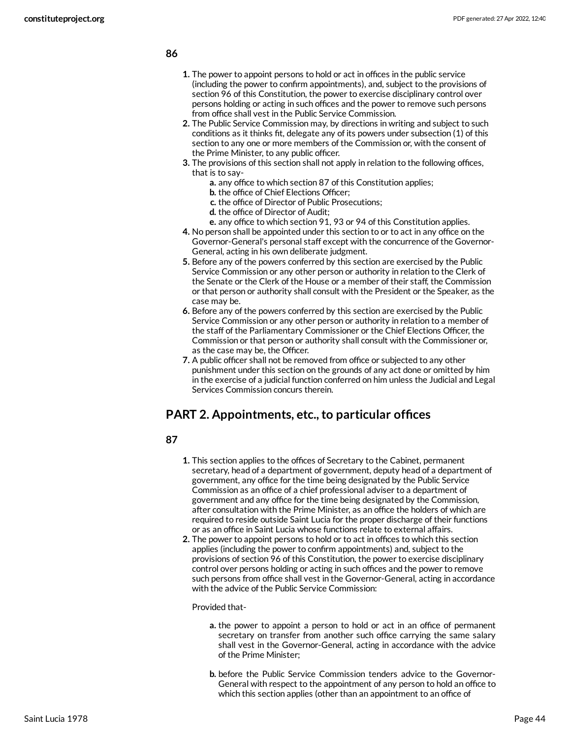**86**

1. The power to appoint persons to hold or act in offices in the public service (including the power to confirm appointments), and, subject to the provisions of section 96 of this Constitution, the power to exercise disciplinary control over persons holding or acting in such offices and the power to remove such persons from office shall vest in the Public Service Commission.
2. The Public Service Commission may, by directions in writing and subject to such conditions as it thinks fit, delegate any of its powers under subsection (1) of this section to any one or more members of the Commission or, with the consent of the Prime Minister, to any public officer.
3. The provisions of this section shall not apply in relation to the following offices, that is to say-
   a. any office to which section 87 of this Constitution applies;
   b. the office of Chief Elections Officer;
   c. the office of Director of Public Prosecutions;
   d. the office of Director of Audit;
   e. any office to which section 91, 93 or 94 of this Constitution applies.
4. No person shall be appointed under this section to or to act in any office on the Governor-General's personal staff except with the concurrence of the Governor-General, acting in his own deliberate judgment.
5. Before any of the powers conferred by this section are exercised by the Public Service Commission or any other person or authority in relation to the Clerk of the Senate or the Clerk of the House or a member of their staff, the Commission or that person or authority shall consult with the President or the Speaker, as the case may be.
6. Before any of the powers conferred by this section are exercised by the Public Service Commission or any other person or authority in relation to a member of the staff of the Parliamentary Commissioner or the Chief Elections Officer, the Commission or that person or authority shall consult with the Commissioner or, as the case may be, the Officer.
7. A public officer shall not be removed from office or subjected to any other punishment under this section on the grounds of any act done or omitted by him in the exercise of a judicial function conferred on him unless the Judicial and Legal Services Commission concurs therein.

## PART 2. Appointments, etc., to particular offices

**87**

1. This section applies to the offices of Secretary to the Cabinet, permanent secretary, head of a department of government, deputy head of a department of government, any office for the time being designated by the Public Service Commission as an office of a chief professional adviser to a department of government and any office for the time being designated by the Commission, after consultation with the Prime Minister, as an office the holders of which are required to reside outside Saint Lucia for the proper discharge of their functions or as an office in Saint Lucia whose functions relate to external affairs.
2. The power to appoint persons to hold or to act in offices to which this section applies (including the power to confirm appointments) and, subject to the provisions of section 96 of this Constitution, the power to exercise disciplinary control over persons holding or acting in such offices and the power to remove such persons from office shall vest in the Governor-General, acting in accordance with the advice of the Public Service Commission:

   Provided that-

   a. the power to appoint a person to hold or act in an office of permanent secretary on transfer from another such office carrying the same salary shall vest in the Governor-General, acting in accordance with the advice of the Prime Minister;

   b. before the Public Service Commission tenders advice to the Governor-General with respect to the appointment of any person to hold an office to which this section applies (other than an appointment to an office of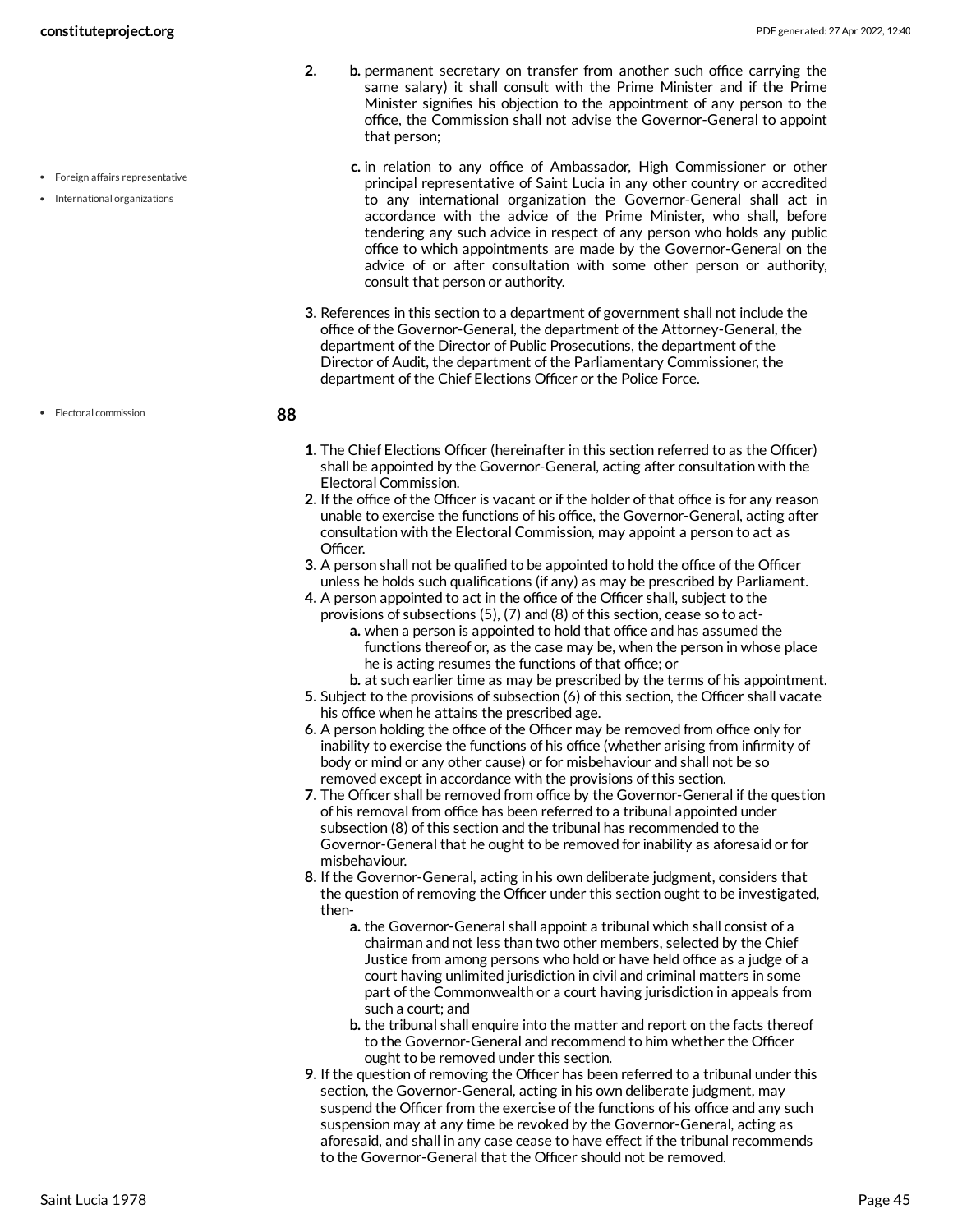2.
   b. permanent secretary on transfer from another such office carrying the same salary) it shall consult with the Prime Minister and if the Prime Minister signifies his objection to the appointment of any person to the office, the Commission shall not advise the Governor-General to appoint that person;

   c. in relation to any office of Ambassador, High Commissioner or other principal representative of Saint Lucia in any other country or accredited to any international organization the Governor-General shall act in accordance with the advice of the Prime Minister, who shall, before tendering any such advice in respect of any person who holds any public office to which appointments are made by the Governor-General on the advice of or after consultation with some other person or authority, consult that person or authority.

- Foreign affairs representative
- International organizations

3. References in this section to a department of government shall not include the office of the Governor-General, the department of the Attorney-General, the department of the Director of Public Prosecutions, the department of the Director of Audit, the department of the Parliamentary Commissioner, the department of the Chief Elections Officer or the Police Force.

- Electoral commission

## 88

1. The Chief Elections Officer (hereinafter in this section referred to as the Officer) shall be appointed by the Governor-General, acting after consultation with the Electoral Commission.
2. If the office of the Officer is vacant or if the holder of that office is for any reason unable to exercise the functions of his office, the Governor-General, acting after consultation with the Electoral Commission, may appoint a person to act as Officer.
3. A person shall not be qualified to be appointed to hold the office of the Officer unless he holds such qualifications (if any) as may be prescribed by Parliament.
4. A person appointed to act in the office of the Officer shall, subject to the provisions of subsections (5), (7) and (8) of this section, cease so to act-
   a. when a person is appointed to hold that office and has assumed the functions thereof or, as the case may be, when the person in whose place he is acting resumes the functions of that office; or
   b. at such earlier time as may be prescribed by the terms of his appointment.
5. Subject to the provisions of subsection (6) of this section, the Officer shall vacate his office when he attains the prescribed age.
6. A person holding the office of the Officer may be removed from office only for inability to exercise the functions of his office (whether arising from infirmity of body or mind or any other cause) or for misbehaviour and shall not be so removed except in accordance with the provisions of this section.
7. The Officer shall be removed from office by the Governor-General if the question of his removal from office has been referred to a tribunal appointed under subsection (8) of this section and the tribunal has recommended to the Governor-General that he ought to be removed for inability as aforesaid or for misbehaviour.
8. If the Governor-General, acting in his own deliberate judgment, considers that the question of removing the Officer under this section ought to be investigated, then-
   a. the Governor-General shall appoint a tribunal which shall consist of a chairman and not less than two other members, selected by the Chief Justice from among persons who hold or have held office as a judge of a court having unlimited jurisdiction in civil and criminal matters in some part of the Commonwealth or a court having jurisdiction in appeals from such a court; and
   b. the tribunal shall enquire into the matter and report on the facts thereof to the Governor-General and recommend to him whether the Officer ought to be removed under this section.
9. If the question of removing the Officer has been referred to a tribunal under this section, the Governor-General, acting in his own deliberate judgment, may suspend the Officer from the exercise of the functions of his office and any such suspension may at any time be revoked by the Governor-General, acting as aforesaid, and shall in any case cease to have effect if the tribunal recommends to the Governor-General that the Officer should not be removed.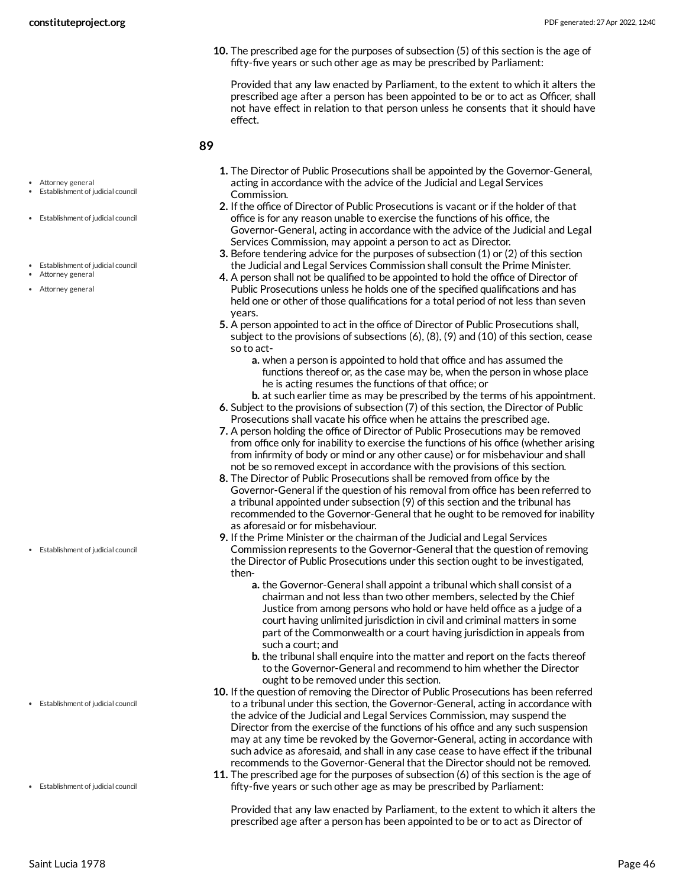10. The prescribed age for the purposes of subsection (5) of this section is the age of fifty-five years or such other age as may be prescribed by Parliament:

    Provided that any law enacted by Parliament, to the extent to which it alters the prescribed age after a person has been appointed to be or to act as Officer, shall not have effect in relation to that person unless he consents that it should have effect.

### 89

- Attorney general
- Establishment of judicial council

1. The Director of Public Prosecutions shall be appointed by the Governor-General, acting in accordance with the advice of the Judicial and Legal Services Commission.
2. If the office of Director of Public Prosecutions is vacant or if the holder of that office is for any reason unable to exercise the functions of his office, the Governor-General, acting in accordance with the advice of the Judicial and Legal Services Commission, may appoint a person to act as Director.
3. Before tendering advice for the purposes of subsection (1) or (2) of this section the Judicial and Legal Services Commission shall consult the Prime Minister.
4. A person shall not be qualified to be appointed to hold the office of Director of Public Prosecutions unless he holds one of the specified qualifications and has held one or other of those qualifications for a total period of not less than seven years.
5. A person appointed to act in the office of Director of Public Prosecutions shall, subject to the provisions of subsections (6), (8), (9) and (10) of this section, cease so to act-
    a. when a person is appointed to hold that office and has assumed the functions thereof or, as the case may be, when the person in whose place he is acting resumes the functions of that office; or
    b. at such earlier time as may be prescribed by the terms of his appointment.
6. Subject to the provisions of subsection (7) of this section, the Director of Public Prosecutions shall vacate his office when he attains the prescribed age.
7. A person holding the office of Director of Public Prosecutions may be removed from office only for inability to exercise the functions of his office (whether arising from infirmity of body or mind or any other cause) or for misbehaviour and shall not be so removed except in accordance with the provisions of this section.
8. The Director of Public Prosecutions shall be removed from office by the Governor-General if the question of his removal from office has been referred to a tribunal appointed under subsection (9) of this section and the tribunal has recommended to the Governor-General that he ought to be removed for inability as aforesaid or for misbehaviour.
9. If the Prime Minister or the chairman of the Judicial and Legal Services Commission represents to the Governor-General that the question of removing the Director of Public Prosecutions under this section ought to be investigated, then-
    a. the Governor-General shall appoint a tribunal which shall consist of a chairman and not less than two other members, selected by the Chief Justice from among persons who hold or have held office as a judge of a court having unlimited jurisdiction in civil and criminal matters in some part of the Commonwealth or a court having jurisdiction in appeals from such a court; and
    b. the tribunal shall enquire into the matter and report on the facts thereof to the Governor-General and recommend to him whether the Director ought to be removed under this section.
10. If the question of removing the Director of Public Prosecutions has been referred to a tribunal under this section, the Governor-General, acting in accordance with the advice of the Judicial and Legal Services Commission, may suspend the Director from the exercise of the functions of his office and any such suspension may at any time be revoked by the Governor-General, acting in accordance with such advice as aforesaid, and shall in any case cease to have effect if the tribunal recommends to the Governor-General that the Director should not be removed.
11. The prescribed age for the purposes of subsection (6) of this section is the age of fifty-five years or such other age as may be prescribed by Parliament:

    Provided that any law enacted by Parliament, to the extent to which it alters the prescribed age after a person has been appointed to be or to act as Director of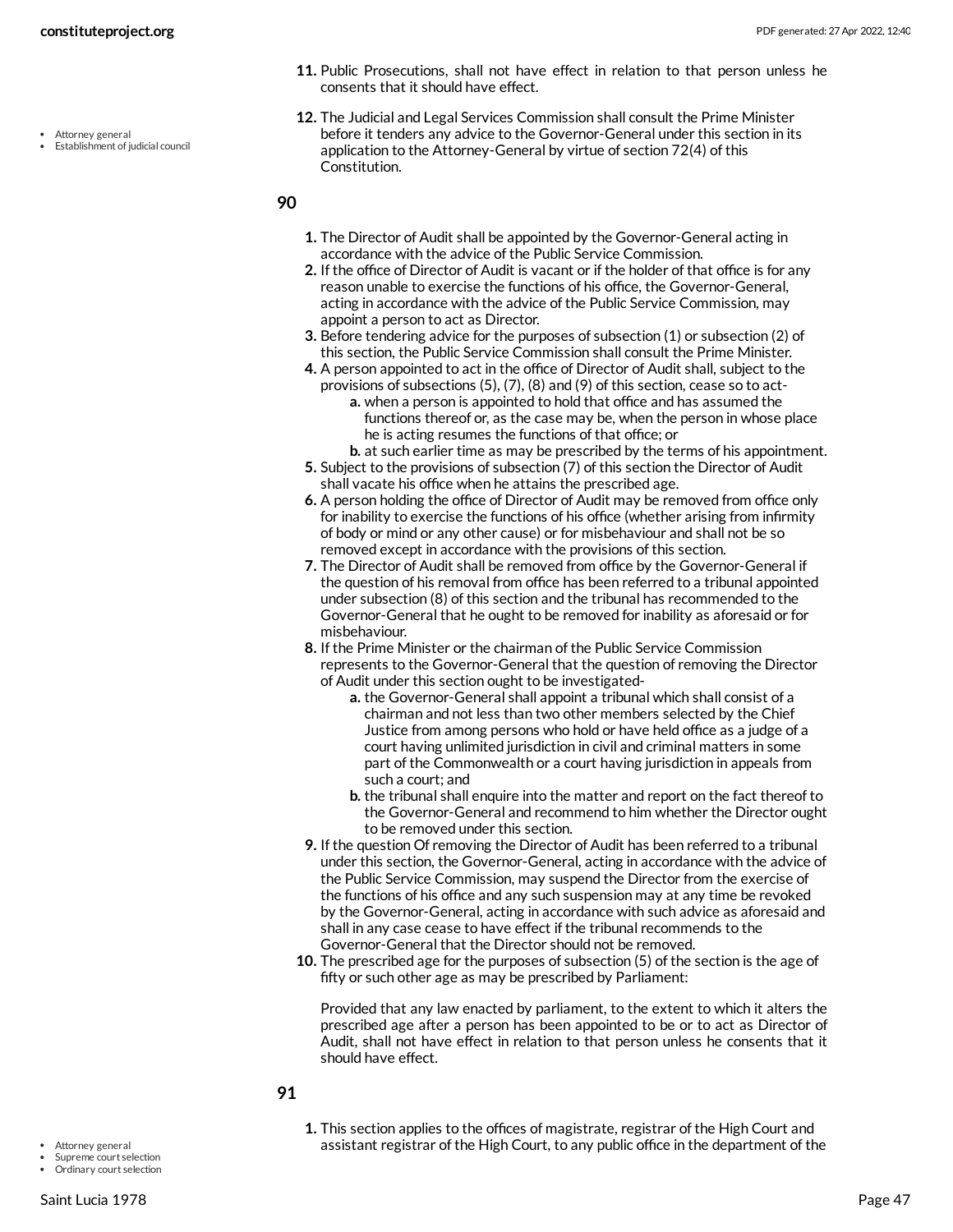11. Public Prosecutions, shall not have effect in relation to that person unless he consents that it should have effect.

12. The Judicial and Legal Services Commission shall consult the Prime Minister before it tenders any advice to the Governor-General under this section in its application to the Attorney-General by virtue of section 72(4) of this Constitution.

- Attorney general
- Establishment of judicial council

### 90

1. The Director of Audit shall be appointed by the Governor-General acting in accordance with the advice of the Public Service Commission.
2. If the office of Director of Audit is vacant or if the holder of that office is for any reason unable to exercise the functions of his office, the Governor-General, acting in accordance with the advice of the Public Service Commission, may appoint a person to act as Director.
3. Before tendering advice for the purposes of subsection (1) or subsection (2) of this section, the Public Service Commission shall consult the Prime Minister.
4. A person appointed to act in the office of Director of Audit shall, subject to the provisions of subsections (5), (7), (8) and (9) of this section, cease so to act-
   a. when a person is appointed to hold that office and has assumed the functions thereof or, as the case may be, when the person in whose place he is acting resumes the functions of that office; or
   b. at such earlier time as may be prescribed by the terms of his appointment.
5. Subject to the provisions of subsection (7) of this section the Director of Audit shall vacate his office when he attains the prescribed age.
6. A person holding the office of Director of Audit may be removed from office only for inability to exercise the functions of his office (whether arising from infirmity of body or mind or any other cause) or for misbehaviour and shall not be so removed except in accordance with the provisions of this section.
7. The Director of Audit shall be removed from office by the Governor-General if the question of his removal from office has been referred to a tribunal appointed under subsection (8) of this section and the tribunal has recommended to the Governor-General that he ought to be removed for inability as aforesaid or for misbehaviour.
8. If the Prime Minister or the chairman of the Public Service Commission represents to the Governor-General that the question of removing the Director of Audit under this section ought to be investigated-
   a. the Governor-General shall appoint a tribunal which shall consist of a chairman and not less than two other members selected by the Chief Justice from among persons who hold or have held office as a judge of a court having unlimited jurisdiction in civil and criminal matters in some part of the Commonwealth or a court having jurisdiction in appeals from such a court; and
   b. the tribunal shall enquire into the matter and report on the fact thereof to the Governor-General and recommend to him whether the Director ought to be removed under this section.
9. If the question Of removing the Director of Audit has been referred to a tribunal under this section, the Governor-General, acting in accordance with the advice of the Public Service Commission, may suspend the Director from the exercise of the functions of his office and any such suspension may at any time be revoked by the Governor-General, acting in accordance with such advice as aforesaid and shall in any case cease to have effect if the tribunal recommends to the Governor-General that the Director should not be removed.
10. The prescribed age for the purposes of subsection (5) of the section is the age of fifty or such other age as may be prescribed by Parliament:

    Provided that any law enacted by parliament, to the extent to which it alters the prescribed age after a person has been appointed to be or to act as Director of Audit, shall not have effect in relation to that person unless he consents that it should have effect.

### 91

- Attorney general
- Supreme court selection
- Ordinary court selection

1. This section applies to the offices of magistrate, registrar of the High Court and assistant registrar of the High Court, to any public office in the department of the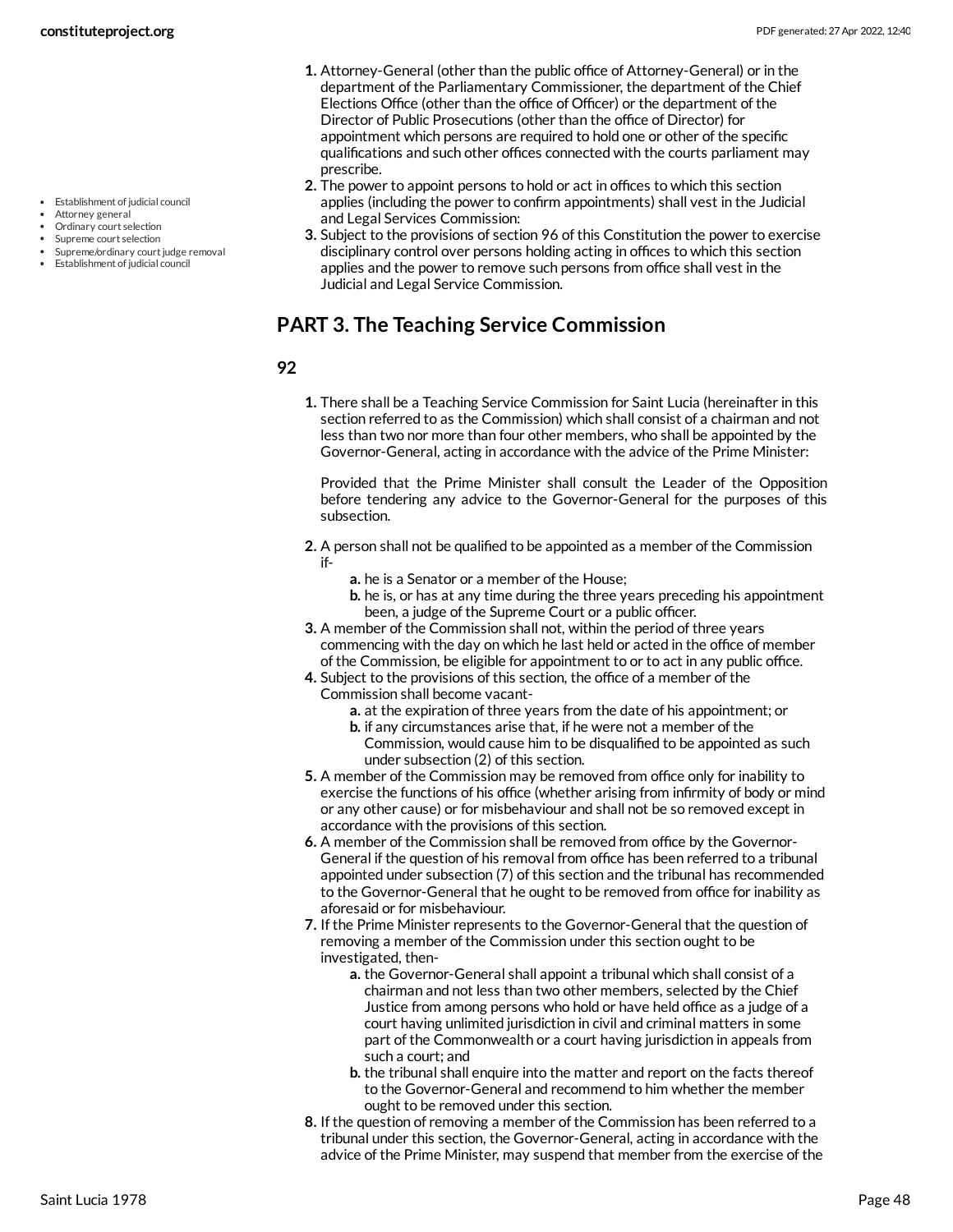1. Attorney-General (other than the public office of Attorney-General) or in the department of the Parliamentary Commissioner, the department of the Chief Elections Office (other than the office of Officer) or the department of the Director of Public Prosecutions (other than the office of Director) for appointment which persons are required to hold one or other of the specific qualifications and such other offices connected with the courts parliament may prescribe.
2. The power to appoint persons to hold or act in offices to which this section applies (including the power to confirm appointments) shall vest in the Judicial and Legal Services Commission:
3. Subject to the provisions of section 96 of this Constitution the power to exercise disciplinary control over persons holding acting in offices to which this section applies and the power to remove such persons from office shall vest in the Judicial and Legal Service Commission.

- Establishment of judicial council
- Attorney general
- Ordinary court selection
- Supreme court selection
- Supreme/ordinary court judge removal
- Establishment of judicial council

## PART 3. The Teaching Service Commission

### 92

1. There shall be a Teaching Service Commission for Saint Lucia (hereinafter in this section referred to as the Commission) which shall consist of a chairman and not less than two nor more than four other members, who shall be appointed by the Governor-General, acting in accordance with the advice of the Prime Minister:

   Provided that the Prime Minister shall consult the Leader of the Opposition before tendering any advice to the Governor-General for the purposes of this subsection.

2. A person shall not be qualified to be appointed as a member of the Commission if-
   a. he is a Senator or a member of the House;
   b. he is, or has at any time during the three years preceding his appointment been, a judge of the Supreme Court or a public officer.
3. A member of the Commission shall not, within the period of three years commencing with the day on which he last held or acted in the office of member of the Commission, be eligible for appointment to or to act in any public office.
4. Subject to the provisions of this section, the office of a member of the Commission shall become vacant-
   a. at the expiration of three years from the date of his appointment; or
   b. if any circumstances arise that, if he were not a member of the Commission, would cause him to be disqualified to be appointed as such under subsection (2) of this section.
5. A member of the Commission may be removed from office only for inability to exercise the functions of his office (whether arising from infirmity of body or mind or any other cause) or for misbehaviour and shall not be so removed except in accordance with the provisions of this section.
6. A member of the Commission shall be removed from office by the Governor-General if the question of his removal from office has been referred to a tribunal appointed under subsection (7) of this section and the tribunal has recommended to the Governor-General that he ought to be removed from office for inability as aforesaid or for misbehaviour.
7. If the Prime Minister represents to the Governor-General that the question of removing a member of the Commission under this section ought to be investigated, then-
   a. the Governor-General shall appoint a tribunal which shall consist of a chairman and not less than two other members, selected by the Chief Justice from among persons who hold or have held office as a judge of a court having unlimited jurisdiction in civil and criminal matters in some part of the Commonwealth or a court having jurisdiction in appeals from such a court; and
   b. the tribunal shall enquire into the matter and report on the facts thereof to the Governor-General and recommend to him whether the member ought to be removed under this section.
8. If the question of removing a member of the Commission has been referred to a tribunal under this section, the Governor-General, acting in accordance with the advice of the Prime Minister, may suspend that member from the exercise of the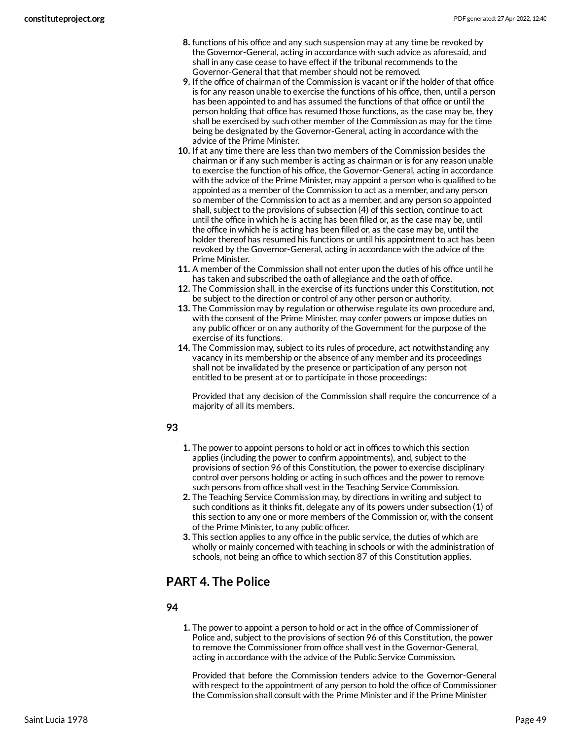8. functions of his office and any such suspension may at any time be revoked by the Governor-General, acting in accordance with such advice as aforesaid, and shall in any case cease to have effect if the tribunal recommends to the Governor-General that that member should not be removed.
9. If the office of chairman of the Commission is vacant or if the holder of that office is for any reason unable to exercise the functions of his office, then, until a person has been appointed to and has assumed the functions of that office or until the person holding that office has resumed those functions, as the case may be, they shall be exercised by such other member of the Commission as may for the time being be designated by the Governor-General, acting in accordance with the advice of the Prime Minister.
10. If at any time there are less than two members of the Commission besides the chairman or if any such member is acting as chairman or is for any reason unable to exercise the function of his office, the Governor-General, acting in accordance with the advice of the Prime Minister, may appoint a person who is qualified to be appointed as a member of the Commission to act as a member, and any person so member of the Commission to act as a member, and any person so appointed shall, subject to the provisions of subsection (4) of this section, continue to act until the office in which he is acting has been filled or, as the case may be, until the office in which he is acting has been filled or, as the case may be, until the holder thereof has resumed his functions or until his appointment to act has been revoked by the Governor-General, acting in accordance with the advice of the Prime Minister.
11. A member of the Commission shall not enter upon the duties of his office until he has taken and subscribed the oath of allegiance and the oath of office.
12. The Commission shall, in the exercise of its functions under this Constitution, not be subject to the direction or control of any other person or authority.
13. The Commission may by regulation or otherwise regulate its own procedure and, with the consent of the Prime Minister, may confer powers or impose duties on any public officer or on any authority of the Government for the purpose of the exercise of its functions.
14. The Commission may, subject to its rules of procedure, act notwithstanding any vacancy in its membership or the absence of any member and its proceedings shall not be invalidated by the presence or participation of any person not entitled to be present at or to participate in those proceedings:

    Provided that any decision of the Commission shall require the concurrence of a majority of all its members.

**93**

1. The power to appoint persons to hold or act in offices to which this section applies (including the power to confirm appointments), and, subject to the provisions of section 96 of this Constitution, the power to exercise disciplinary control over persons holding or acting in such offices and the power to remove such persons from office shall vest in the Teaching Service Commission.
2. The Teaching Service Commission may, by directions in writing and subject to such conditions as it thinks fit, delegate any of its powers under subsection (1) of this section to any one or more members of the Commission or, with the consent of the Prime Minister, to any public officer.
3. This section applies to any office in the public service, the duties of which are wholly or mainly concerned with teaching in schools or with the administration of schools, not being an office to which section 87 of this Constitution applies.

## PART 4. The Police

**94**

1. The power to appoint a person to hold or act in the office of Commissioner of Police and, subject to the provisions of section 96 of this Constitution, the power to remove the Commissioner from office shall vest in the Governor-General, acting in accordance with the advice of the Public Service Commission.

   Provided that before the Commission tenders advice to the Governor-General with respect to the appointment of any person to hold the office of Commissioner the Commission shall consult with the Prime Minister and if the Prime Minister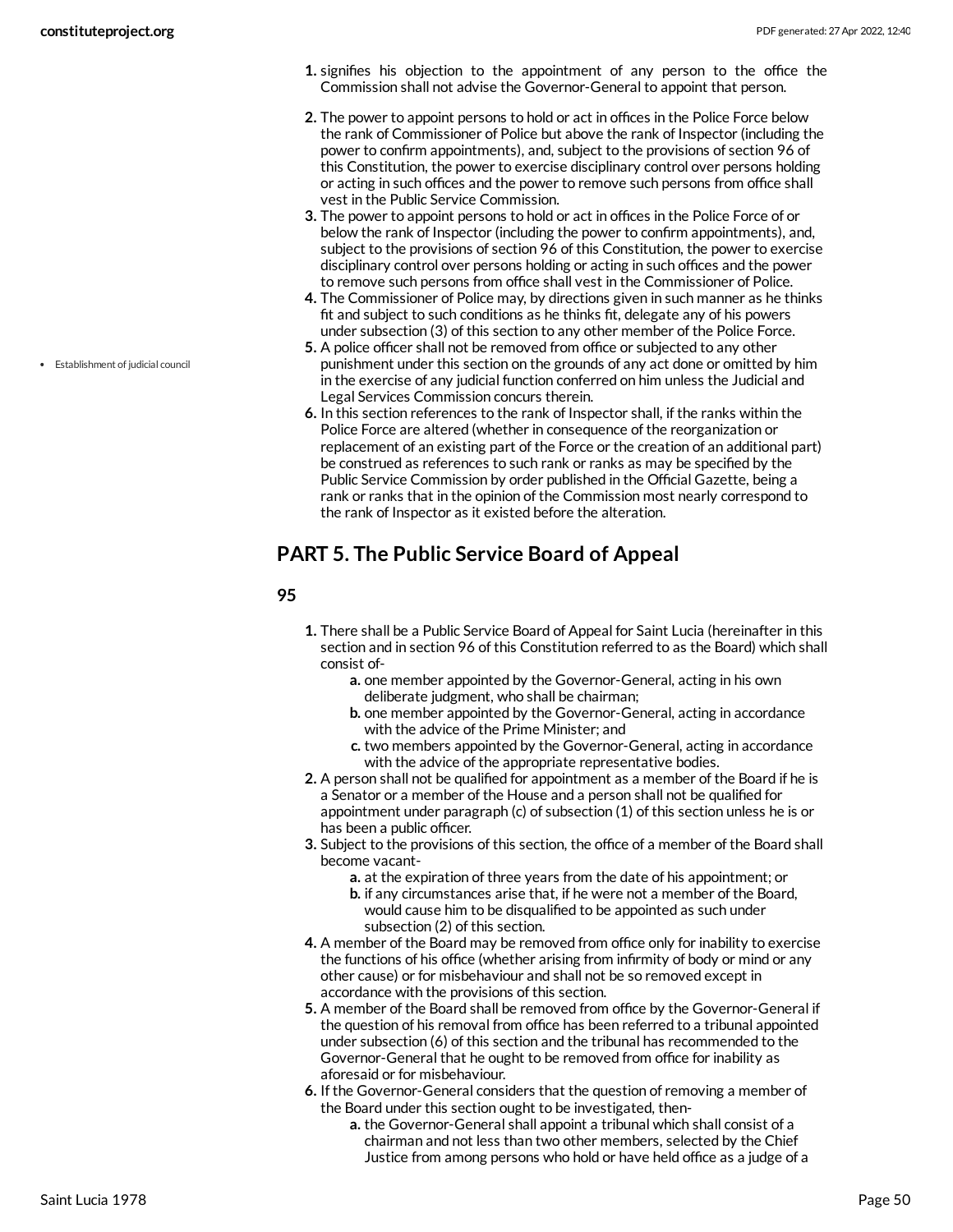1. signifies his objection to the appointment of any person to the office the Commission shall not advise the Governor-General to appoint that person.

2. The power to appoint persons to hold or act in offices in the Police Force below the rank of Commissioner of Police but above the rank of Inspector (including the power to confirm appointments), and, subject to the provisions of section 96 of this Constitution, the power to exercise disciplinary control over persons holding or acting in such offices and the power to remove such persons from office shall vest in the Public Service Commission.
3. The power to appoint persons to hold or act in offices in the Police Force of or below the rank of Inspector (including the power to confirm appointments), and, subject to the provisions of section 96 of this Constitution, the power to exercise disciplinary control over persons holding or acting in such offices and the power to remove such persons from office shall vest in the Commissioner of Police.
4. The Commissioner of Police may, by directions given in such manner as he thinks fit and subject to such conditions as he thinks fit, delegate any of his powers under subsection (3) of this section to any other member of the Police Force.
5. A police officer shall not be removed from office or subjected to any other punishment under this section on the grounds of any act done or omitted by him in the exercise of any judicial function conferred on him unless the Judicial and Legal Services Commission concurs therein.
6. In this section references to the rank of Inspector shall, if the ranks within the Police Force are altered (whether in consequence of the reorganization or replacement of an existing part of the Force or the creation of an additional part) be construed as references to such rank or ranks as may be specified by the Public Service Commission by order published in the Official Gazette, being a rank or ranks that in the opinion of the Commission most nearly correspond to the rank of Inspector as it existed before the alteration.

- Establishment of judicial council

## PART 5. The Public Service Board of Appeal

### 95

1. There shall be a Public Service Board of Appeal for Saint Lucia (hereinafter in this section and in section 96 of this Constitution referred to as the Board) which shall consist of-
   a. one member appointed by the Governor-General, acting in his own deliberate judgment, who shall be chairman;
   b. one member appointed by the Governor-General, acting in accordance with the advice of the Prime Minister; and
   c. two members appointed by the Governor-General, acting in accordance with the advice of the appropriate representative bodies.
2. A person shall not be qualified for appointment as a member of the Board if he is a Senator or a member of the House and a person shall not be qualified for appointment under paragraph (c) of subsection (1) of this section unless he is or has been a public officer.
3. Subject to the provisions of this section, the office of a member of the Board shall become vacant-
   a. at the expiration of three years from the date of his appointment; or
   b. if any circumstances arise that, if he were not a member of the Board, would cause him to be disqualified to be appointed as such under subsection (2) of this section.
4. A member of the Board may be removed from office only for inability to exercise the functions of his office (whether arising from infirmity of body or mind or any other cause) or for misbehaviour and shall not be so removed except in accordance with the provisions of this section.
5. A member of the Board shall be removed from office by the Governor-General if the question of his removal from office has been referred to a tribunal appointed under subsection (6) of this section and the tribunal has recommended to the Governor-General that he ought to be removed from office for inability as aforesaid or for misbehaviour.
6. If the Governor-General considers that the question of removing a member of the Board under this section ought to be investigated, then-
   a. the Governor-General shall appoint a tribunal which shall consist of a chairman and not less than two other members, selected by the Chief Justice from among persons who hold or have held office as a judge of a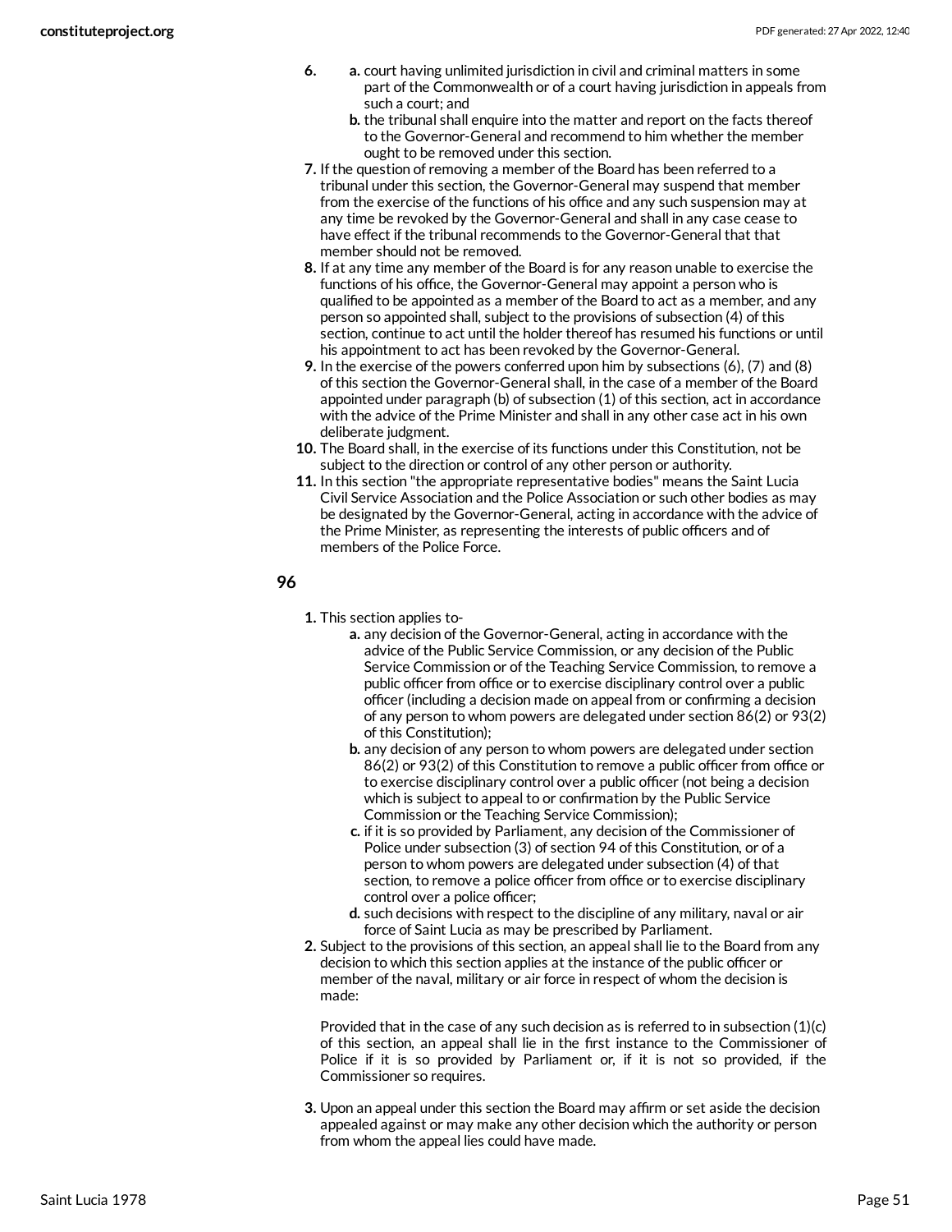6. a. court having unlimited jurisdiction in civil and criminal matters in some part of the Commonwealth or of a court having jurisdiction in appeals from such a court; and
   b. the tribunal shall enquire into the matter and report on the facts thereof to the Governor-General and recommend to him whether the member ought to be removed under this section.
7. If the question of removing a member of the Board has been referred to a tribunal under this section, the Governor-General may suspend that member from the exercise of the functions of his office and any such suspension may at any time be revoked by the Governor-General and shall in any case cease to have effect if the tribunal recommends to the Governor-General that that member should not be removed.
8. If at any time any member of the Board is for any reason unable to exercise the functions of his office, the Governor-General may appoint a person who is qualified to be appointed as a member of the Board to act as a member, and any person so appointed shall, subject to the provisions of subsection (4) of this section, continue to act until the holder thereof has resumed his functions or until his appointment to act has been revoked by the Governor-General.
9. In the exercise of the powers conferred upon him by subsections (6), (7) and (8) of this section the Governor-General shall, in the case of a member of the Board appointed under paragraph (b) of subsection (1) of this section, act in accordance with the advice of the Prime Minister and shall in any other case act in his own deliberate judgment.
10. The Board shall, in the exercise of its functions under this Constitution, not be subject to the direction or control of any other person or authority.
11. In this section "the appropriate representative bodies" means the Saint Lucia Civil Service Association and the Police Association or such other bodies as may be designated by the Governor-General, acting in accordance with the advice of the Prime Minister, as representing the interests of public officers and of members of the Police Force.

## 96

1. This section applies to-
   a. any decision of the Governor-General, acting in accordance with the advice of the Public Service Commission, or any decision of the Public Service Commission or of the Teaching Service Commission, to remove a public officer from office or to exercise disciplinary control over a public officer (including a decision made on appeal from or confirming a decision of any person to whom powers are delegated under section 86(2) or 93(2) of this Constitution);
   b. any decision of any person to whom powers are delegated under section 86(2) or 93(2) of this Constitution to remove a public officer from office or to exercise disciplinary control over a public officer (not being a decision which is subject to appeal to or confirmation by the Public Service Commission or the Teaching Service Commission);
   c. if it is so provided by Parliament, any decision of the Commissioner of Police under subsection (3) of section 94 of this Constitution, or of a person to whom powers are delegated under subsection (4) of that section, to remove a police officer from office or to exercise disciplinary control over a police officer;
   d. such decisions with respect to the discipline of any military, naval or air force of Saint Lucia as may be prescribed by Parliament.
2. Subject to the provisions of this section, an appeal shall lie to the Board from any decision to which this section applies at the instance of the public officer or member of the naval, military or air force in respect of whom the decision is made:

   Provided that in the case of any such decision as is referred to in subsection (1)(c) of this section, an appeal shall lie in the first instance to the Commissioner of Police if it is so provided by Parliament or, if it is not so provided, if the Commissioner so requires.

3. Upon an appeal under this section the Board may affirm or set aside the decision appealed against or may make any other decision which the authority or person from whom the appeal lies could have made.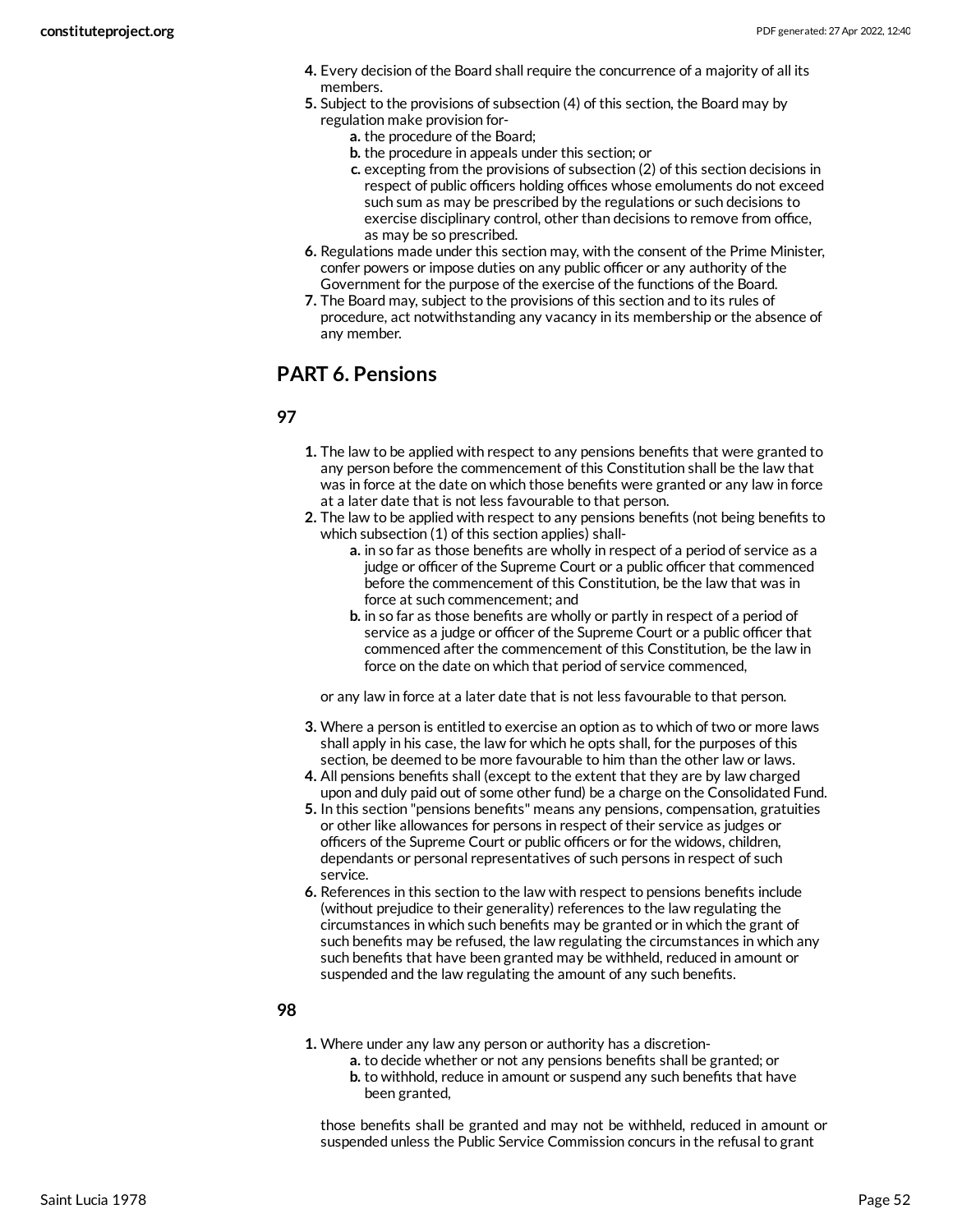4. Every decision of the Board shall require the concurrence of a majority of all its members.
5. Subject to the provisions of subsection (4) of this section, the Board may by regulation make provision for-
    a. the procedure of the Board;
    b. the procedure in appeals under this section; or
    c. excepting from the provisions of subsection (2) of this section decisions in respect of public officers holding offices whose emoluments do not exceed such sum as may be prescribed by the regulations or such decisions to exercise disciplinary control, other than decisions to remove from office, as may be so prescribed.
6. Regulations made under this section may, with the consent of the Prime Minister, confer powers or impose duties on any public officer or any authority of the Government for the purpose of the exercise of the functions of the Board.
7. The Board may, subject to the provisions of this section and to its rules of procedure, act notwithstanding any vacancy in its membership or the absence of any member.

## PART 6. Pensions

### 97

1. The law to be applied with respect to any pensions benefits that were granted to any person before the commencement of this Constitution shall be the law that was in force at the date on which those benefits were granted or any law in force at a later date that is not less favourable to that person.
2. The law to be applied with respect to any pensions benefits (not being benefits to which subsection (1) of this section applies) shall-
    a. in so far as those benefits are wholly in respect of a period of service as a judge or officer of the Supreme Court or a public officer that commenced before the commencement of this Constitution, be the law that was in force at such commencement; and
    b. in so far as those benefits are wholly or partly in respect of a period of service as a judge or officer of the Supreme Court or a public officer that commenced after the commencement of this Constitution, be the law in force on the date on which that period of service commenced,

    or any law in force at a later date that is not less favourable to that person.
3. Where a person is entitled to exercise an option as to which of two or more laws shall apply in his case, the law for which he opts shall, for the purposes of this section, be deemed to be more favourable to him than the other law or laws.
4. All pensions benefits shall (except to the extent that they are by law charged upon and duly paid out of some other fund) be a charge on the Consolidated Fund.
5. In this section "pensions benefits" means any pensions, compensation, gratuities or other like allowances for persons in respect of their service as judges or officers of the Supreme Court or public officers or for the widows, children, dependants or personal representatives of such persons in respect of such service.
6. References in this section to the law with respect to pensions benefits include (without prejudice to their generality) references to the law regulating the circumstances in which such benefits may be granted or in which the grant of such benefits may be refused, the law regulating the circumstances in which any such benefits that have been granted may be withheld, reduced in amount or suspended and the law regulating the amount of any such benefits.

### 98

1. Where under any law any person or authority has a discretion-
    a. to decide whether or not any pensions benefits shall be granted; or
    b. to withhold, reduce in amount or suspend any such benefits that have been granted,

    those benefits shall be granted and may not be withheld, reduced in amount or suspended unless the Public Service Commission concurs in the refusal to grant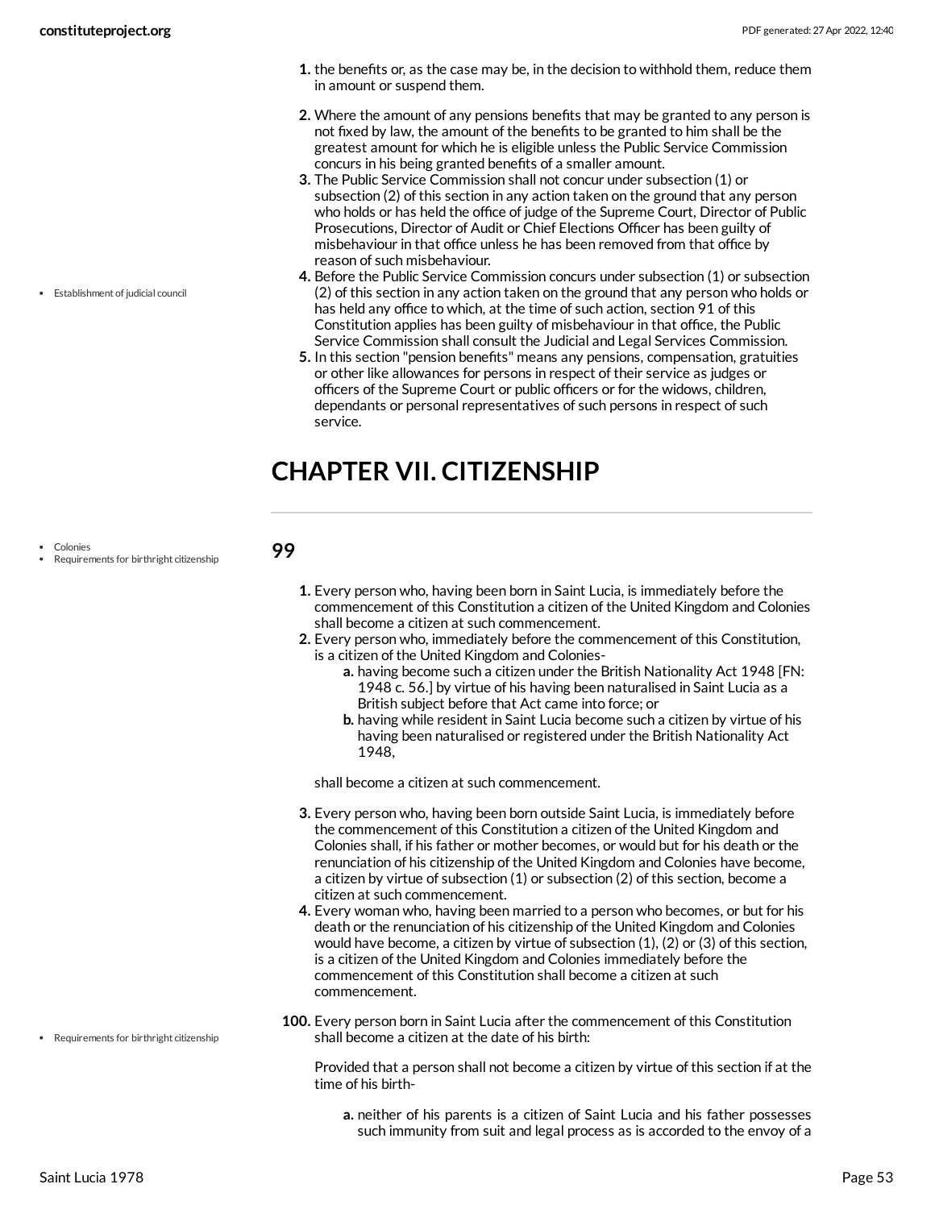1. the benefits or, as the case may be, in the decision to withhold them, reduce them in amount or suspend them.

2. Where the amount of any pensions benefits that may be granted to any person is not fixed by law, the amount of the benefits to be granted to him shall be the greatest amount for which he is eligible unless the Public Service Commission concurs in his being granted benefits of a smaller amount.
3. The Public Service Commission shall not concur under subsection (1) or subsection (2) of this section in any action taken on the ground that any person who holds or has held the office of judge of the Supreme Court, Director of Public Prosecutions, Director of Audit or Chief Elections Officer has been guilty of misbehaviour in that office unless he has been removed from that office by reason of such misbehaviour.
4. Before the Public Service Commission concurs under subsection (1) or subsection (2) of this section in any action taken on the ground that any person who holds or has held any office to which, at the time of such action, section 91 of this Constitution applies has been guilty of misbehaviour in that office, the Public Service Commission shall consult the Judicial and Legal Services Commission.
5. In this section "pension benefits" means any pensions, compensation, gratuities or other like allowances for persons in respect of their service as judges or officers of the Supreme Court or public officers or for the widows, children, dependants or personal representatives of such persons in respect of such service.

# CHAPTER VII. CITIZENSHIP

## 99

1. Every person who, having been born in Saint Lucia, is immediately before the commencement of this Constitution a citizen of the United Kingdom and Colonies shall become a citizen at such commencement.
2. Every person who, immediately before the commencement of this Constitution, is a citizen of the United Kingdom and Colonies-
   a. having become such a citizen under the British Nationality Act 1948 [FN: 1948 c. 56.] by virtue of his having been naturalised in Saint Lucia as a British subject before that Act came into force; or
   b. having while resident in Saint Lucia become such a citizen by virtue of his having been naturalised or registered under the British Nationality Act 1948,

   shall become a citizen at such commencement.

3. Every person who, having been born outside Saint Lucia, is immediately before the commencement of this Constitution a citizen of the United Kingdom and Colonies shall, if his father or mother becomes, or would but for his death or the renunciation of his citizenship of the United Kingdom and Colonies have become, a citizen by virtue of subsection (1) or subsection (2) of this section, become a citizen at such commencement.
4. Every woman who, having been married to a person who becomes, or but for his death or the renunciation of his citizenship of the United Kingdom and Colonies would have become, a citizen by virtue of subsection (1), (2) or (3) of this section, is a citizen of the United Kingdom and Colonies immediately before the commencement of this Constitution shall become a citizen at such commencement.

**100.** Every person born in Saint Lucia after the commencement of this Constitution shall become a citizen at the date of his birth:

Provided that a person shall not become a citizen by virtue of this section if at the time of his birth-

a. neither of his parents is a citizen of Saint Lucia and his father possesses such immunity from suit and legal process as is accorded to the envoy of a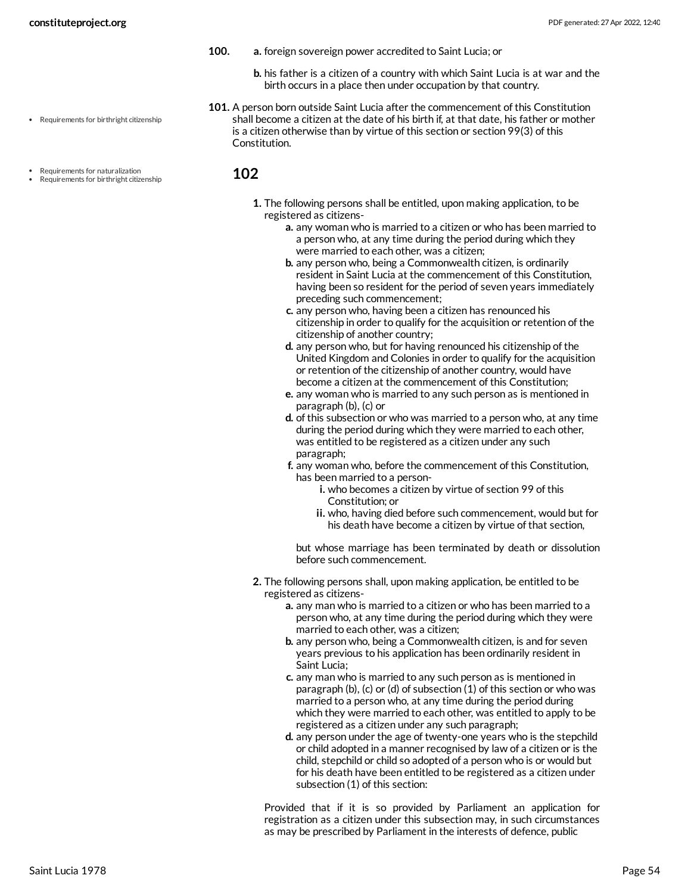a. foreign sovereign power accredited to Saint Lucia; or

b. his father is a citizen of a country with which Saint Lucia is at war and the birth occurs in a place then under occupation by that country.

- Requirements for birthright citizenship

**101.** A person born outside Saint Lucia after the commencement of this Constitution shall become a citizen at the date of his birth if, at that date, his father or mother is a citizen otherwise than by virtue of this section or section 99(3) of this Constitution.

- Requirements for naturalization
- Requirements for birthright citizenship

## 102

1. The following persons shall be entitled, upon making application, to be registered as citizens-
   - a. any woman who is married to a citizen or who has been married to a person who, at any time during the period during which they were married to each other, was a citizen;
   - b. any person who, being a Commonwealth citizen, is ordinarily resident in Saint Lucia at the commencement of this Constitution, having been so resident for the period of seven years immediately preceding such commencement;
   - c. any person who, having been a citizen has renounced his citizenship in order to qualify for the acquisition or retention of the citizenship of another country;
   - d. any person who, but for having renounced his citizenship of the United Kingdom and Colonies in order to qualify for the acquisition or retention of the citizenship of another country, would have become a citizen at the commencement of this Constitution;
   - e. any woman who is married to any such person as is mentioned in paragraph (b), (c) or
   - d. of this subsection or who was married to a person who, at any time during the period during which they were married to each other, was entitled to be registered as a citizen under any such paragraph;
   - f. any woman who, before the commencement of this Constitution, has been married to a person-
     - i. who becomes a citizen by virtue of section 99 of this Constitution; or
     - ii. who, having died before such commencement, would but for his death have become a citizen by virtue of that section,

     but whose marriage has been terminated by death or dissolution before such commencement.

2. The following persons shall, upon making application, be entitled to be registered as citizens-
   - a. any man who is married to a citizen or who has been married to a person who, at any time during the period during which they were married to each other, was a citizen;
   - b. any person who, being a Commonwealth citizen, is and for seven years previous to his application has been ordinarily resident in Saint Lucia;
   - c. any man who is married to any such person as is mentioned in paragraph (b), (c) or (d) of subsection (1) of this section or who was married to a person who, at any time during the period during which they were married to each other, was entitled to apply to be registered as a citizen under any such paragraph;
   - d. any person under the age of twenty-one years who is the stepchild or child adopted in a manner recognised by law of a citizen or is the child, stepchild or child so adopted of a person who is or would but for his death have been entitled to be registered as a citizen under subsection (1) of this section:

   Provided that if it is so provided by Parliament an application for registration as a citizen under this subsection may, in such circumstances as may be prescribed by Parliament in the interests of defence, public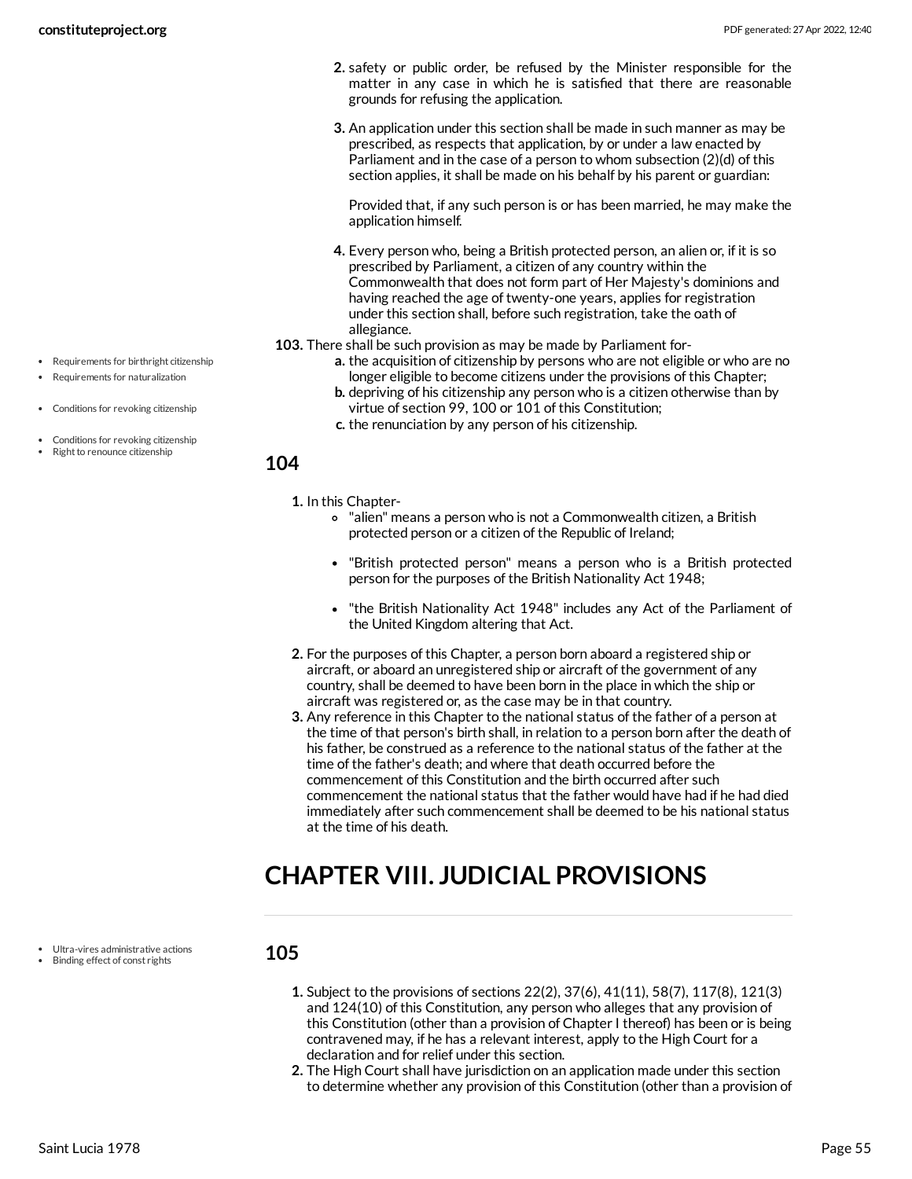2. safety or public order, be refused by the Minister responsible for the matter in any case in which he is satisfied that there are reasonable grounds for refusing the application.

3. An application under this section shall be made in such manner as may be prescribed, as respects that application, by or under a law enacted by Parliament and in the case of a person to whom subsection (2)(d) of this section applies, it shall be made on his behalf by his parent or guardian:

   Provided that, if any such person is or has been married, he may make the application himself.

4. Every person who, being a British protected person, an alien or, if it is so prescribed by Parliament, a citizen of any country within the Commonwealth that does not form part of Her Majesty's dominions and having reached the age of twenty-one years, applies for registration under this section shall, before such registration, take the oath of allegiance.

- Requirements for birthright citizenship
- Requirements for naturalization
- Conditions for revoking citizenship
- Conditions for revoking citizenship
- Right to renounce citizenship

**103.** There shall be such provision as may be made by Parliament for-

a. the acquisition of citizenship by persons who are not eligible or who are no longer eligible to become citizens under the provisions of this Chapter;
b. depriving of his citizenship any person who is a citizen otherwise than by virtue of section 99, 100 or 101 of this Constitution;
c. the renunciation by any person of his citizenship.

## 104

1. In this Chapter-
   - "alien" means a person who is not a Commonwealth citizen, a British protected person or a citizen of the Republic of Ireland;
   - "British protected person" means a person who is a British protected person for the purposes of the British Nationality Act 1948;
   - "the British Nationality Act 1948" includes any Act of the Parliament of the United Kingdom altering that Act.
2. For the purposes of this Chapter, a person born aboard a registered ship or aircraft, or aboard an unregistered ship or aircraft of the government of any country, shall be deemed to have been born in the place in which the ship or aircraft was registered or, as the case may be in that country.
3. Any reference in this Chapter to the national status of the father of a person at the time of that person's birth shall, in relation to a person born after the death of his father, be construed as a reference to the national status of the father at the time of the father's death; and where that death occurred before the commencement of this Constitution and the birth occurred after such commencement the national status that the father would have had if he had died immediately after such commencement shall be deemed to be his national status at the time of his death.

# CHAPTER VIII. JUDICIAL PROVISIONS

- Ultra-vires administrative actions
- Binding effect of const rights

## 105

1. Subject to the provisions of sections 22(2), 37(6), 41(11), 58(7), 117(8), 121(3) and 124(10) of this Constitution, any person who alleges that any provision of this Constitution (other than a provision of Chapter I thereof) has been or is being contravened may, if he has a relevant interest, apply to the High Court for a declaration and for relief under this section.
2. The High Court shall have jurisdiction on an application made under this section to determine whether any provision of this Constitution (other than a provision of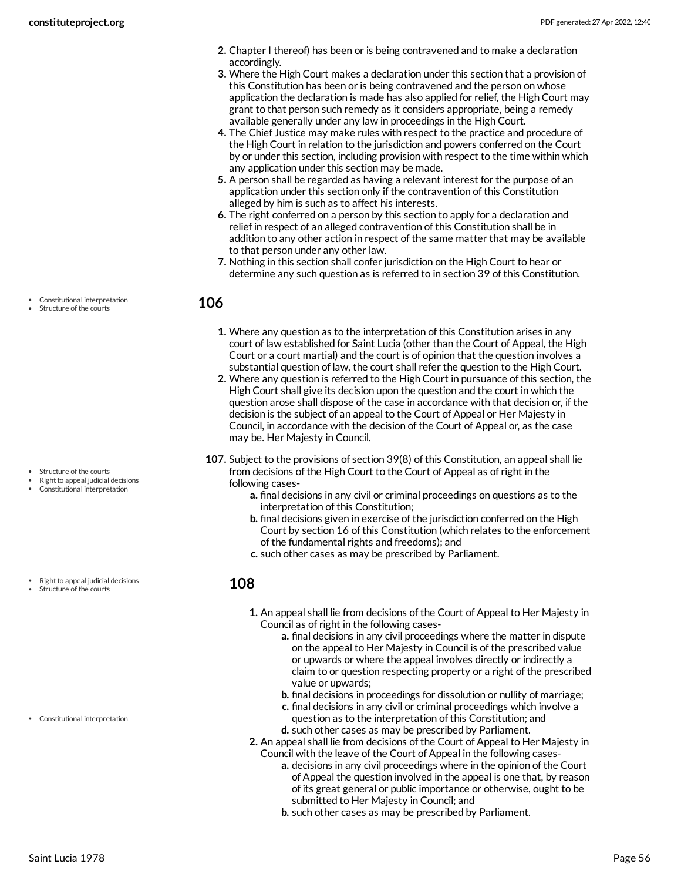2. Chapter I thereof) has been or is being contravened and to make a declaration accordingly.
3. Where the High Court makes a declaration under this section that a provision of this Constitution has been or is being contravened and the person on whose application the declaration is made has also applied for relief, the High Court may grant to that person such remedy as it considers appropriate, being a remedy available generally under any law in proceedings in the High Court.
4. The Chief Justice may make rules with respect to the practice and procedure of the High Court in relation to the jurisdiction and powers conferred on the Court by or under this section, including provision with respect to the time within which any application under this section may be made.
5. A person shall be regarded as having a relevant interest for the purpose of an application under this section only if the contravention of this Constitution alleged by him is such as to affect his interests.
6. The right conferred on a person by this section to apply for a declaration and relief in respect of an alleged contravention of this Constitution shall be in addition to any other action in respect of the same matter that may be available to that person under any other law.
7. Nothing in this section shall confer jurisdiction on the High Court to hear or determine any such question as is referred to in section 39 of this Constitution.

- Constitutional interpretation
- Structure of the courts

## 106

1. Where any question as to the interpretation of this Constitution arises in any court of law established for Saint Lucia (other than the Court of Appeal, the High Court or a court martial) and the court is of opinion that the question involves a substantial question of law, the court shall refer the question to the High Court.
2. Where any question is referred to the High Court in pursuance of this section, the High Court shall give its decision upon the question and the court in which the question arose shall dispose of the case in accordance with that decision or, if the decision is the subject of an appeal to the Court of Appeal or Her Majesty in Council, in accordance with the decision of the Court of Appeal or, as the case may be. Her Majesty in Council.

- Structure of the courts
- Right to appeal judicial decisions
- Constitutional interpretation

**107.** Subject to the provisions of section 39(8) of this Constitution, an appeal shall lie from decisions of the High Court to the Court of Appeal as of right in the following cases-

a. final decisions in any civil or criminal proceedings on questions as to the interpretation of this Constitution;
b. final decisions given in exercise of the jurisdiction conferred on the High Court by section 16 of this Constitution (which relates to the enforcement of the fundamental rights and freedoms); and
c. such other cases as may be prescribed by Parliament.

- Right to appeal judicial decisions
- Structure of the courts

## 108

1. An appeal shall lie from decisions of the Court of Appeal to Her Majesty in Council as of right in the following cases-
   a. final decisions in any civil proceedings where the matter in dispute on the appeal to Her Majesty in Council is of the prescribed value or upwards or where the appeal involves directly or indirectly a claim to or question respecting property or a right of the prescribed value or upwards;
   b. final decisions in proceedings for dissolution or nullity of marriage;
   c. final decisions in any civil or criminal proceedings which involve a question as to the interpretation of this Constitution; and
   d. such other cases as may be prescribed by Parliament.
2. An appeal shall lie from decisions of the Court of Appeal to Her Majesty in Council with the leave of the Court of Appeal in the following cases-
   a. decisions in any civil proceedings where in the opinion of the Court of Appeal the question involved in the appeal is one that, by reason of its great general or public importance or otherwise, ought to be submitted to Her Majesty in Council; and
   b. such other cases as may be prescribed by Parliament.

- Constitutional interpretation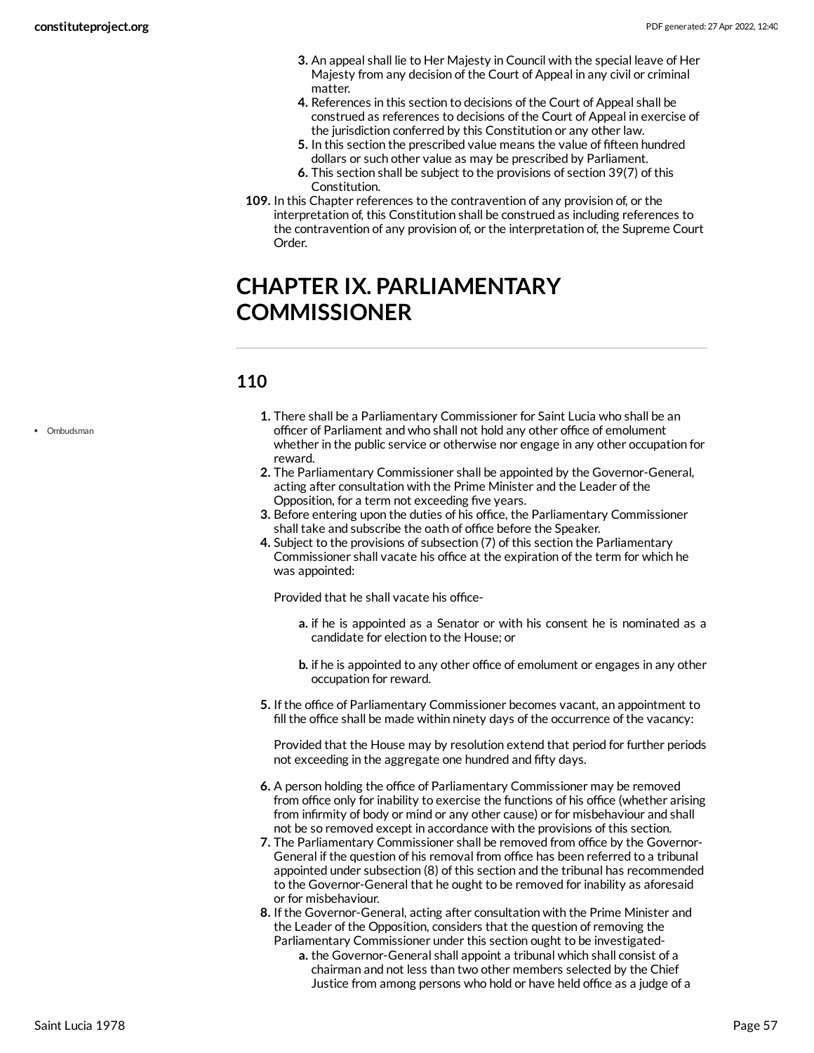3. An appeal shall lie to Her Majesty in Council with the special leave of Her Majesty from any decision of the Court of Appeal in any civil or criminal matter.
4. References in this section to decisions of the Court of Appeal shall be construed as references to decisions of the Court of Appeal in exercise of the jurisdiction conferred by this Constitution or any other law.
5. In this section the prescribed value means the value of fifteen hundred dollars or such other value as may be prescribed by Parliament.
6. This section shall be subject to the provisions of section 39(7) of this Constitution.

**109.** In this Chapter references to the contravention of any provision of, or the interpretation of, this Constitution shall be construed as including references to the contravention of any provision of, or the interpretation of, the Supreme Court Order.

# CHAPTER IX. PARLIAMENTARY COMMISSIONER

## 110

- Ombudsman

1. There shall be a Parliamentary Commissioner for Saint Lucia who shall be an officer of Parliament and who shall not hold any other office of emolument whether in the public service or otherwise nor engage in any other occupation for reward.
2. The Parliamentary Commissioner shall be appointed by the Governor-General, acting after consultation with the Prime Minister and the Leader of the Opposition, for a term not exceeding five years.
3. Before entering upon the duties of his office, the Parliamentary Commissioner shall take and subscribe the oath of office before the Speaker.
4. Subject to the provisions of subsection (7) of this section the Parliamentary Commissioner shall vacate his office at the expiration of the term for which he was appointed:

   Provided that he shall vacate his office-

   a. if he is appointed as a Senator or with his consent he is nominated as a candidate for election to the House; or

   b. if he is appointed to any other office of emolument or engages in any other occupation for reward.

5. If the office of Parliamentary Commissioner becomes vacant, an appointment to fill the office shall be made within ninety days of the occurrence of the vacancy:

   Provided that the House may by resolution extend that period for further periods not exceeding in the aggregate one hundred and fifty days.

6. A person holding the office of Parliamentary Commissioner may be removed from office only for inability to exercise the functions of his office (whether arising from infirmity of body or mind or any other cause) or for misbehaviour and shall not be so removed except in accordance with the provisions of this section.
7. The Parliamentary Commissioner shall be removed from office by the Governor-General if the question of his removal from office has been referred to a tribunal appointed under subsection (8) of this section and the tribunal has recommended to the Governor-General that he ought to be removed for inability as aforesaid or for misbehaviour.
8. If the Governor-General, acting after consultation with the Prime Minister and the Leader of the Opposition, considers that the question of removing the Parliamentary Commissioner under this section ought to be investigated-
   a. the Governor-General shall appoint a tribunal which shall consist of a chairman and not less than two other members selected by the Chief Justice from among persons who hold or have held office as a judge of a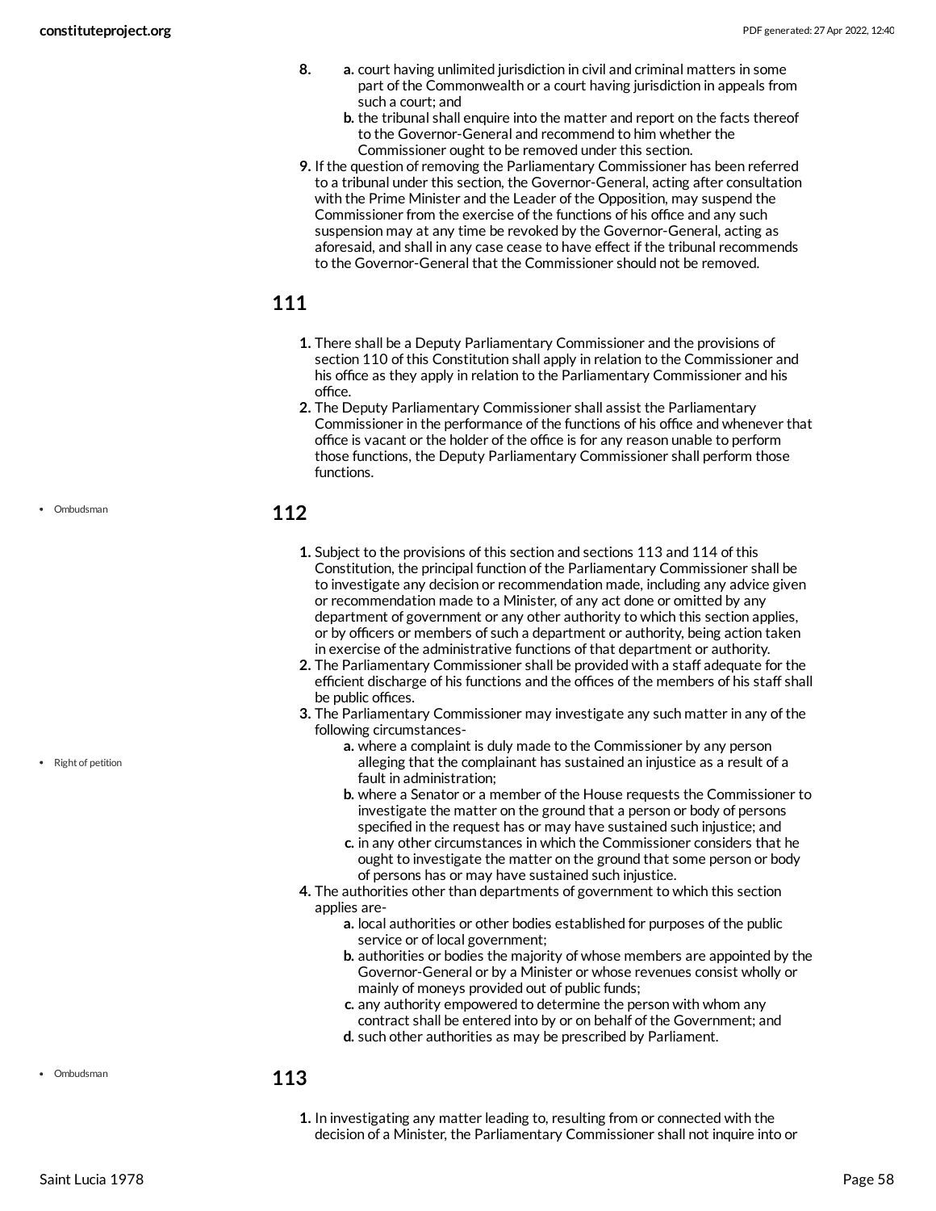8. 
   a. court having unlimited jurisdiction in civil and criminal matters in some part of the Commonwealth or a court having jurisdiction in appeals from such a court; and
   b. the tribunal shall enquire into the matter and report on the facts thereof to the Governor-General and recommend to him whether the Commissioner ought to be removed under this section.
9. If the question of removing the Parliamentary Commissioner has been referred to a tribunal under this section, the Governor-General, acting after consultation with the Prime Minister and the Leader of the Opposition, may suspend the Commissioner from the exercise of the functions of his office and any such suspension may at any time be revoked by the Governor-General, acting as aforesaid, and shall in any case cease to have effect if the tribunal recommends to the Governor-General that the Commissioner should not be removed.

## 111

1. There shall be a Deputy Parliamentary Commissioner and the provisions of section 110 of this Constitution shall apply in relation to the Commissioner and his office as they apply in relation to the Parliamentary Commissioner and his office.
2. The Deputy Parliamentary Commissioner shall assist the Parliamentary Commissioner in the performance of the functions of his office and whenever that office is vacant or the holder of the office is for any reason unable to perform those functions, the Deputy Parliamentary Commissioner shall perform those functions.

- Ombudsman

## 112

1. Subject to the provisions of this section and sections 113 and 114 of this Constitution, the principal function of the Parliamentary Commissioner shall be to investigate any decision or recommendation made, including any advice given or recommendation made to a Minister, of any act done or omitted by any department of government or any other authority to which this section applies, or by officers or members of such a department or authority, being action taken in exercise of the administrative functions of that department or authority.
2. The Parliamentary Commissioner shall be provided with a staff adequate for the efficient discharge of his functions and the offices of the members of his staff shall be public offices.
3. The Parliamentary Commissioner may investigate any such matter in any of the following circumstances-
   a. where a complaint is duly made to the Commissioner by any person alleging that the complainant has sustained an injustice as a result of a fault in administration;
   b. where a Senator or a member of the House requests the Commissioner to investigate the matter on the ground that a person or body of persons specified in the request has or may have sustained such injustice; and
   c. in any other circumstances in which the Commissioner considers that he ought to investigate the matter on the ground that some person or body of persons has or may have sustained such injustice.
4. The authorities other than departments of government to which this section applies are-
   a. local authorities or other bodies established for purposes of the public service or of local government;
   b. authorities or bodies the majority of whose members are appointed by the Governor-General or by a Minister or whose revenues consist wholly or mainly of moneys provided out of public funds;
   c. any authority empowered to determine the person with whom any contract shall be entered into by or on behalf of the Government; and
   d. such other authorities as may be prescribed by Parliament.

- Right of petition

- Ombudsman

## 113

1. In investigating any matter leading to, resulting from or connected with the decision of a Minister, the Parliamentary Commissioner shall not inquire into or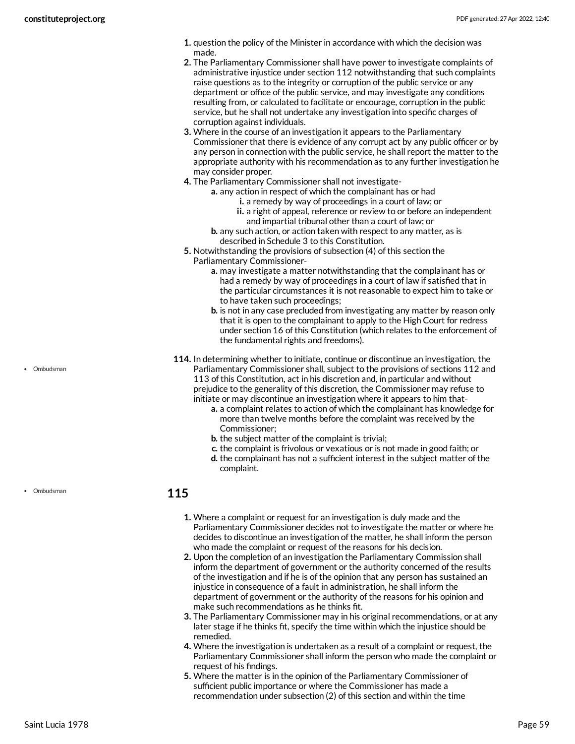1. question the policy of the Minister in accordance with which the decision was made.
2. The Parliamentary Commissioner shall have power to investigate complaints of administrative injustice under section 112 notwithstanding that such complaints raise questions as to the integrity or corruption of the public service or any department or office of the public service, and may investigate any conditions resulting from, or calculated to facilitate or encourage, corruption in the public service, but he shall not undertake any investigation into specific charges of corruption against individuals.
3. Where in the course of an investigation it appears to the Parliamentary Commissioner that there is evidence of any corrupt act by any public officer or by any person in connection with the public service, he shall report the matter to the appropriate authority with his recommendation as to any further investigation he may consider proper.
4. The Parliamentary Commissioner shall not investigate-
   - a. any action in respect of which the complainant has or had
     - i. a remedy by way of proceedings in a court of law; or
     - ii. a right of appeal, reference or review to or before an independent and impartial tribunal other than a court of law; or
   - b. any such action, or action taken with respect to any matter, as is described in Schedule 3 to this Constitution.
5. Notwithstanding the provisions of subsection (4) of this section the Parliamentary Commissioner-
   - a. may investigate a matter notwithstanding that the complainant has or had a remedy by way of proceedings in a court of law if satisfied that in the particular circumstances it is not reasonable to expect him to take or to have taken such proceedings;
   - b. is not in any case precluded from investigating any matter by reason only that it is open to the complainant to apply to the High Court for redress under section 16 of this Constitution (which relates to the enforcement of the fundamental rights and freedoms).

- Ombudsman

**114.** In determining whether to initiate, continue or discontinue an investigation, the Parliamentary Commissioner shall, subject to the provisions of sections 112 and 113 of this Constitution, act in his discretion and, in particular and without prejudice to the generality of this discretion, the Commissioner may refuse to initiate or may discontinue an investigation where it appears to him that-

- a. a complaint relates to action of which the complainant has knowledge for more than twelve months before the complaint was received by the Commissioner;
- b. the subject matter of the complaint is trivial;
- c. the complaint is frivolous or vexatious or is not made in good faith; or
- d. the complainant has not a sufficient interest in the subject matter of the complaint.

- Ombudsman

## 115

1. Where a complaint or request for an investigation is duly made and the Parliamentary Commissioner decides not to investigate the matter or where he decides to discontinue an investigation of the matter, he shall inform the person who made the complaint or request of the reasons for his decision.
2. Upon the completion of an investigation the Parliamentary Commission shall inform the department of government or the authority concerned of the results of the investigation and if he is of the opinion that any person has sustained an injustice in consequence of a fault in administration, he shall inform the department of government or the authority of the reasons for his opinion and make such recommendations as he thinks fit.
3. The Parliamentary Commissioner may in his original recommendations, or at any later stage if he thinks fit, specify the time within which the injustice should be remedied.
4. Where the investigation is undertaken as a result of a complaint or request, the Parliamentary Commissioner shall inform the person who made the complaint or request of his findings.
5. Where the matter is in the opinion of the Parliamentary Commissioner of sufficient public importance or where the Commissioner has made a recommendation under subsection (2) of this section and within the time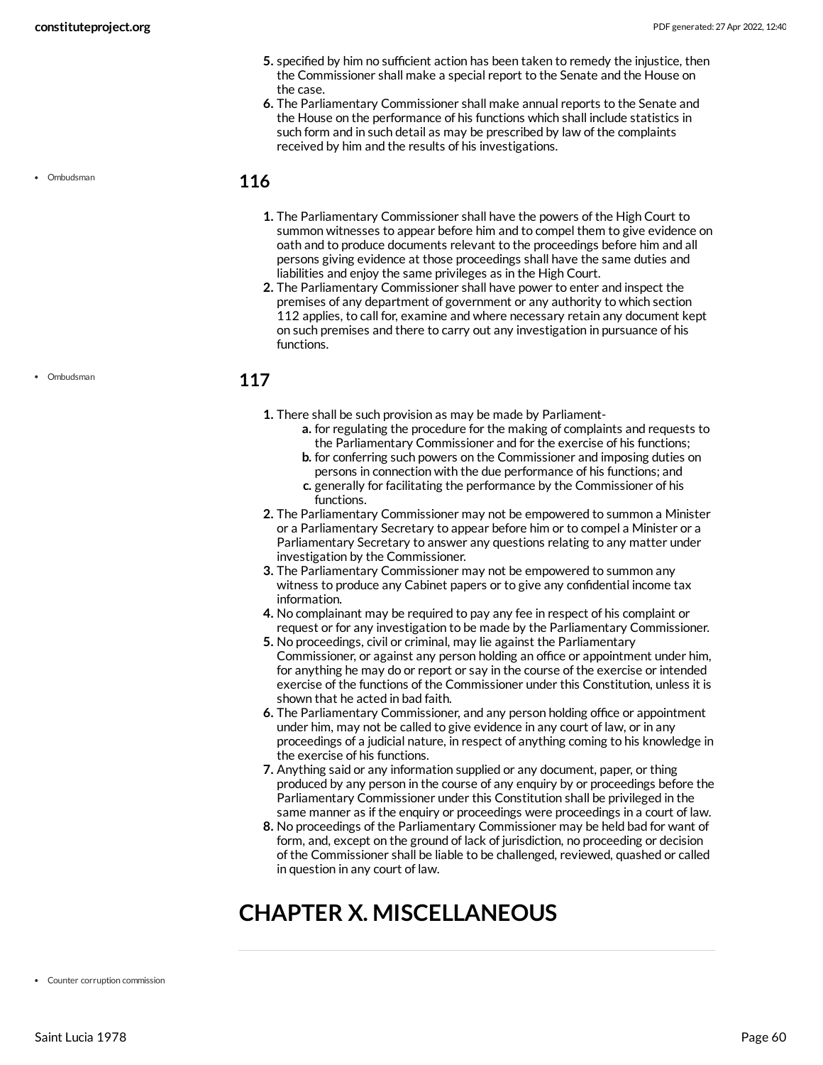5. specified by him no sufficient action has been taken to remedy the injustice, then the Commissioner shall make a special report to the Senate and the House on the case.
6. The Parliamentary Commissioner shall make annual reports to the Senate and the House on the performance of his functions which shall include statistics in such form and in such detail as may be prescribed by law of the complaints received by him and the results of his investigations.

- Ombudsman

## 116

1. The Parliamentary Commissioner shall have the powers of the High Court to summon witnesses to appear before him and to compel them to give evidence on oath and to produce documents relevant to the proceedings before him and all persons giving evidence at those proceedings shall have the same duties and liabilities and enjoy the same privileges as in the High Court.
2. The Parliamentary Commissioner shall have power to enter and inspect the premises of any department of government or any authority to which section 112 applies, to call for, examine and where necessary retain any document kept on such premises and there to carry out any investigation in pursuance of his functions.

- Ombudsman

## 117

1. There shall be such provision as may be made by Parliament-
   a. for regulating the procedure for the making of complaints and requests to the Parliamentary Commissioner and for the exercise of his functions;
   b. for conferring such powers on the Commissioner and imposing duties on persons in connection with the due performance of his functions; and
   c. generally for facilitating the performance by the Commissioner of his functions.
2. The Parliamentary Commissioner may not be empowered to summon a Minister or a Parliamentary Secretary to appear before him or to compel a Minister or a Parliamentary Secretary to answer any questions relating to any matter under investigation by the Commissioner.
3. The Parliamentary Commissioner may not be empowered to summon any witness to produce any Cabinet papers or to give any confidential income tax information.
4. No complainant may be required to pay any fee in respect of his complaint or request or for any investigation to be made by the Parliamentary Commissioner.
5. No proceedings, civil or criminal, may lie against the Parliamentary Commissioner, or against any person holding an office or appointment under him, for anything he may do or report or say in the course of the exercise or intended exercise of the functions of the Commissioner under this Constitution, unless it is shown that he acted in bad faith.
6. The Parliamentary Commissioner, and any person holding office or appointment under him, may not be called to give evidence in any court of law, or in any proceedings of a judicial nature, in respect of anything coming to his knowledge in the exercise of his functions.
7. Anything said or any information supplied or any document, paper, or thing produced by any person in the course of any enquiry by or proceedings before the Parliamentary Commissioner under this Constitution shall be privileged in the same manner as if the enquiry or proceedings were proceedings in a court of law.
8. No proceedings of the Parliamentary Commissioner may be held bad for want of form, and, except on the ground of lack of jurisdiction, no proceeding or decision of the Commissioner shall be liable to be challenged, reviewed, quashed or called in question in any court of law.

# CHAPTER X. MISCELLANEOUS

- Counter corruption commission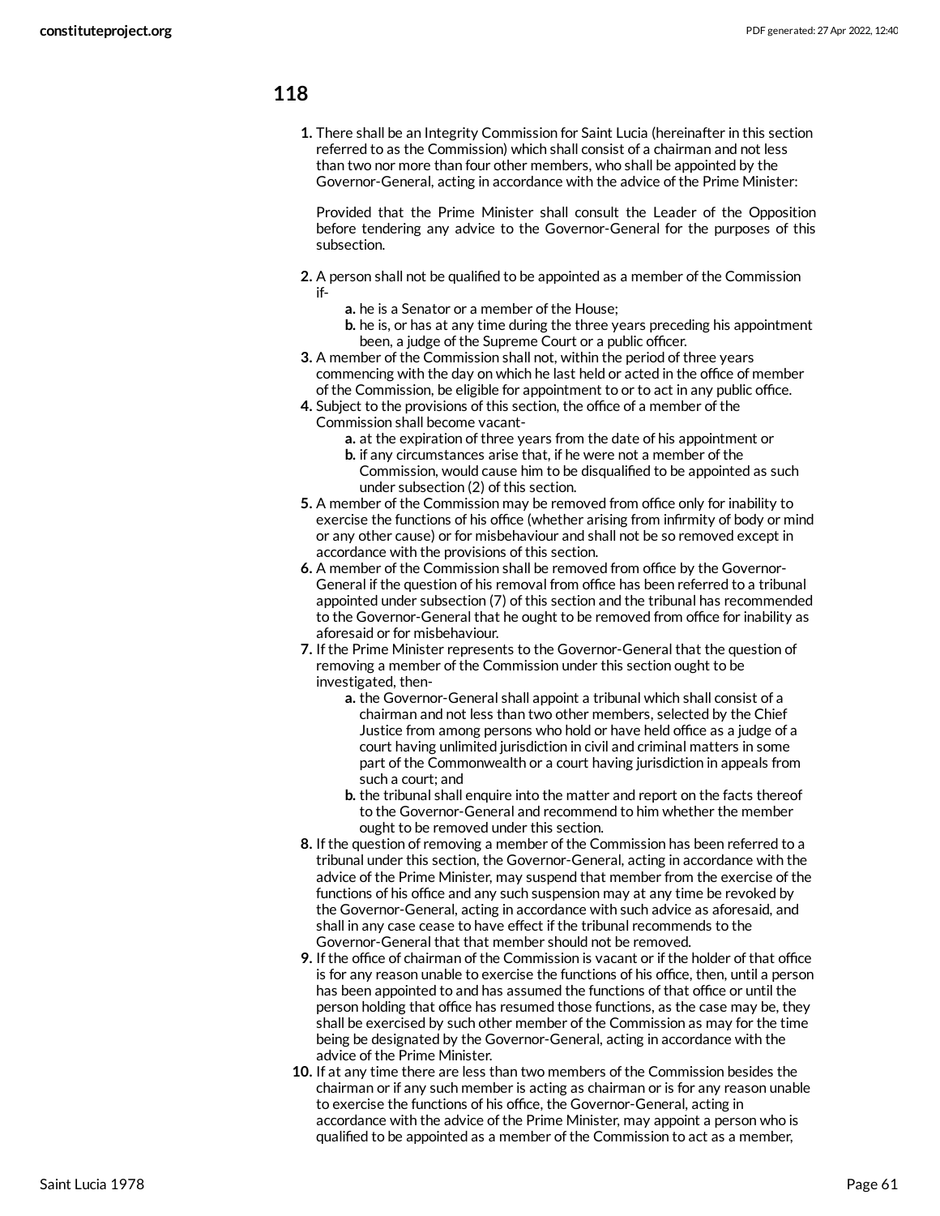## 118

1. There shall be an Integrity Commission for Saint Lucia (hereinafter in this section referred to as the Commission) which shall consist of a chairman and not less than two nor more than four other members, who shall be appointed by the Governor-General, acting in accordance with the advice of the Prime Minister:

   Provided that the Prime Minister shall consult the Leader of the Opposition before tendering any advice to the Governor-General for the purposes of this subsection.

2. A person shall not be qualified to be appointed as a member of the Commission if-
   a. he is a Senator or a member of the House;
   b. he is, or has at any time during the three years preceding his appointment been, a judge of the Supreme Court or a public officer.
3. A member of the Commission shall not, within the period of three years commencing with the day on which he last held or acted in the office of member of the Commission, be eligible for appointment to or to act in any public office.
4. Subject to the provisions of this section, the office of a member of the Commission shall become vacant-
   a. at the expiration of three years from the date of his appointment or
   b. if any circumstances arise that, if he were not a member of the Commission, would cause him to be disqualified to be appointed as such under subsection (2) of this section.
5. A member of the Commission may be removed from office only for inability to exercise the functions of his office (whether arising from infirmity of body or mind or any other cause) or for misbehaviour and shall not be so removed except in accordance with the provisions of this section.
6. A member of the Commission shall be removed from office by the Governor-General if the question of his removal from office has been referred to a tribunal appointed under subsection (7) of this section and the tribunal has recommended to the Governor-General that he ought to be removed from office for inability as aforesaid or for misbehaviour.
7. If the Prime Minister represents to the Governor-General that the question of removing a member of the Commission under this section ought to be investigated, then-
   a. the Governor-General shall appoint a tribunal which shall consist of a chairman and not less than two other members, selected by the Chief Justice from among persons who hold or have held office as a judge of a court having unlimited jurisdiction in civil and criminal matters in some part of the Commonwealth or a court having jurisdiction in appeals from such a court; and
   b. the tribunal shall enquire into the matter and report on the facts thereof to the Governor-General and recommend to him whether the member ought to be removed under this section.
8. If the question of removing a member of the Commission has been referred to a tribunal under this section, the Governor-General, acting in accordance with the advice of the Prime Minister, may suspend that member from the exercise of the functions of his office and any such suspension may at any time be revoked by the Governor-General, acting in accordance with such advice as aforesaid, and shall in any case cease to have effect if the tribunal recommends to the Governor-General that that member should not be removed.
9. If the office of chairman of the Commission is vacant or if the holder of that office is for any reason unable to exercise the functions of his office, then, until a person has been appointed to and has assumed the functions of that office or until the person holding that office has resumed those functions, as the case may be, they shall be exercised by such other member of the Commission as may for the time being be designated by the Governor-General, acting in accordance with the advice of the Prime Minister.
10. If at any time there are less than two members of the Commission besides the chairman or if any such member is acting as chairman or is for any reason unable to exercise the functions of his office, the Governor-General, acting in accordance with the advice of the Prime Minister, may appoint a person who is qualified to be appointed as a member of the Commission to act as a member,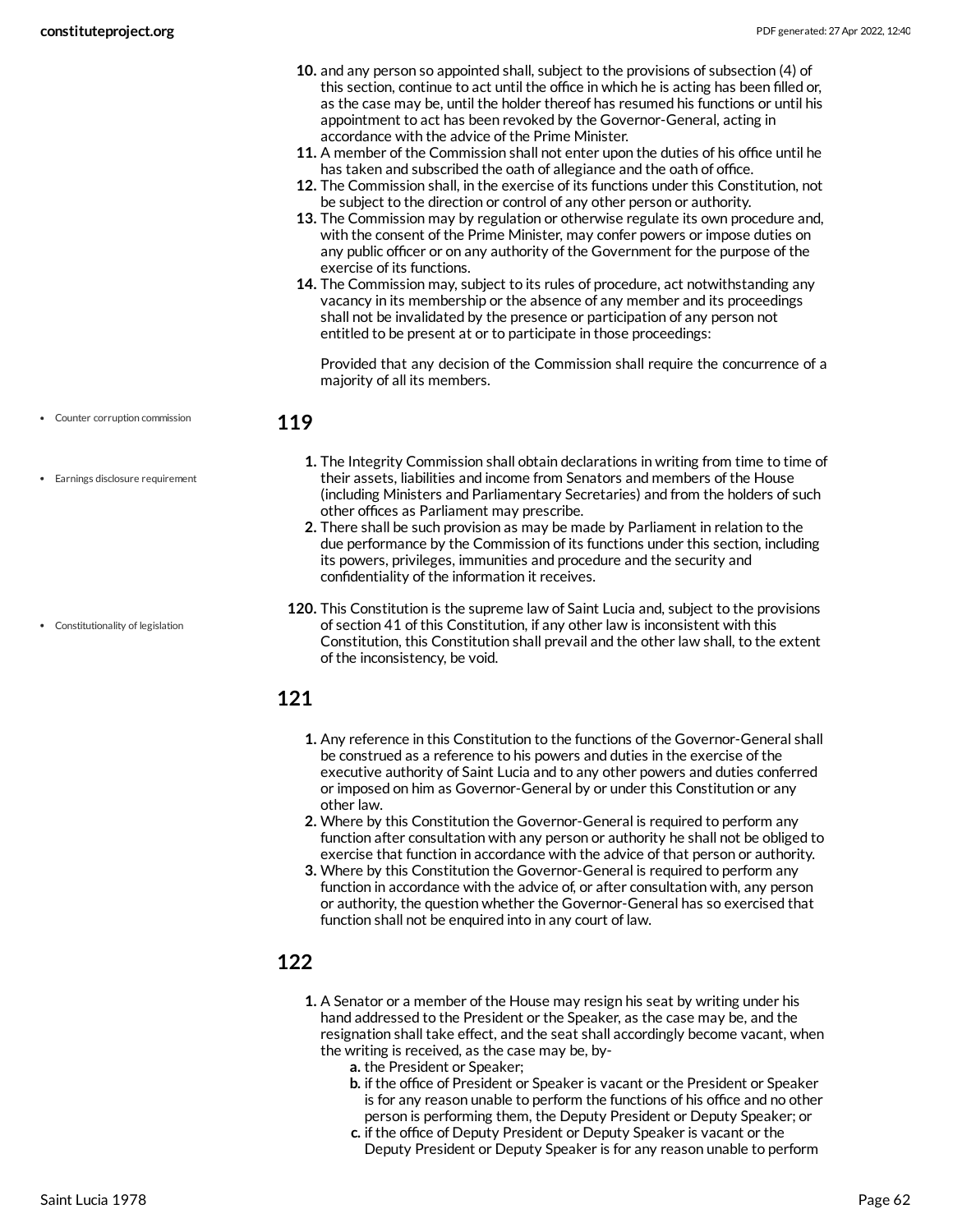10. and any person so appointed shall, subject to the provisions of subsection (4) of this section, continue to act until the office in which he is acting has been filled or, as the case may be, until the holder thereof has resumed his functions or until his appointment to act has been revoked by the Governor-General, acting in accordance with the advice of the Prime Minister.
11. A member of the Commission shall not enter upon the duties of his office until he has taken and subscribed the oath of allegiance and the oath of office.
12. The Commission shall, in the exercise of its functions under this Constitution, not be subject to the direction or control of any other person or authority.
13. The Commission may by regulation or otherwise regulate its own procedure and, with the consent of the Prime Minister, may confer powers or impose duties on any public officer or on any authority of the Government for the purpose of the exercise of its functions.
14. The Commission may, subject to its rules of procedure, act notwithstanding any vacancy in its membership or the absence of any member and its proceedings shall not be invalidated by the presence or participation of any person not entitled to be present at or to participate in those proceedings:

    Provided that any decision of the Commission shall require the concurrence of a majority of all its members.

- Counter corruption commission
- Earnings disclosure requirement

## 119

1. The Integrity Commission shall obtain declarations in writing from time to time of their assets, liabilities and income from Senators and members of the House (including Ministers and Parliamentary Secretaries) and from the holders of such other offices as Parliament may prescribe.
2. There shall be such provision as may be made by Parliament in relation to the due performance by the Commission of its functions under this section, including its powers, privileges, immunities and procedure and the security and confidentiality of the information it receives.

- Constitutionality of legislation

120. This Constitution is the supreme law of Saint Lucia and, subject to the provisions of section 41 of this Constitution, if any other law is inconsistent with this Constitution, this Constitution shall prevail and the other law shall, to the extent of the inconsistency, be void.

## 121

1. Any reference in this Constitution to the functions of the Governor-General shall be construed as a reference to his powers and duties in the exercise of the executive authority of Saint Lucia and to any other powers and duties conferred or imposed on him as Governor-General by or under this Constitution or any other law.
2. Where by this Constitution the Governor-General is required to perform any function after consultation with any person or authority he shall not be obliged to exercise that function in accordance with the advice of that person or authority.
3. Where by this Constitution the Governor-General is required to perform any function in accordance with the advice of, or after consultation with, any person or authority, the question whether the Governor-General has so exercised that function shall not be enquired into in any court of law.

## 122

1. A Senator or a member of the House may resign his seat by writing under his hand addressed to the President or the Speaker, as the case may be, and the resignation shall take effect, and the seat shall accordingly become vacant, when the writing is received, as the case may be, by-
    a. the President or Speaker;
    b. if the office of President or Speaker is vacant or the President or Speaker is for any reason unable to perform the functions of his office and no other person is performing them, the Deputy President or Deputy Speaker; or
    c. if the office of Deputy President or Deputy Speaker is vacant or the Deputy President or Deputy Speaker is for any reason unable to perform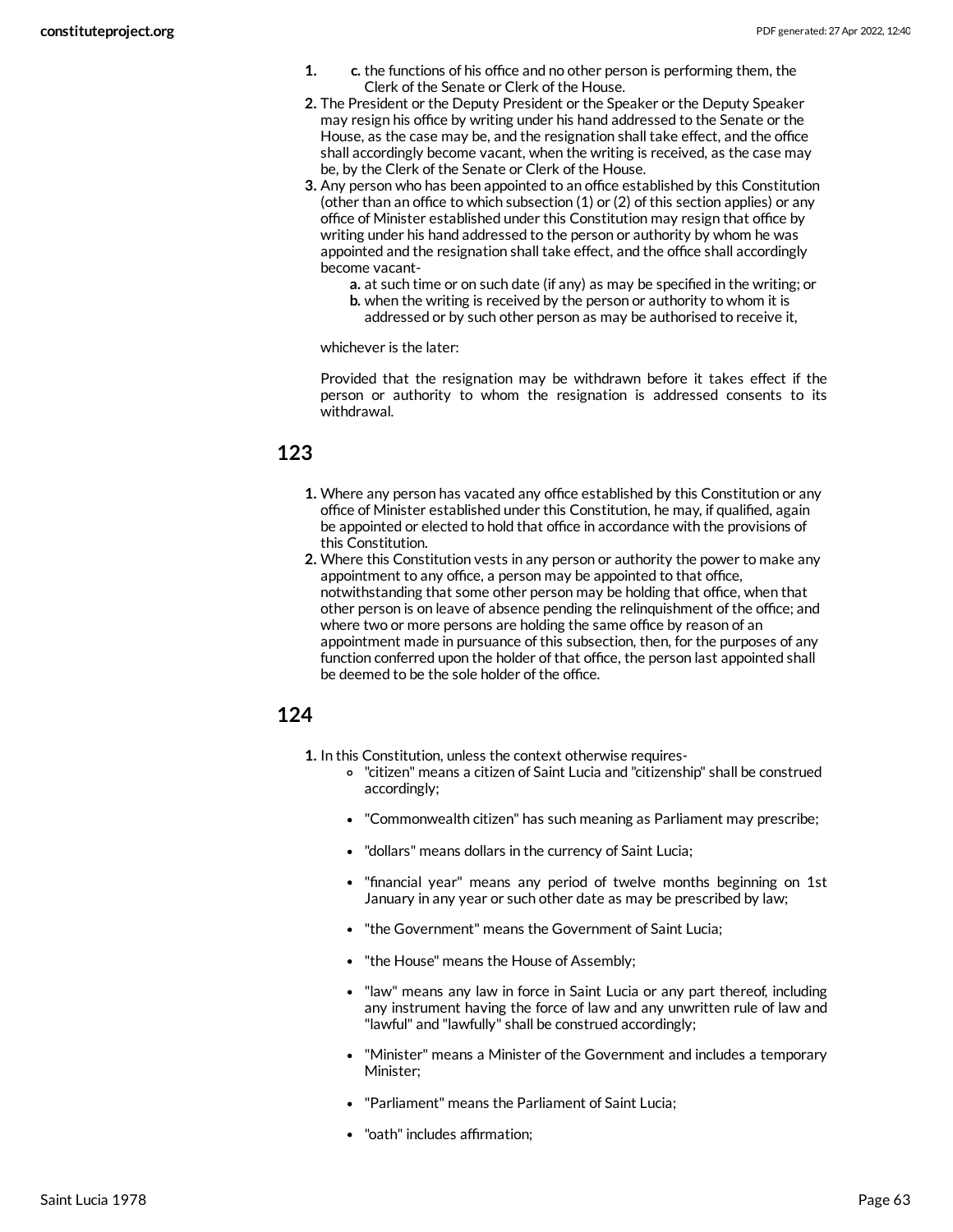1. c. the functions of his office and no other person is performing them, the Clerk of the Senate or Clerk of the House.
2. The President or the Deputy President or the Speaker or the Deputy Speaker may resign his office by writing under his hand addressed to the Senate or the House, as the case may be, and the resignation shall take effect, and the office shall accordingly become vacant, when the writing is received, as the case may be, by the Clerk of the Senate or Clerk of the House.
3. Any person who has been appointed to an office established by this Constitution (other than an office to which subsection (1) or (2) of this section applies) or any office of Minister established under this Constitution may resign that office by writing under his hand addressed to the person or authority by whom he was appointed and the resignation shall take effect, and the office shall accordingly become vacant-
    a. at such time or on such date (if any) as may be specified in the writing; or
    b. when the writing is received by the person or authority to whom it is addressed or by such other person as may be authorised to receive it,

    whichever is the later:

    Provided that the resignation may be withdrawn before it takes effect if the person or authority to whom the resignation is addressed consents to its withdrawal.

## 123

1. Where any person has vacated any office established by this Constitution or any office of Minister established under this Constitution, he may, if qualified, again be appointed or elected to hold that office in accordance with the provisions of this Constitution.
2. Where this Constitution vests in any person or authority the power to make any appointment to any office, a person may be appointed to that office, notwithstanding that some other person may be holding that office, when that other person is on leave of absence pending the relinquishment of the office; and where two or more persons are holding the same office by reason of an appointment made in pursuance of this subsection, then, for the purposes of any function conferred upon the holder of that office, the person last appointed shall be deemed to be the sole holder of the office.

## 124

1. In this Constitution, unless the context otherwise requires-
    - "citizen" means a citizen of Saint Lucia and "citizenship" shall be construed accordingly;
    - "Commonwealth citizen" has such meaning as Parliament may prescribe;
    - "dollars" means dollars in the currency of Saint Lucia;
    - "financial year" means any period of twelve months beginning on 1st January in any year or such other date as may be prescribed by law;
    - "the Government" means the Government of Saint Lucia;
    - "the House" means the House of Assembly;
    - "law" means any law in force in Saint Lucia or any part thereof, including any instrument having the force of law and any unwritten rule of law and "lawful" and "lawfully" shall be construed accordingly;
    - "Minister" means a Minister of the Government and includes a temporary Minister;
    - "Parliament" means the Parliament of Saint Lucia;
    - "oath" includes affirmation;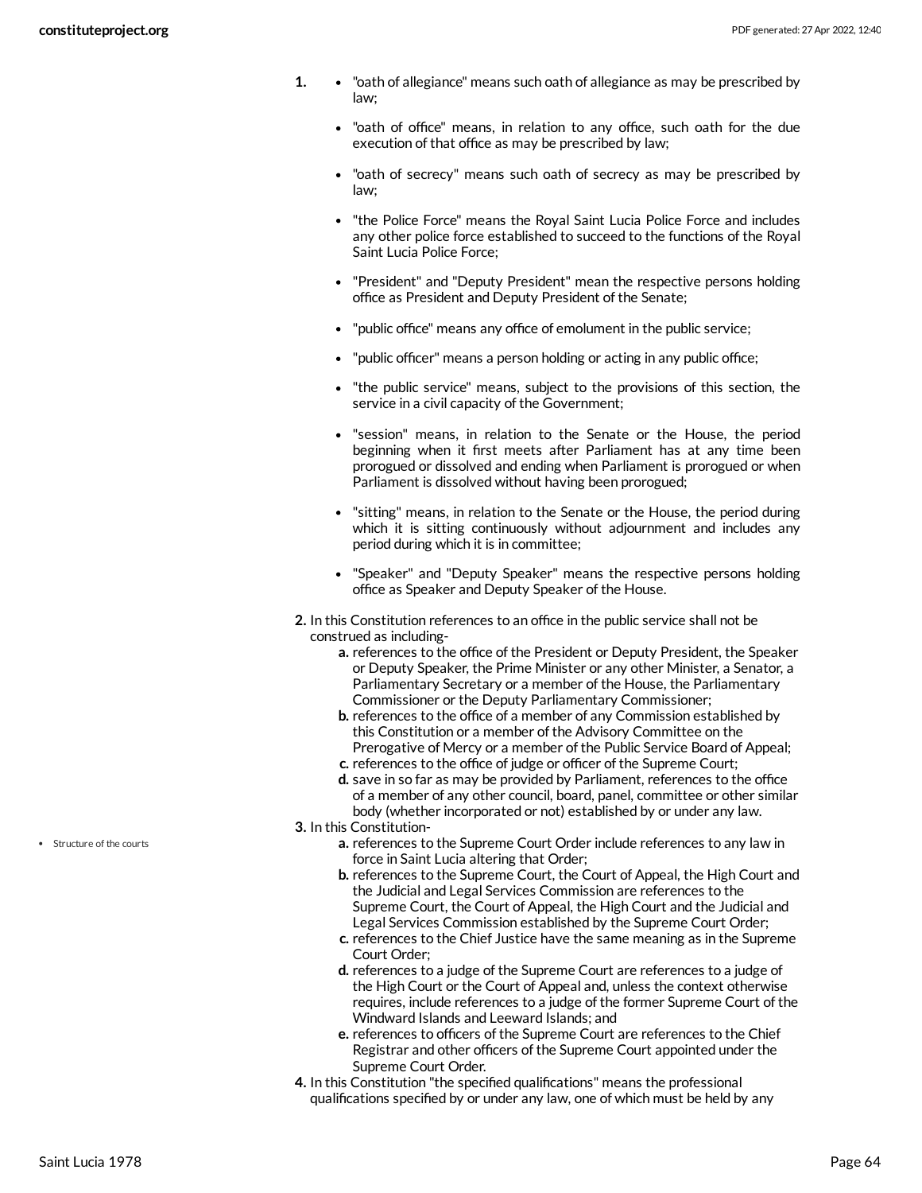1.
- "oath of allegiance" means such oath of allegiance as may be prescribed by law;
- "oath of office" means, in relation to any office, such oath for the due execution of that office as may be prescribed by law;
- "oath of secrecy" means such oath of secrecy as may be prescribed by law;
- "the Police Force" means the Royal Saint Lucia Police Force and includes any other police force established to succeed to the functions of the Royal Saint Lucia Police Force;
- "President" and "Deputy President" mean the respective persons holding office as President and Deputy President of the Senate;
- "public office" means any office of emolument in the public service;
- "public officer" means a person holding or acting in any public office;
- "the public service" means, subject to the provisions of this section, the service in a civil capacity of the Government;
- "session" means, in relation to the Senate or the House, the period beginning when it first meets after Parliament has at any time been prorogued or dissolved and ending when Parliament is prorogued or when Parliament is dissolved without having been prorogued;
- "sitting" means, in relation to the Senate or the House, the period during which it is sitting continuously without adjournment and includes any period during which it is in committee;
- "Speaker" and "Deputy Speaker" means the respective persons holding office as Speaker and Deputy Speaker of the House.

2. In this Constitution references to an office in the public service shall not be construed as including-
   - a. references to the office of the President or Deputy President, the Speaker or Deputy Speaker, the Prime Minister or any other Minister, a Senator, a Parliamentary Secretary or a member of the House, the Parliamentary Commissioner or the Deputy Parliamentary Commissioner;
   - b. references to the office of a member of any Commission established by this Constitution or a member of the Advisory Committee on the Prerogative of Mercy or a member of the Public Service Board of Appeal;
   - c. references to the office of judge or officer of the Supreme Court;
   - d. save in so far as may be provided by Parliament, references to the office of a member of any other council, board, panel, committee or other similar body (whether incorporated or not) established by or under any law.

- Structure of the courts

3. In this Constitution-
   - a. references to the Supreme Court Order include references to any law in force in Saint Lucia altering that Order;
   - b. references to the Supreme Court, the Court of Appeal, the High Court and the Judicial and Legal Services Commission are references to the Supreme Court, the Court of Appeal, the High Court and the Judicial and Legal Services Commission established by the Supreme Court Order;
   - c. references to the Chief Justice have the same meaning as in the Supreme Court Order;
   - d. references to a judge of the Supreme Court are references to a judge of the High Court or the Court of Appeal and, unless the context otherwise requires, include references to a judge of the former Supreme Court of the Windward Islands and Leeward Islands; and
   - e. references to officers of the Supreme Court are references to the Chief Registrar and other officers of the Supreme Court appointed under the Supreme Court Order.

4. In this Constitution "the specified qualifications" means the professional qualifications specified by or under any law, one of which must be held by any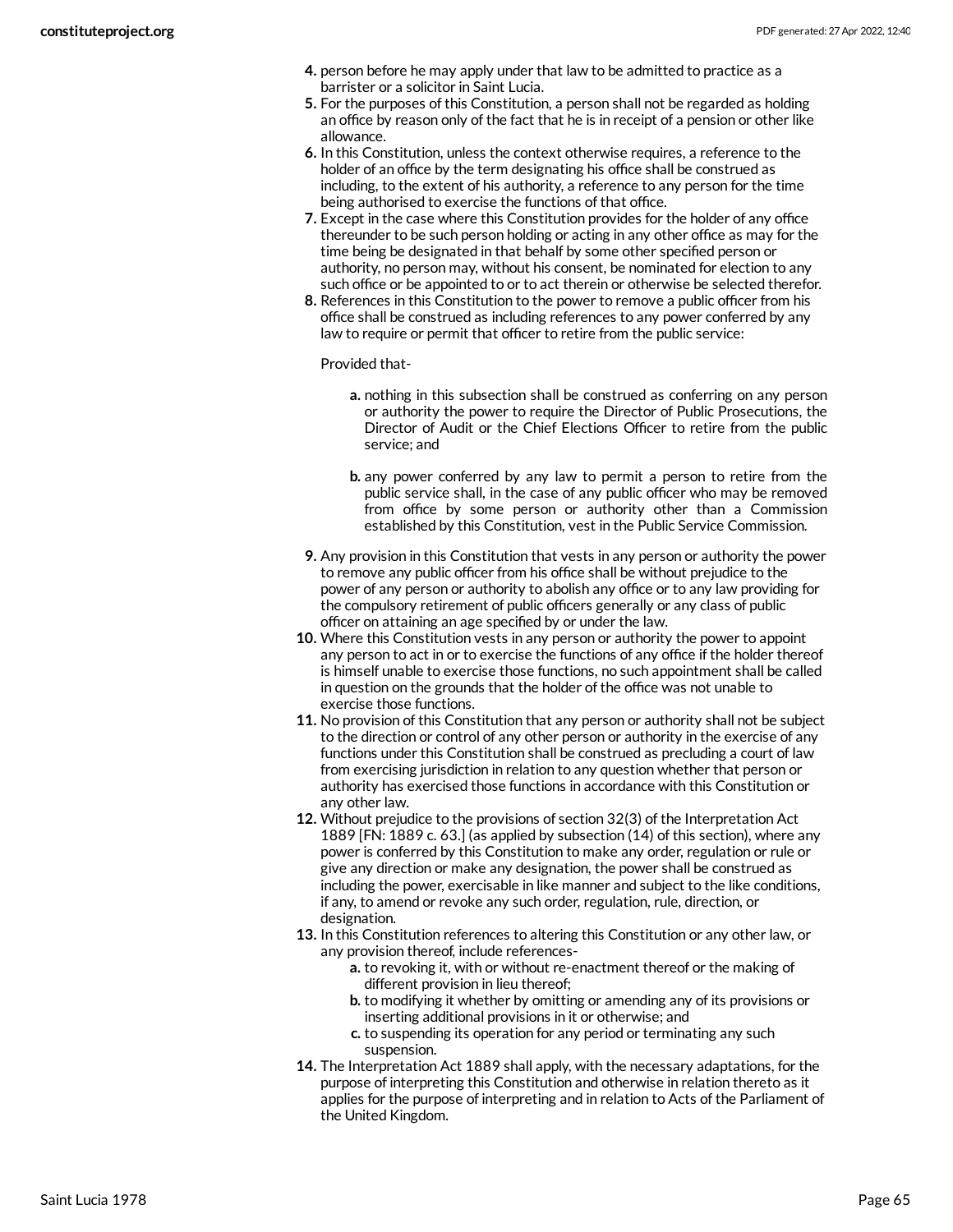4. person before he may apply under that law to be admitted to practice as a barrister or a solicitor in Saint Lucia.
5. For the purposes of this Constitution, a person shall not be regarded as holding an office by reason only of the fact that he is in receipt of a pension or other like allowance.
6. In this Constitution, unless the context otherwise requires, a reference to the holder of an office by the term designating his office shall be construed as including, to the extent of his authority, a reference to any person for the time being authorised to exercise the functions of that office.
7. Except in the case where this Constitution provides for the holder of any office thereunder to be such person holding or acting in any other office as may for the time being be designated in that behalf by some other specified person or authority, no person may, without his consent, be nominated for election to any such office or be appointed to or to act therein or otherwise be selected therefor.
8. References in this Constitution to the power to remove a public officer from his office shall be construed as including references to any power conferred by any law to require or permit that officer to retire from the public service:

   Provided that-

   a. nothing in this subsection shall be construed as conferring on any person or authority the power to require the Director of Public Prosecutions, the Director of Audit or the Chief Elections Officer to retire from the public service; and

   b. any power conferred by any law to permit a person to retire from the public service shall, in the case of any public officer who may be removed from office by some person or authority other than a Commission established by this Constitution, vest in the Public Service Commission.

9. Any provision in this Constitution that vests in any person or authority the power to remove any public officer from his office shall be without prejudice to the power of any person or authority to abolish any office or to any law providing for the compulsory retirement of public officers generally or any class of public officer on attaining an age specified by or under the law.
10. Where this Constitution vests in any person or authority the power to appoint any person to act in or to exercise the functions of any office if the holder thereof is himself unable to exercise those functions, no such appointment shall be called in question on the grounds that the holder of the office was not unable to exercise those functions.
11. No provision of this Constitution that any person or authority shall not be subject to the direction or control of any other person or authority in the exercise of any functions under this Constitution shall be construed as precluding a court of law from exercising jurisdiction in relation to any question whether that person or authority has exercised those functions in accordance with this Constitution or any other law.
12. Without prejudice to the provisions of section 32(3) of the Interpretation Act 1889 [FN: 1889 c. 63.] (as applied by subsection (14) of this section), where any power is conferred by this Constitution to make any order, regulation or rule or give any direction or make any designation, the power shall be construed as including the power, exercisable in like manner and subject to the like conditions, if any, to amend or revoke any such order, regulation, rule, direction, or designation.
13. In this Constitution references to altering this Constitution or any other law, or any provision thereof, include references-
    a. to revoking it, with or without re-enactment thereof or the making of different provision in lieu thereof;
    b. to modifying it whether by omitting or amending any of its provisions or inserting additional provisions in it or otherwise; and
    c. to suspending its operation for any period or terminating any such suspension.
14. The Interpretation Act 1889 shall apply, with the necessary adaptations, for the purpose of interpreting this Constitution and otherwise in relation thereto as it applies for the purpose of interpreting and in relation to Acts of the Parliament of the United Kingdom.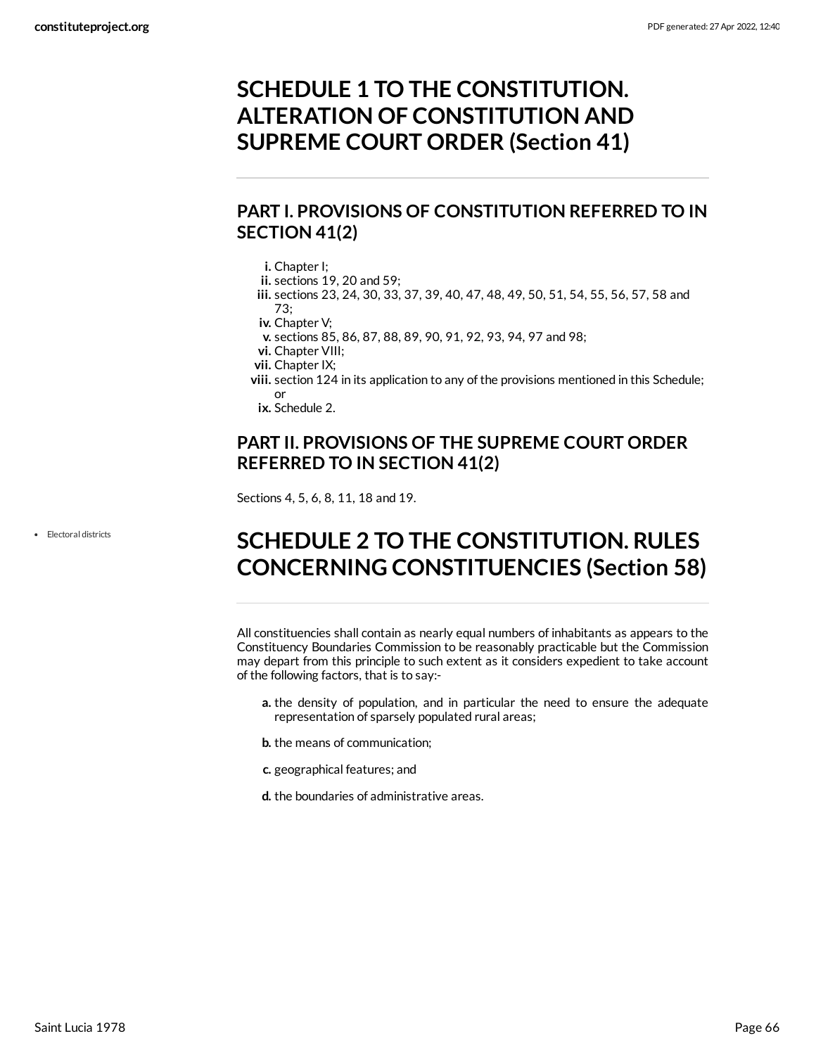# SCHEDULE 1 TO THE CONSTITUTION. ALTERATION OF CONSTITUTION AND SUPREME COURT ORDER (Section 41)

## PART I. PROVISIONS OF CONSTITUTION REFERRED TO IN SECTION 41(2)

i. Chapter I;
ii. sections 19, 20 and 59;
iii. sections 23, 24, 30, 33, 37, 39, 40, 47, 48, 49, 50, 51, 54, 55, 56, 57, 58 and 73;
iv. Chapter V;
v. sections 85, 86, 87, 88, 89, 90, 91, 92, 93, 94, 97 and 98;
vi. Chapter VIII;
vii. Chapter IX;
viii. section 124 in its application to any of the provisions mentioned in this Schedule; or
ix. Schedule 2.

## PART II. PROVISIONS OF THE SUPREME COURT ORDER REFERRED TO IN SECTION 41(2)

Sections 4, 5, 6, 8, 11, 18 and 19.

- Electoral districts

# SCHEDULE 2 TO THE CONSTITUTION. RULES CONCERNING CONSTITUENCIES (Section 58)

All constituencies shall contain as nearly equal numbers of inhabitants as appears to the Constituency Boundaries Commission to be reasonably practicable but the Commission may depart from this principle to such extent as it considers expedient to take account of the following factors, that is to say:-

a. the density of population, and in particular the need to ensure the adequate representation of sparsely populated rural areas;

b. the means of communication;

c. geographical features; and

d. the boundaries of administrative areas.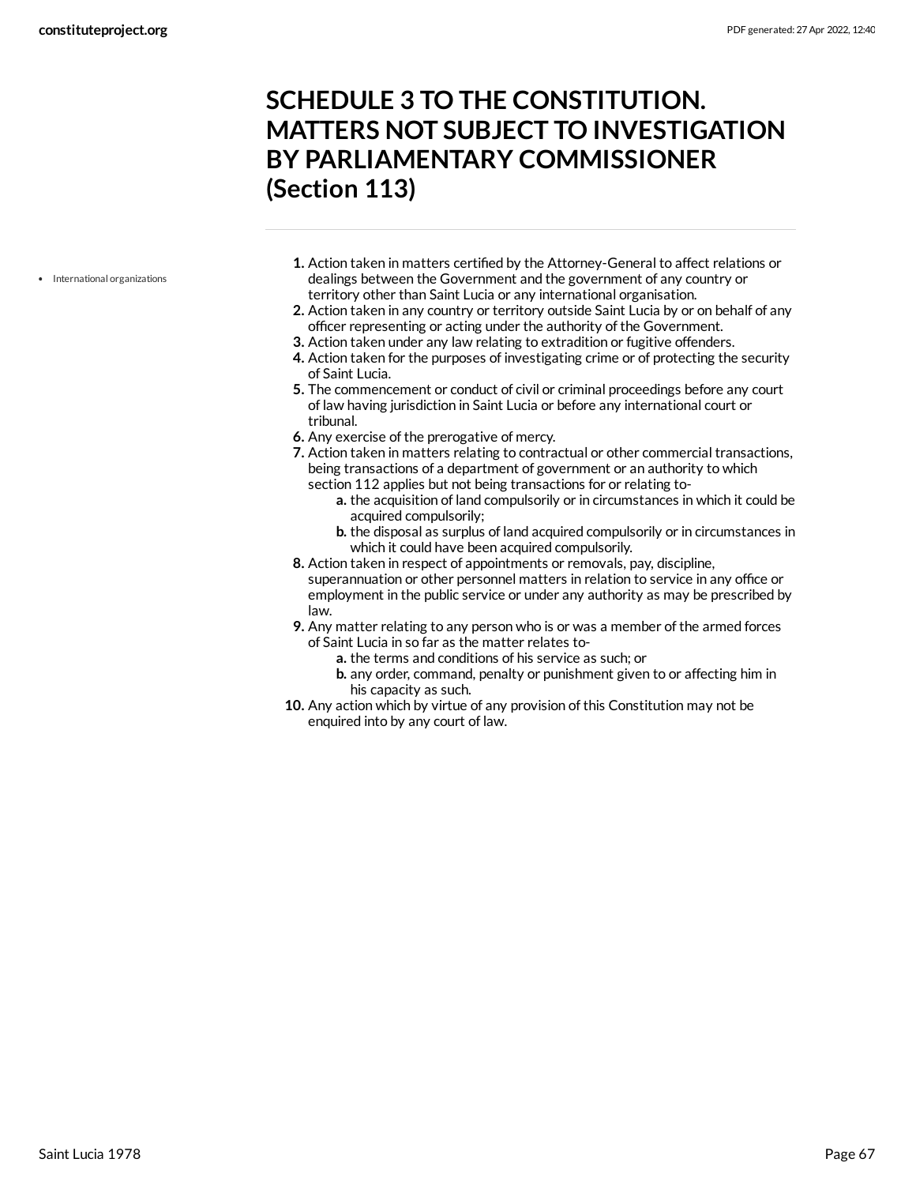# SCHEDULE 3 TO THE CONSTITUTION. MATTERS NOT SUBJECT TO INVESTIGATION BY PARLIAMENTARY COMMISSIONER (Section 113)

- International organizations

1. Action taken in matters certified by the Attorney-General to affect relations or dealings between the Government and the government of any country or territory other than Saint Lucia or any international organisation.
2. Action taken in any country or territory outside Saint Lucia by or on behalf of any officer representing or acting under the authority of the Government.
3. Action taken under any law relating to extradition or fugitive offenders.
4. Action taken for the purposes of investigating crime or of protecting the security of Saint Lucia.
5. The commencement or conduct of civil or criminal proceedings before any court of law having jurisdiction in Saint Lucia or before any international court or tribunal.
6. Any exercise of the prerogative of mercy.
7. Action taken in matters relating to contractual or other commercial transactions, being transactions of a department of government or an authority to which section 112 applies but not being transactions for or relating to-
   a. the acquisition of land compulsorily or in circumstances in which it could be acquired compulsorily;
   b. the disposal as surplus of land acquired compulsorily or in circumstances in which it could have been acquired compulsorily.
8. Action taken in respect of appointments or removals, pay, discipline, superannuation or other personnel matters in relation to service in any office or employment in the public service or under any authority as may be prescribed by law.
9. Any matter relating to any person who is or was a member of the armed forces of Saint Lucia in so far as the matter relates to-
   a. the terms and conditions of his service as such; or
   b. any order, command, penalty or punishment given to or affecting him in his capacity as such.
10. Any action which by virtue of any provision of this Constitution may not be enquired into by any court of law.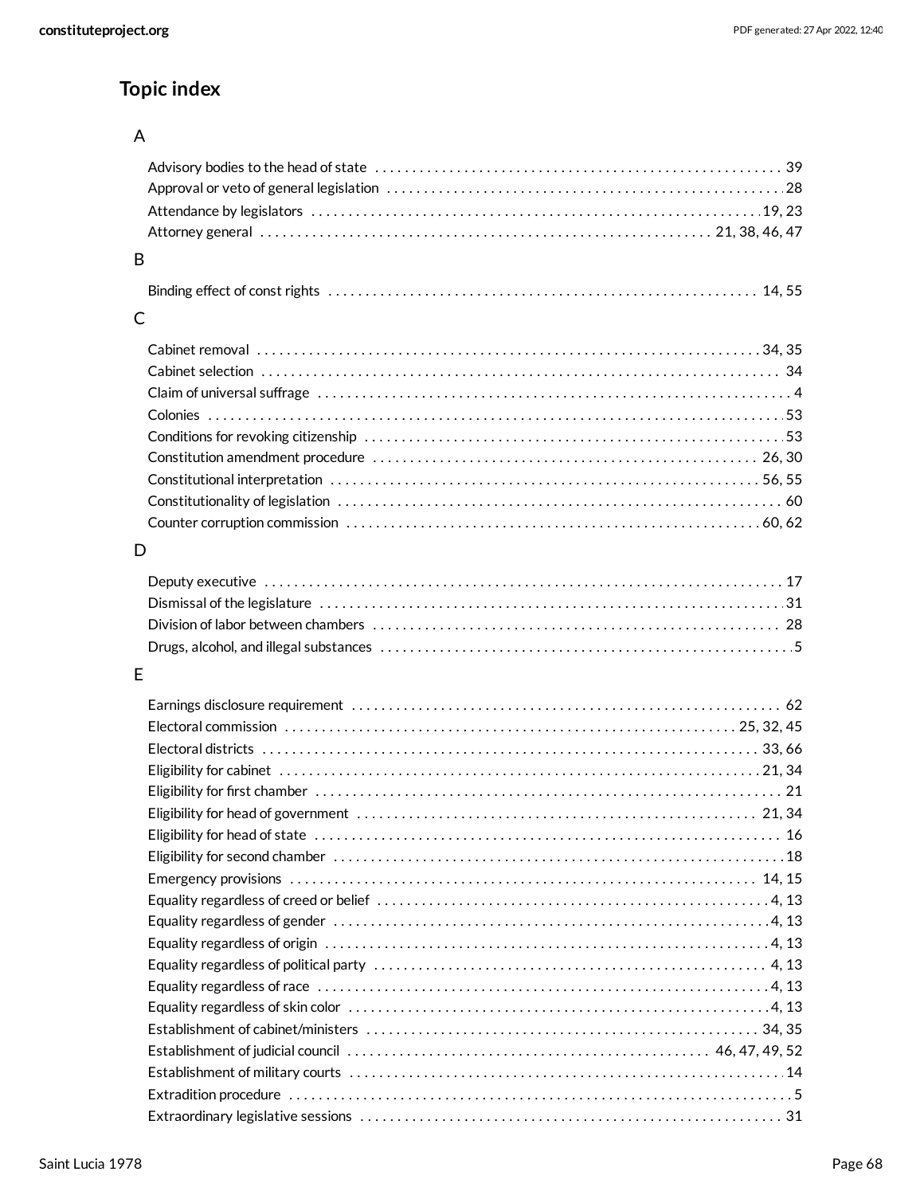## Topic index

### A

- Advisory bodies to the head of state . . . . . 39
- Approval or veto of general legislation . . . . . 28
- Attendance by legislators . . . . . 19, 23
- Attorney general . . . . . 21, 38, 46, 47

### B

- Binding effect of const rights . . . . . 14, 55

### C

- Cabinet removal . . . . . 34, 35
- Cabinet selection . . . . . 34
- Claim of universal suffrage . . . . . 4
- Colonies . . . . . 53
- Conditions for revoking citizenship . . . . . 53
- Constitution amendment procedure . . . . . 26, 30
- Constitutional interpretation . . . . . 56, 55
- Constitutionality of legislation . . . . . 60
- Counter corruption commission . . . . . 60, 62

### D

- Deputy executive . . . . . 17
- Dismissal of the legislature . . . . . 31
- Division of labor between chambers . . . . . 28
- Drugs, alcohol, and illegal substances . . . . . 5

### E

- Earnings disclosure requirement . . . . . 62
- Electoral commission . . . . . 25, 32, 45
- Electoral districts . . . . . 33, 66
- Eligibility for cabinet . . . . . 21, 34
- Eligibility for first chamber . . . . . 21
- Eligibility for head of government . . . . . 21, 34
- Eligibility for head of state . . . . . 16
- Eligibility for second chamber . . . . . 18
- Emergency provisions . . . . . 14, 15
- Equality regardless of creed or belief . . . . . 4, 13
- Equality regardless of gender . . . . . 4, 13
- Equality regardless of origin . . . . . 4, 13
- Equality regardless of political party . . . . . 4, 13
- Equality regardless of race . . . . . 4, 13
- Equality regardless of skin color . . . . . 4, 13
- Establishment of cabinet/ministers . . . . . 34, 35
- Establishment of judicial council . . . . . 46, 47, 49, 52
- Establishment of military courts . . . . . 14
- Extradition procedure . . . . . 5
- Extraordinary legislative sessions . . . . . 31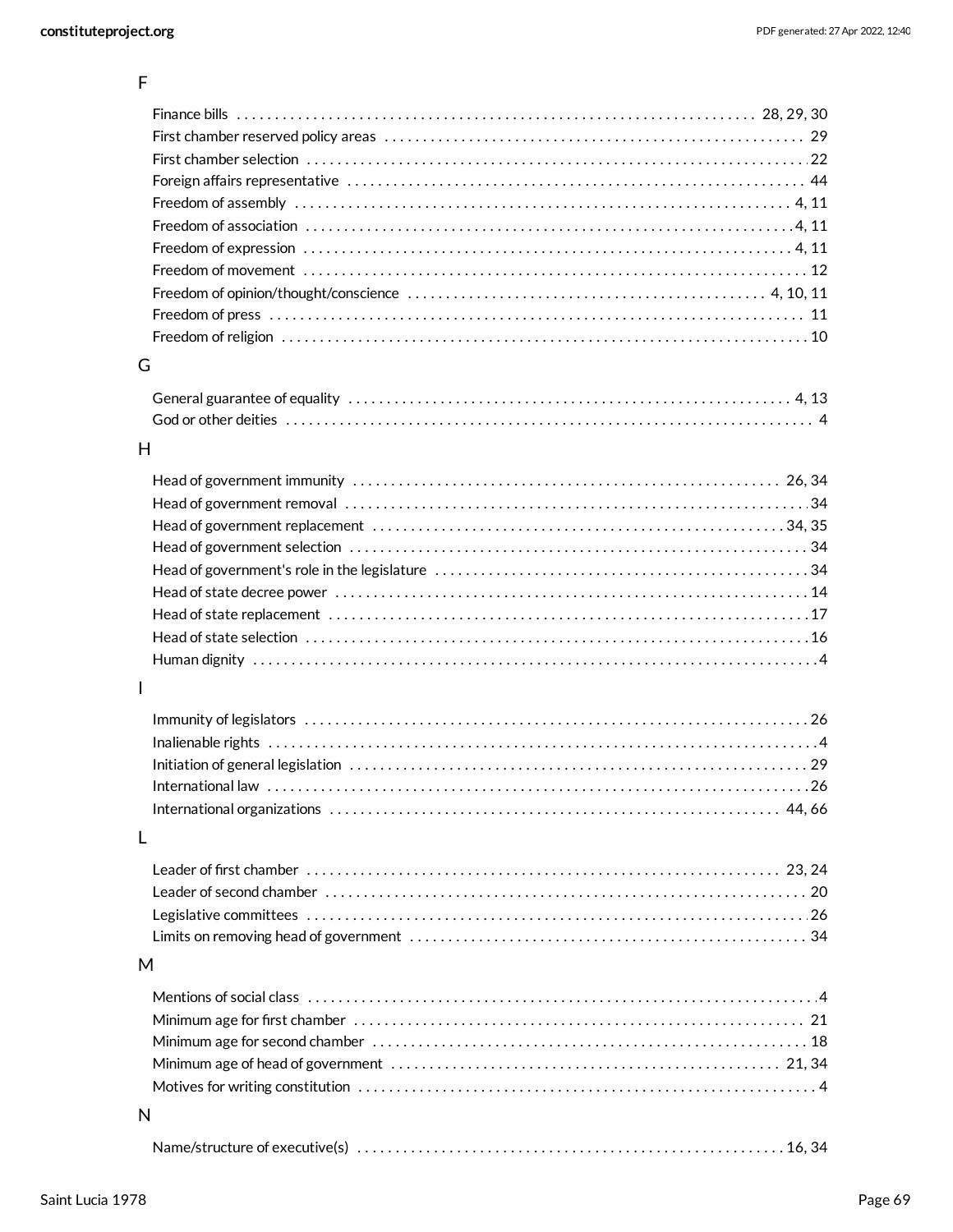## F

- Finance bills . . . 28, 29, 30
- First chamber reserved policy areas . . . 29
- First chamber selection . . . 22
- Foreign affairs representative . . . 44
- Freedom of assembly . . . 4, 11
- Freedom of association . . . 4, 11
- Freedom of expression . . . 4, 11
- Freedom of movement . . . 12
- Freedom of opinion/thought/conscience . . . 4, 10, 11
- Freedom of press . . . 11
- Freedom of religion . . . 10

## G

- General guarantee of equality . . . 4, 13
- God or other deities . . . 4

## H

- Head of government immunity . . . 26, 34
- Head of government removal . . . 34
- Head of government replacement . . . 34, 35
- Head of government selection . . . 34
- Head of government's role in the legislature . . . 34
- Head of state decree power . . . 14
- Head of state replacement . . . 17
- Head of state selection . . . 16
- Human dignity . . . 4

## I

- Immunity of legislators . . . 26
- Inalienable rights . . . 4
- Initiation of general legislation . . . 29
- International law . . . 26
- International organizations . . . 44, 66

## L

- Leader of first chamber . . . 23, 24
- Leader of second chamber . . . 20
- Legislative committees . . . 26
- Limits on removing head of government . . . 34

## M

- Mentions of social class . . . 4
- Minimum age for first chamber . . . 21
- Minimum age for second chamber . . . 18
- Minimum age of head of government . . . 21, 34
- Motives for writing constitution . . . 4

## N

- Name/structure of executive(s) . . . 16, 34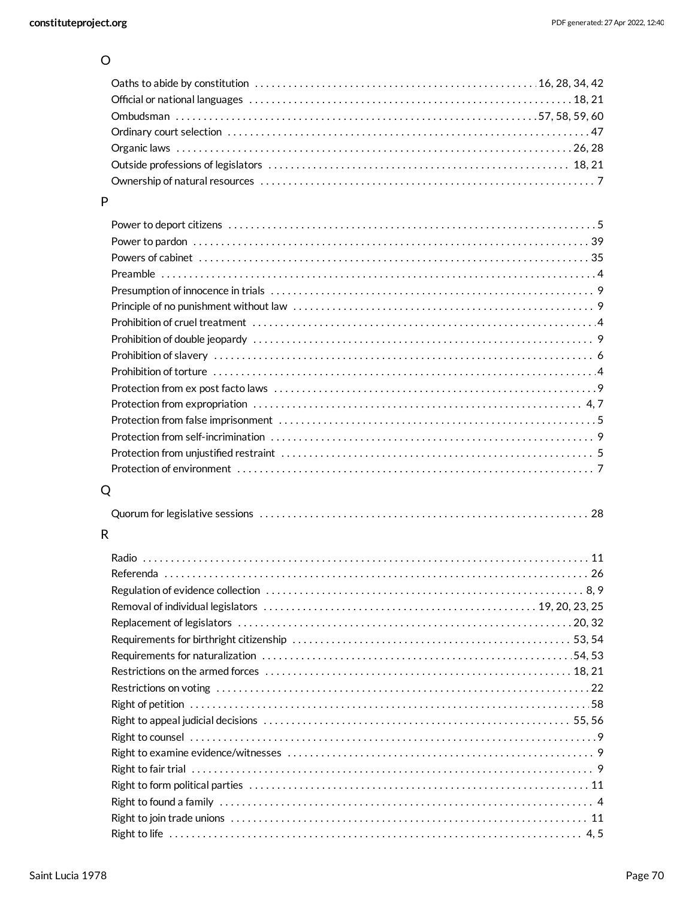## O

- Oaths to abide by constitution . . . . . . 16, 28, 34, 42
- Official or national languages . . . . . . 18, 21
- Ombudsman . . . . . . 57, 58, 59, 60
- Ordinary court selection . . . . . . 47
- Organic laws . . . . . . 26, 28
- Outside professions of legislators . . . . . . 18, 21
- Ownership of natural resources . . . . . . 7

## P

- Power to deport citizens . . . . . . 5
- Power to pardon . . . . . . 39
- Powers of cabinet . . . . . . 35
- Preamble . . . . . . 4
- Presumption of innocence in trials . . . . . . 9
- Principle of no punishment without law . . . . . . 9
- Prohibition of cruel treatment . . . . . . 4
- Prohibition of double jeopardy . . . . . . 9
- Prohibition of slavery . . . . . . 6
- Prohibition of torture . . . . . . 4
- Protection from ex post facto laws . . . . . . 9
- Protection from expropriation . . . . . . 4, 7
- Protection from false imprisonment . . . . . . 5
- Protection from self-incrimination . . . . . . 9
- Protection from unjustified restraint . . . . . . 5
- Protection of environment . . . . . . 7

## Q

- Quorum for legislative sessions . . . . . . 28

## R

- Radio . . . . . . 11
- Referenda . . . . . . 26
- Regulation of evidence collection . . . . . . 8, 9
- Removal of individual legislators . . . . . . 19, 20, 23, 25
- Replacement of legislators . . . . . . 20, 32
- Requirements for birthright citizenship . . . . . . 53, 54
- Requirements for naturalization . . . . . . 54, 53
- Restrictions on the armed forces . . . . . . 18, 21
- Restrictions on voting . . . . . . 22
- Right of petition . . . . . . 58
- Right to appeal judicial decisions . . . . . . 55, 56
- Right to counsel . . . . . . 9
- Right to examine evidence/witnesses . . . . . . 9
- Right to fair trial . . . . . . 9
- Right to form political parties . . . . . . 11
- Right to found a family . . . . . . 4
- Right to join trade unions . . . . . . 11
- Right to life . . . . . . 4, 5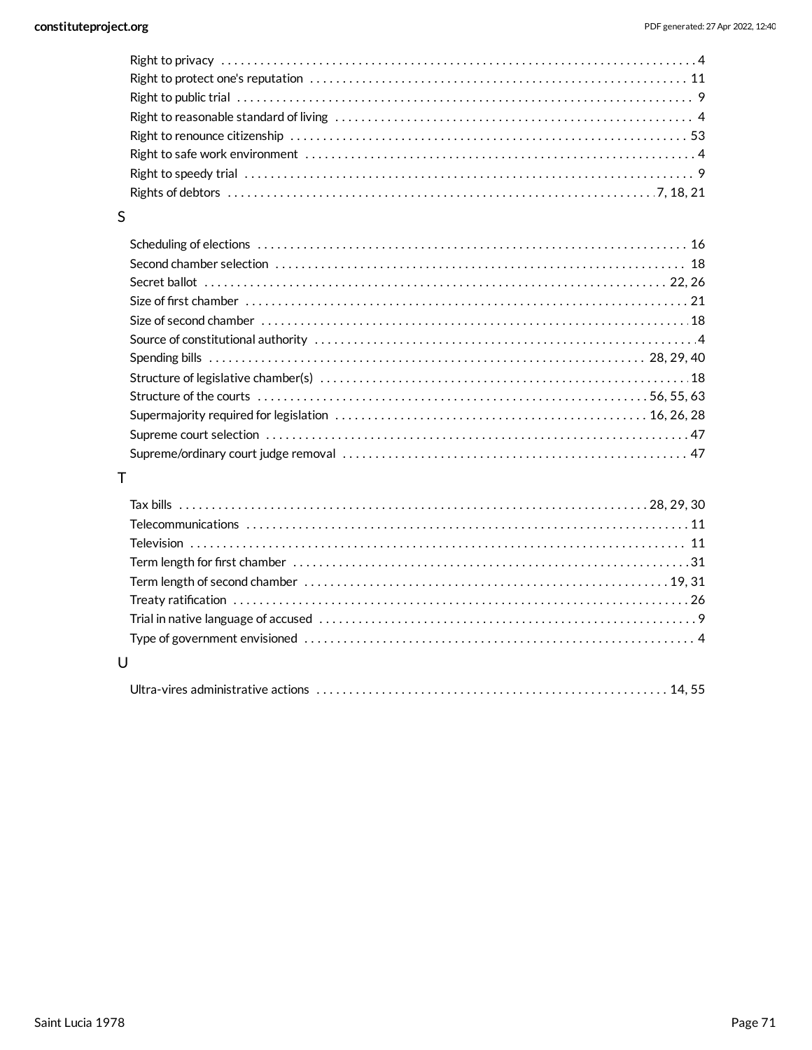Right to privacy . . . . . . . . . . . . . . . . . . . . . . . . . . . . . . . . . . . . . . . . . . . . . . . . . . . . . . . . . . . . . . . . . . . . . . . . 4
Right to protect one's reputation . . . . . . . . . . . . . . . . . . . . . . . . . . . . . . . . . . . . . . . . . . . . . . . . . . . . . . . . . 11
Right to public trial . . . . . . . . . . . . . . . . . . . . . . . . . . . . . . . . . . . . . . . . . . . . . . . . . . . . . . . . . . . . . . . . . . . . . . 9
Right to reasonable standard of living . . . . . . . . . . . . . . . . . . . . . . . . . . . . . . . . . . . . . . . . . . . . . . . . . . . . . . . 4
Right to renounce citizenship . . . . . . . . . . . . . . . . . . . . . . . . . . . . . . . . . . . . . . . . . . . . . . . . . . . . . . . . . . . . . . 53
Right to safe work environment . . . . . . . . . . . . . . . . . . . . . . . . . . . . . . . . . . . . . . . . . . . . . . . . . . . . . . . . . . . . . 4
Right to speedy trial . . . . . . . . . . . . . . . . . . . . . . . . . . . . . . . . . . . . . . . . . . . . . . . . . . . . . . . . . . . . . . . . . . . . . . 9
Rights of debtors . . . . . . . . . . . . . . . . . . . . . . . . . . . . . . . . . . . . . . . . . . . . . . . . . . . . . . . . . . . . . . . . . 7, 18, 21

S

Scheduling of elections . . . . . . . . . . . . . . . . . . . . . . . . . . . . . . . . . . . . . . . . . . . . . . . . . . . . . . . . . . . . . . . . . . . 16
Second chamber selection . . . . . . . . . . . . . . . . . . . . . . . . . . . . . . . . . . . . . . . . . . . . . . . . . . . . . . . . . . . . . . . . 18
Secret ballot . . . . . . . . . . . . . . . . . . . . . . . . . . . . . . . . . . . . . . . . . . . . . . . . . . . . . . . . . . . . . . . . . . . . . . . . 22, 26
Size of first chamber . . . . . . . . . . . . . . . . . . . . . . . . . . . . . . . . . . . . . . . . . . . . . . . . . . . . . . . . . . . . . . . . . . . . 21
Size of second chamber . . . . . . . . . . . . . . . . . . . . . . . . . . . . . . . . . . . . . . . . . . . . . . . . . . . . . . . . . . . . . . . . . . 18
Source of constitutional authority . . . . . . . . . . . . . . . . . . . . . . . . . . . . . . . . . . . . . . . . . . . . . . . . . . . . . . . . . . . . 4
Spending bills . . . . . . . . . . . . . . . . . . . . . . . . . . . . . . . . . . . . . . . . . . . . . . . . . . . . . . . . . . . . . . . . . . . . 28, 29, 40
Structure of legislative chamber(s) . . . . . . . . . . . . . . . . . . . . . . . . . . . . . . . . . . . . . . . . . . . . . . . . . . . . . . . . . 18
Structure of the courts . . . . . . . . . . . . . . . . . . . . . . . . . . . . . . . . . . . . . . . . . . . . . . . . . . . . . . . . . . . . . . 56, 55, 63
Supermajority required for legislation . . . . . . . . . . . . . . . . . . . . . . . . . . . . . . . . . . . . . . . . . . . . . . . . . 16, 26, 28
Supreme court selection . . . . . . . . . . . . . . . . . . . . . . . . . . . . . . . . . . . . . . . . . . . . . . . . . . . . . . . . . . . . . . . . . . 47
Supreme/ordinary court judge removal . . . . . . . . . . . . . . . . . . . . . . . . . . . . . . . . . . . . . . . . . . . . . . . . . . . . . . 47

T

Tax bills . . . . . . . . . . . . . . . . . . . . . . . . . . . . . . . . . . . . . . . . . . . . . . . . . . . . . . . . . . . . . . . . . . . . . . . . . 28, 29, 30
Telecommunications . . . . . . . . . . . . . . . . . . . . . . . . . . . . . . . . . . . . . . . . . . . . . . . . . . . . . . . . . . . . . . . . . . . . . 11
Television . . . . . . . . . . . . . . . . . . . . . . . . . . . . . . . . . . . . . . . . . . . . . . . . . . . . . . . . . . . . . . . . . . . . . . . . . . . . . 11
Term length for first chamber . . . . . . . . . . . . . . . . . . . . . . . . . . . . . . . . . . . . . . . . . . . . . . . . . . . . . . . . . . . . . . 31
Term length of second chamber . . . . . . . . . . . . . . . . . . . . . . . . . . . . . . . . . . . . . . . . . . . . . . . . . . . . . . . . . 19, 31
Treaty ratification . . . . . . . . . . . . . . . . . . . . . . . . . . . . . . . . . . . . . . . . . . . . . . . . . . . . . . . . . . . . . . . . . . . . . . . 26
Trial in native language of accused . . . . . . . . . . . . . . . . . . . . . . . . . . . . . . . . . . . . . . . . . . . . . . . . . . . . . . . . . . 9
Type of government envisioned . . . . . . . . . . . . . . . . . . . . . . . . . . . . . . . . . . . . . . . . . . . . . . . . . . . . . . . . . . . . . 4

U

Ultra-vires administrative actions . . . . . . . . . . . . . . . . . . . . . . . . . . . . . . . . . . . . . . . . . . . . . . . . . . . . . . . 14, 55